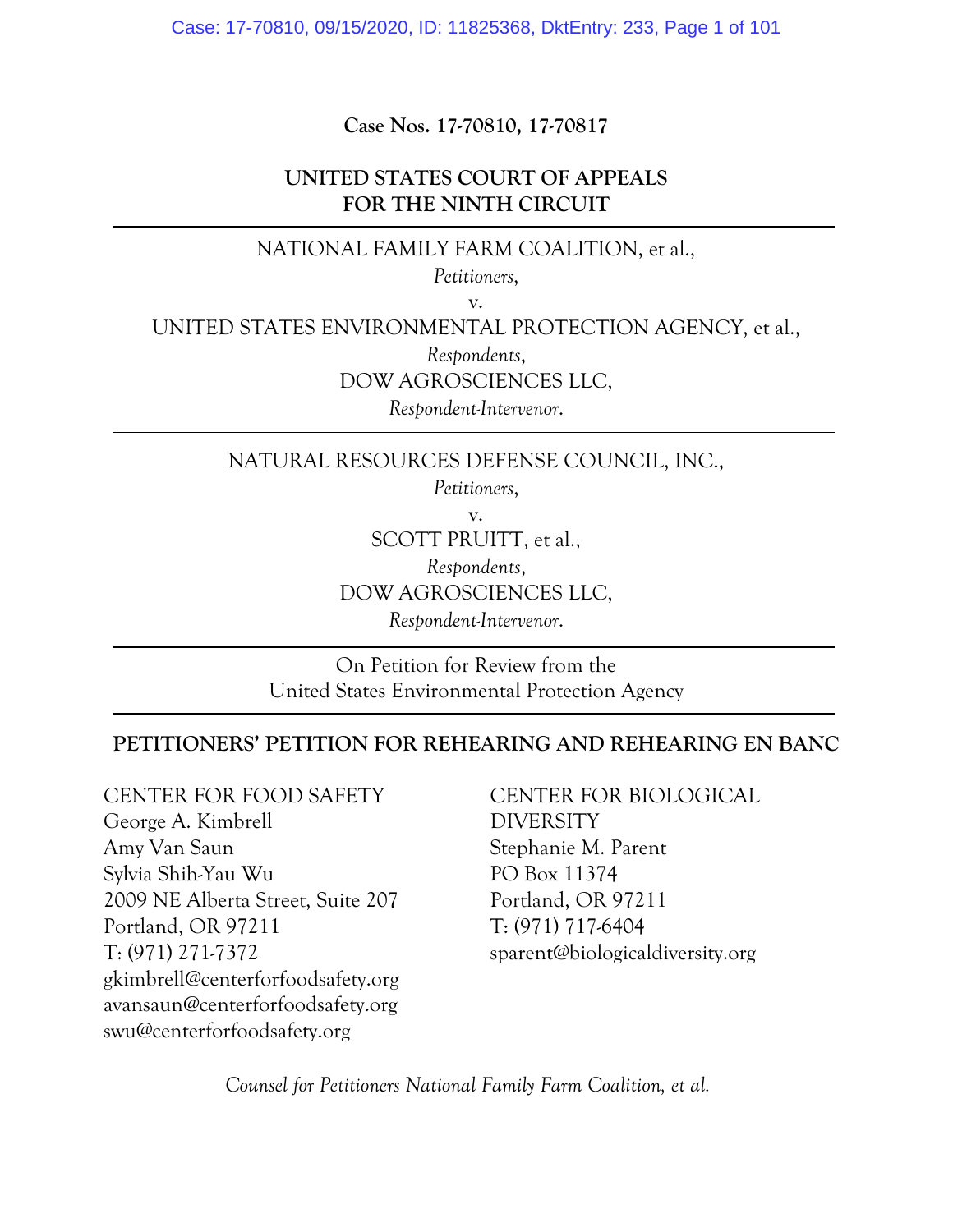**Case Nos. 17-70810, 17-70817**

**UNITED STATES COURT OF APPEALS**
**FOR THE NINTH CIRCUIT**

---

NATIONAL FAMILY FARM COALITION, et al.,

*Petitioners*,

v.

UNITED STATES ENVIRONMENTAL PROTECTION AGENCY, et al.,

*Respondents*,

DOW AGROSCIENCES LLC,

*Respondent-Intervenor*.

---

NATURAL RESOURCES DEFENSE COUNCIL, INC.,

*Petitioners*,

v.

SCOTT PRUITT, et al.,

*Respondents*,

DOW AGROSCIENCES LLC,

*Respondent-Intervenor*.

---

On Petition for Review from the
United States Environmental Protection Agency

---

**PETITIONERS' PETITION FOR REHEARING AND REHEARING EN BANC**

CENTER FOR FOOD SAFETY
George A. Kimbrell
Amy Van Saun
Sylvia Shih-Yau Wu
2009 NE Alberta Street, Suite 207
Portland, OR 97211
T: (971) 271-7372
gkimbrell@centerforfoodsafety.org
avansaun@centerforfoodsafety.org
swu@centerforfoodsafety.org

CENTER FOR BIOLOGICAL DIVERSITY
Stephanie M. Parent
PO Box 11374
Portland, OR 97211
T: (971) 717-6404
sparent@biologicaldiversity.org

*Counsel for Petitioners National Family Farm Coalition, et al.*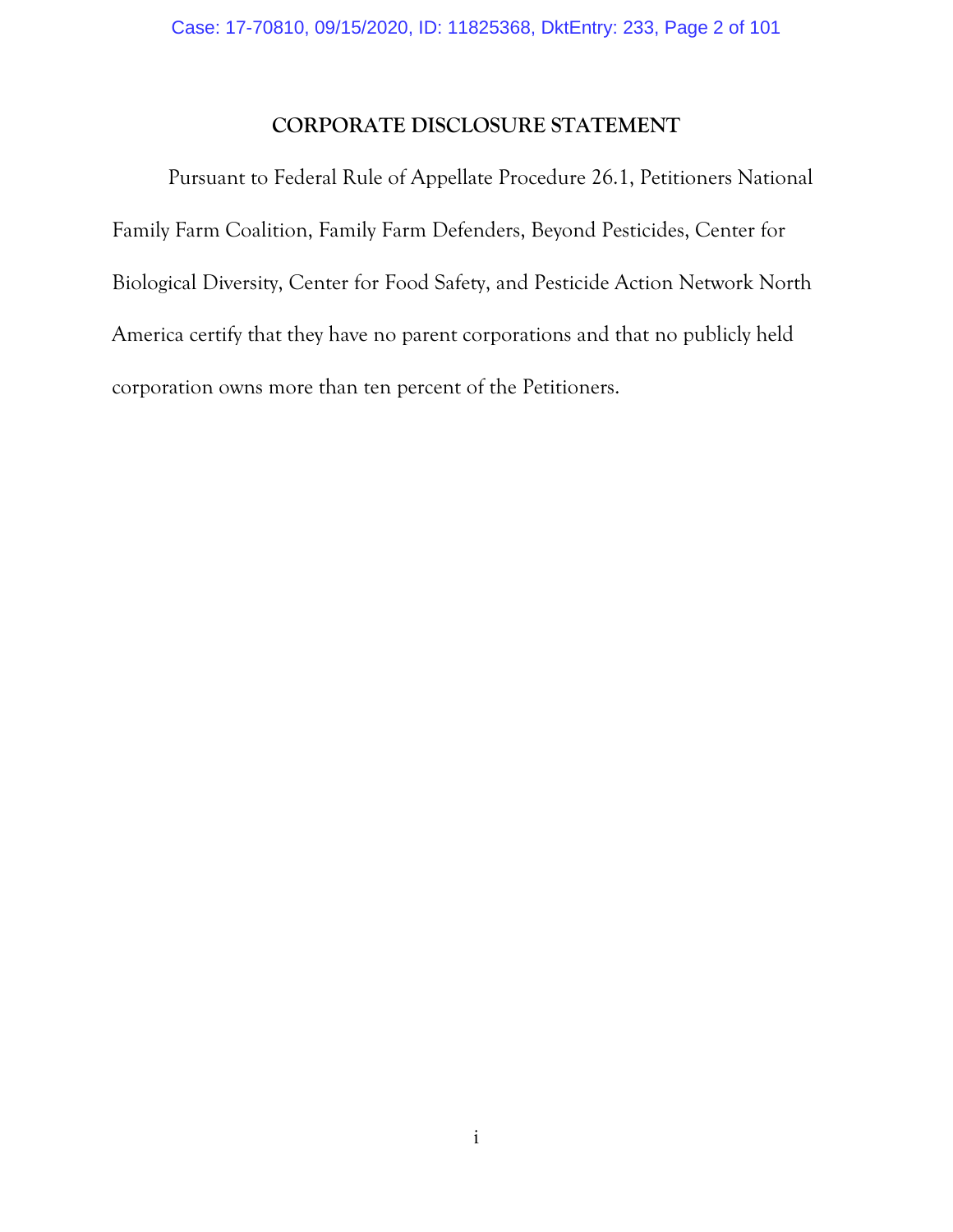## CORPORATE DISCLOSURE STATEMENT

Pursuant to Federal Rule of Appellate Procedure 26.1, Petitioners National Family Farm Coalition, Family Farm Defenders, Beyond Pesticides, Center for Biological Diversity, Center for Food Safety, and Pesticide Action Network North America certify that they have no parent corporations and that no publicly held corporation owns more than ten percent of the Petitioners.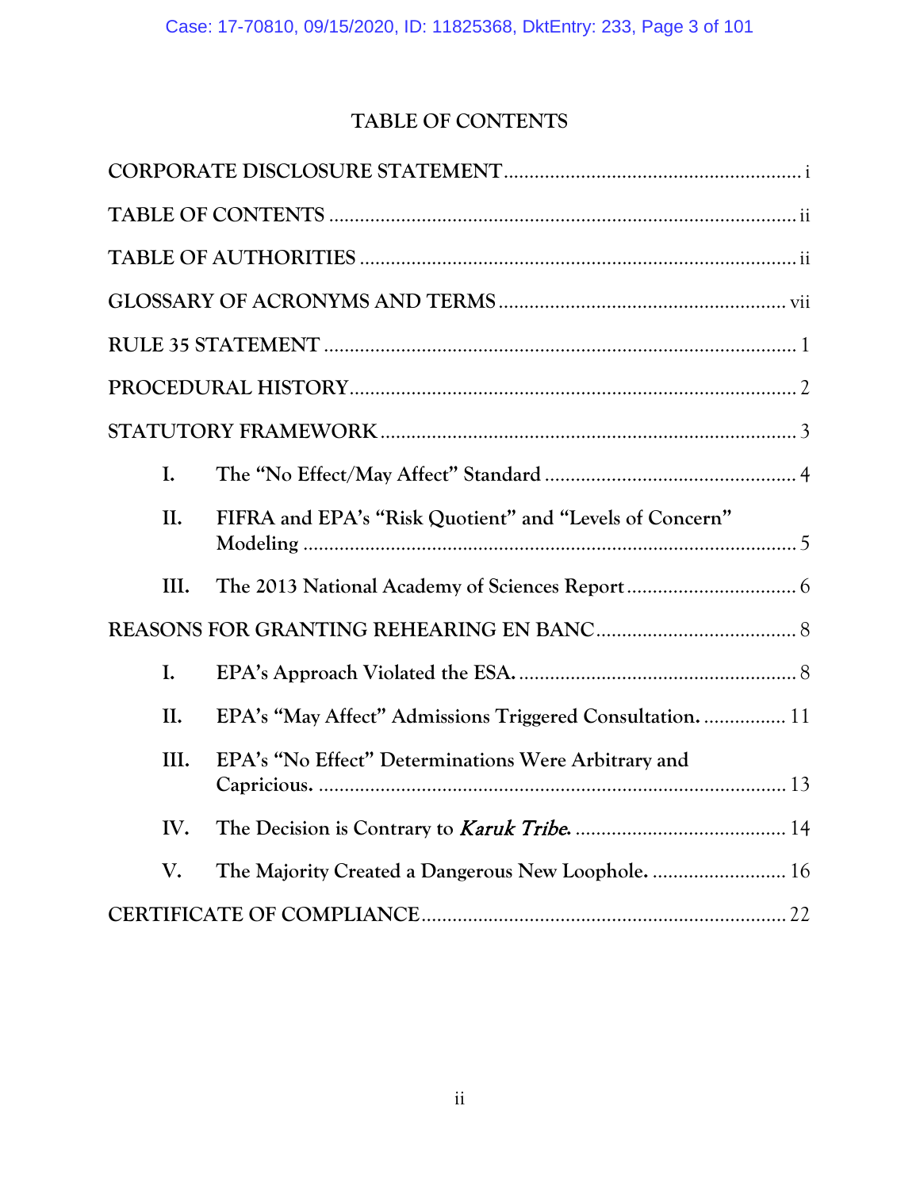# TABLE OF CONTENTS

CORPORATE DISCLOSURE STATEMENT .......... i

TABLE OF CONTENTS .......... ii

TABLE OF AUTHORITIES .......... ii

GLOSSARY OF ACRONYMS AND TERMS .......... vii

RULE 35 STATEMENT .......... 1

PROCEDURAL HISTORY .......... 2

STATUTORY FRAMEWORK .......... 3

- I. The "No Effect/May Affect" Standard .......... 4
- II. FIFRA and EPA's "Risk Quotient" and "Levels of Concern" Modeling .......... 5
- III. The 2013 National Academy of Sciences Report .......... 6

REASONS FOR GRANTING REHEARING EN BANC .......... 8

- I. EPA's Approach Violated the ESA. .......... 8
- II. EPA's "May Affect" Admissions Triggered Consultation. .......... 11
- III. EPA's "No Effect" Determinations Were Arbitrary and Capricious. .......... 13
- IV. The Decision is Contrary to *Karuk Tribe*. .......... 14
- V. The Majority Created a Dangerous New Loophole. .......... 16

CERTIFICATE OF COMPLIANCE .......... 22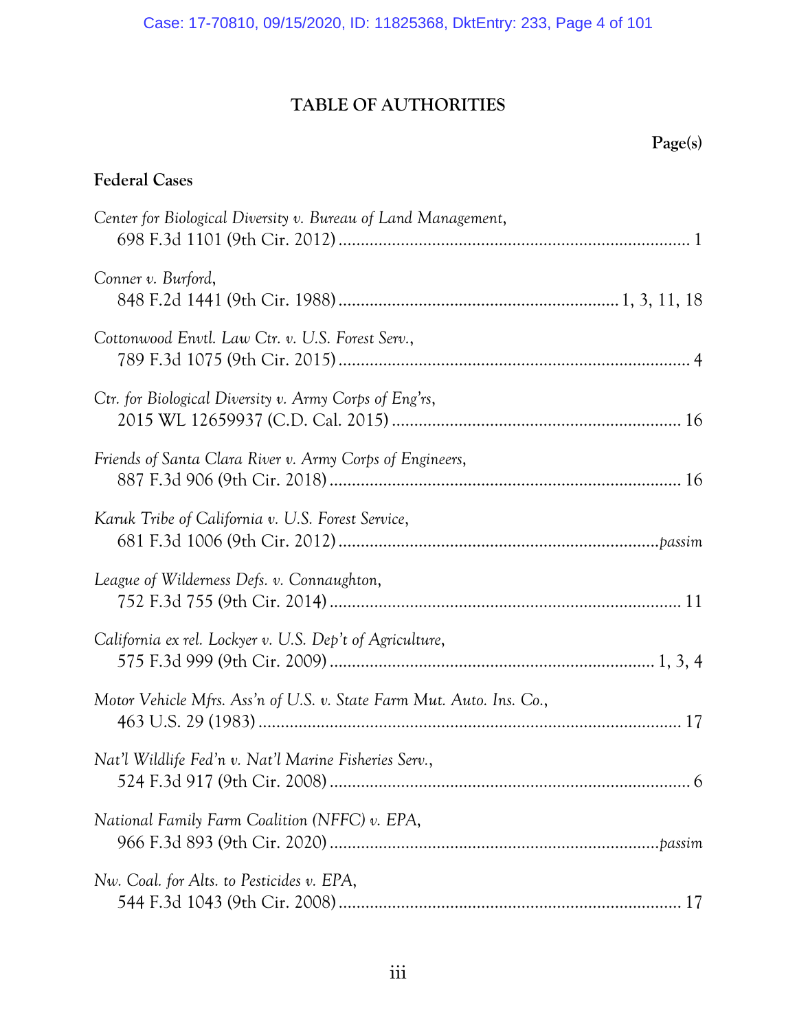# TABLE OF AUTHORITIES

**Page(s)**

## Federal Cases

*Center for Biological Diversity v. Bureau of Land Management*, 698 F.3d 1101 (9th Cir. 2012) .......... 1

*Conner v. Burford*, 848 F.2d 1441 (9th Cir. 1988) .......... 1, 3, 11, 18

*Cottonwood Envtl. Law Ctr. v. U.S. Forest Serv.*, 789 F.3d 1075 (9th Cir. 2015) .......... 4

*Ctr. for Biological Diversity v. Army Corps of Eng'rs*, 2015 WL 12659937 (C.D. Cal. 2015) .......... 16

*Friends of Santa Clara River v. Army Corps of Engineers*, 887 F.3d 906 (9th Cir. 2018) .......... 16

*Karuk Tribe of California v. U.S. Forest Service*, 681 F.3d 1006 (9th Cir. 2012) .......... *passim*

*League of Wilderness Defs. v. Connaughton*, 752 F.3d 755 (9th Cir. 2014) .......... 11

*California ex rel. Lockyer v. U.S. Dep't of Agriculture*, 575 F.3d 999 (9th Cir. 2009) .......... 1, 3, 4

*Motor Vehicle Mfrs. Ass'n of U.S. v. State Farm Mut. Auto. Ins. Co.*, 463 U.S. 29 (1983) .......... 17

*Nat'l Wildlife Fed'n v. Nat'l Marine Fisheries Serv.*, 524 F.3d 917 (9th Cir. 2008) .......... 6

*National Family Farm Coalition (NFFC) v. EPA*, 966 F.3d 893 (9th Cir. 2020) .......... *passim*

*Nw. Coal. for Alts. to Pesticides v. EPA*, 544 F.3d 1043 (9th Cir. 2008) .......... 17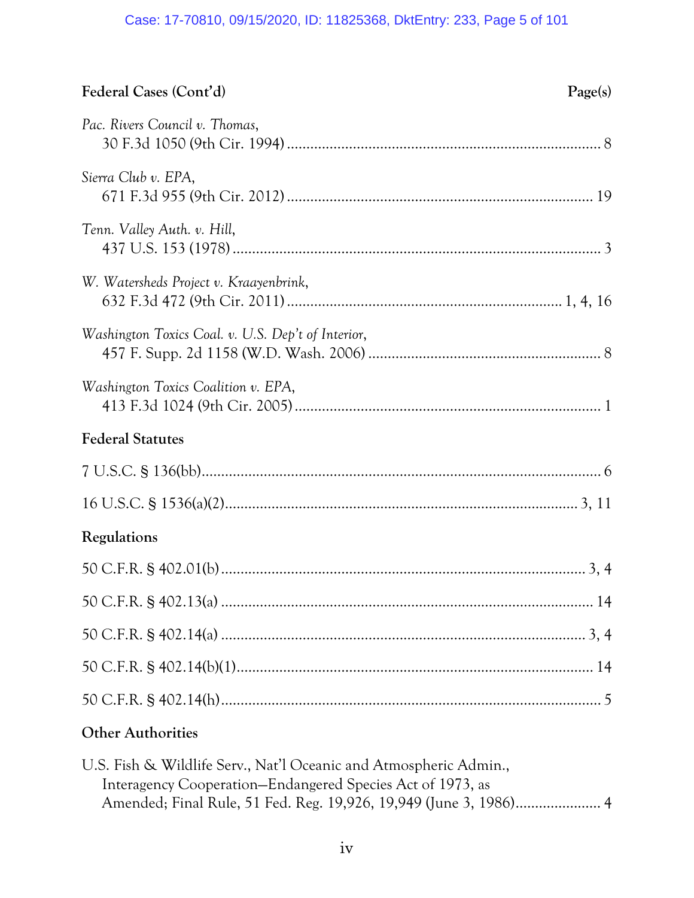| Federal Cases (Cont'd) | Page(s) |
|---|---|
| *Pac. Rivers Council v. Thomas*, 30 F.3d 1050 (9th Cir. 1994) | 8 |
| *Sierra Club v. EPA*, 671 F.3d 955 (9th Cir. 2012) | 19 |
| *Tenn. Valley Auth. v. Hill*, 437 U.S. 153 (1978) | 3 |
| *W. Watersheds Project v. Kraayenbrink*, 632 F.3d 472 (9th Cir. 2011) | 1, 4, 16 |
| *Washington Toxics Coal. v. U.S. Dep't of Interior*, 457 F. Supp. 2d 1158 (W.D. Wash. 2006) | 8 |
| *Washington Toxics Coalition v. EPA*, 413 F.3d 1024 (9th Cir. 2005) | 1 |

**Federal Statutes**

| | |
|---|---|
| 7 U.S.C. § 136(bb) | 6 |
| 16 U.S.C. § 1536(a)(2) | 3, 11 |

**Regulations**

| | |
|---|---|
| 50 C.F.R. § 402.01(b) | 3, 4 |
| 50 C.F.R. § 402.13(a) | 14 |
| 50 C.F.R. § 402.14(a) | 3, 4 |
| 50 C.F.R. § 402.14(b)(1) | 14 |
| 50 C.F.R. § 402.14(h) | 5 |

**Other Authorities**

| | |
|---|---|
| U.S. Fish & Wildlife Serv., Nat'l Oceanic and Atmospheric Admin., Interagency Cooperation—Endangered Species Act of 1973, as Amended; Final Rule, 51 Fed. Reg. 19,926, 19,949 (June 3, 1986) | 4 |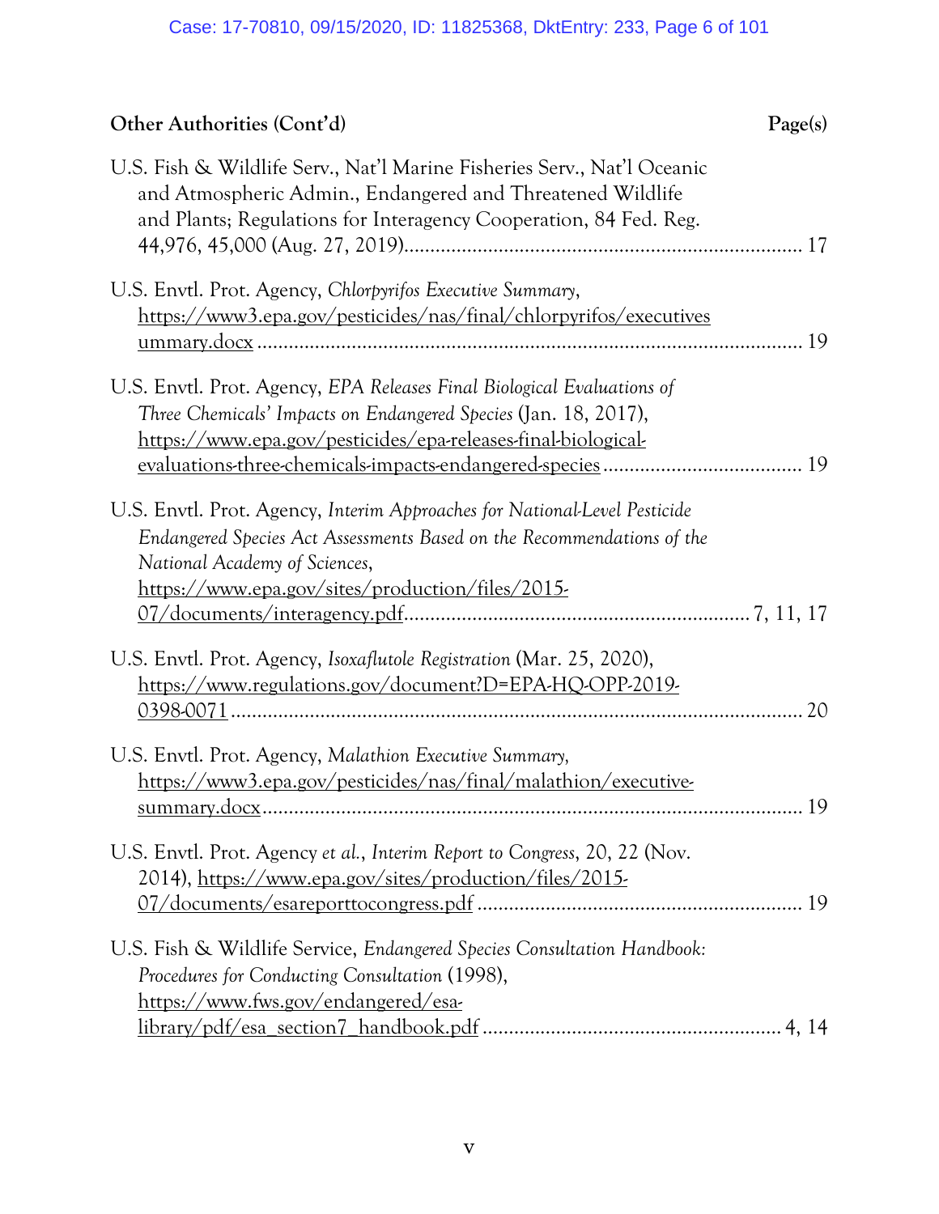**Other Authorities (Cont'd)** **Page(s)**

U.S. Fish & Wildlife Serv., Nat'l Marine Fisheries Serv., Nat'l Oceanic and Atmospheric Admin., Endangered and Threatened Wildlife and Plants; Regulations for Interagency Cooperation, 84 Fed. Reg. 44,976, 45,000 (Aug. 27, 2019)........................................................................... 17

U.S. Envtl. Prot. Agency, *Chlorpyrifos Executive Summary*, https://www3.epa.gov/pesticides/nas/final/chlorpyrifos/executivesummary.docx ........................................................................................ 19

U.S. Envtl. Prot. Agency, *EPA Releases Final Biological Evaluations of Three Chemicals' Impacts on Endangered Species* (Jan. 18, 2017), https://www.epa.gov/pesticides/epa-releases-final-biological-evaluations-three-chemicals-impacts-endangered-species ..................................... 19

U.S. Envtl. Prot. Agency, *Interim Approaches for National-Level Pesticide Endangered Species Act Assessments Based on the Recommendations of the National Academy of Sciences*, https://www.epa.gov/sites/production/files/2015-07/documents/interagency.pdf................................................................. 7, 11, 17

U.S. Envtl. Prot. Agency, *Isoxaflutole Registration* (Mar. 25, 2020), https://www.regulations.gov/document?D=EPA-HQ-OPP-2019-0398-0071 ............................................................................................... 20

U.S. Envtl. Prot. Agency, *Malathion Executive Summary,* https://www3.epa.gov/pesticides/nas/final/malathion/executive-summary.docx...................................................................................... 19

U.S. Envtl. Prot. Agency *et al.*, *Interim Report to Congress*, 20, 22 (Nov. 2014), https://www.epa.gov/sites/production/files/2015-07/documents/esareporttocongress.pdf ............................................................ 19

U.S. Fish & Wildlife Service, *Endangered Species Consultation Handbook: Procedures for Conducting Consultation* (1998), https://www.fws.gov/endangered/esa-library/pdf/esa_section7_handbook.pdf ........................................................ 4, 14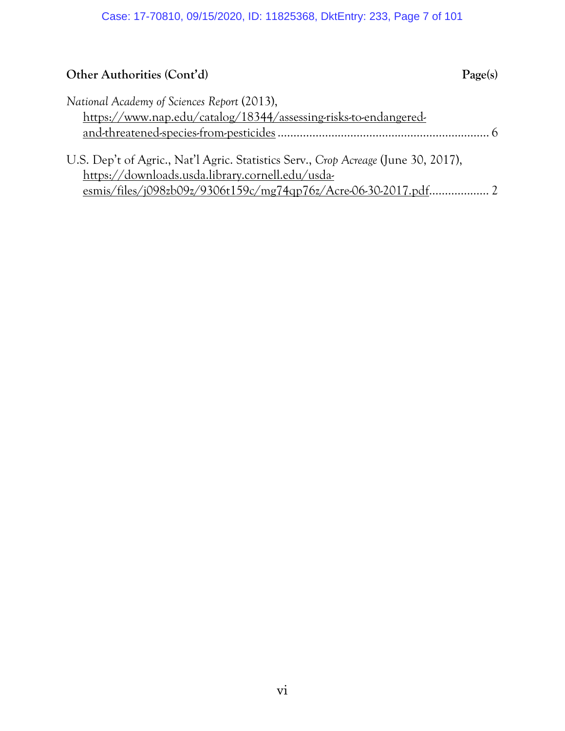**Other Authorities (Cont'd)** **Page(s)**

*National Academy of Sciences Report* (2013), https://www.nap.edu/catalog/18344/assessing-risks-to-endangered-and-threatened-species-from-pesticides ........................................................................ 6

U.S. Dep't of Agric., Nat'l Agric. Statistics Serv., *Crop Acreage* (June 30, 2017), https://downloads.usda.library.cornell.edu/usda-esmis/files/j098zb09z/9306t159c/mg74qp76z/Acre-06-30-2017.pdf.................... 2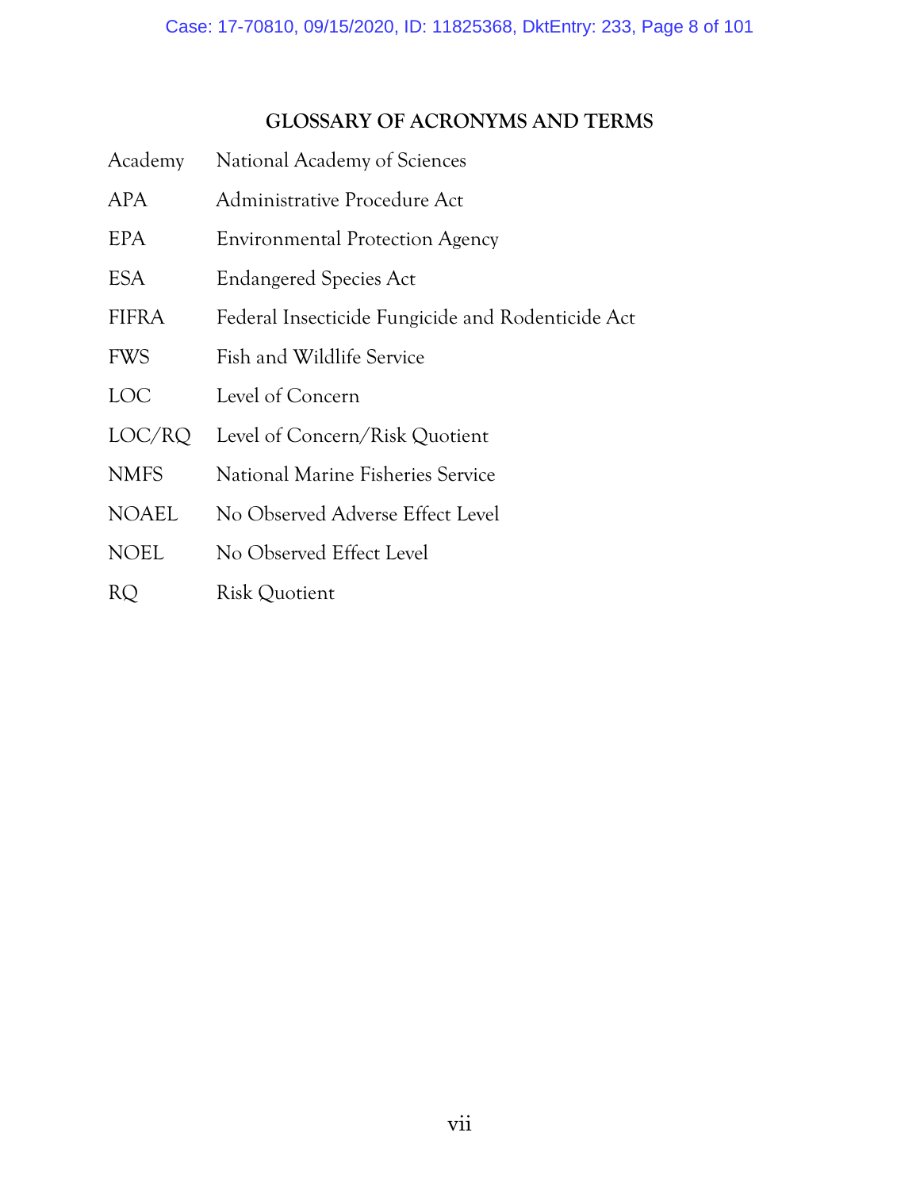## GLOSSARY OF ACRONYMS AND TERMS

| | |
|---|---|
| Academy | National Academy of Sciences |
| APA | Administrative Procedure Act |
| EPA | Environmental Protection Agency |
| ESA | Endangered Species Act |
| FIFRA | Federal Insecticide Fungicide and Rodenticide Act |
| FWS | Fish and Wildlife Service |
| LOC | Level of Concern |
| LOC/RQ | Level of Concern/Risk Quotient |
| NMFS | National Marine Fisheries Service |
| NOAEL | No Observed Adverse Effect Level |
| NOEL | No Observed Effect Level |
| RQ | Risk Quotient |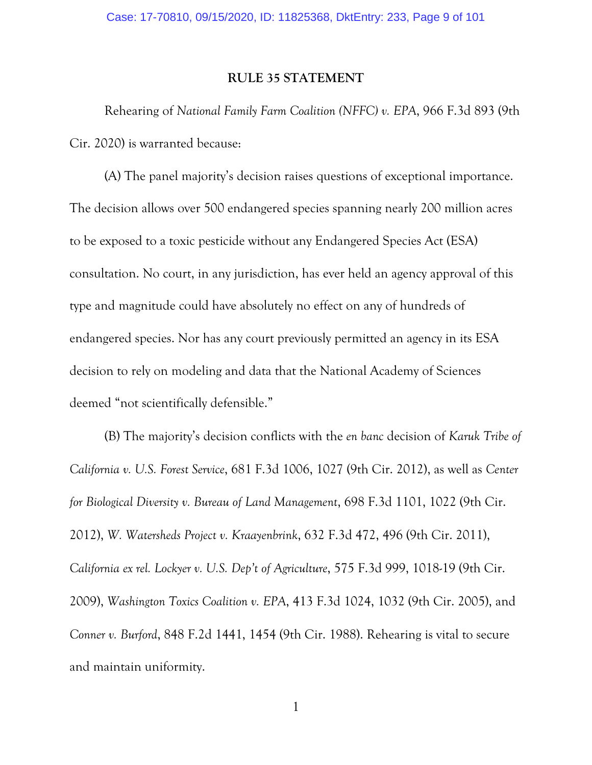## RULE 35 STATEMENT

Rehearing of *National Family Farm Coalition (NFFC) v. EPA*, 966 F.3d 893 (9th Cir. 2020) is warranted because:

(A) The panel majority's decision raises questions of exceptional importance. The decision allows over 500 endangered species spanning nearly 200 million acres to be exposed to a toxic pesticide without any Endangered Species Act (ESA) consultation. No court, in any jurisdiction, has ever held an agency approval of this type and magnitude could have absolutely no effect on any of hundreds of endangered species. Nor has any court previously permitted an agency in its ESA decision to rely on modeling and data that the National Academy of Sciences deemed "not scientifically defensible."

(B) The majority's decision conflicts with the *en banc* decision of *Karuk Tribe of California v. U.S. Forest Service*, 681 F.3d 1006, 1027 (9th Cir. 2012), as well as *Center for Biological Diversity v. Bureau of Land Management*, 698 F.3d 1101, 1022 (9th Cir. 2012), *W. Watersheds Project v. Kraayenbrink*, 632 F.3d 472, 496 (9th Cir. 2011), *California ex rel. Lockyer v. U.S. Dep't of Agriculture*, 575 F.3d 999, 1018-19 (9th Cir. 2009), *Washington Toxics Coalition v. EPA*, 413 F.3d 1024, 1032 (9th Cir. 2005), and *Conner v. Burford*, 848 F.2d 1441, 1454 (9th Cir. 1988). Rehearing is vital to secure and maintain uniformity.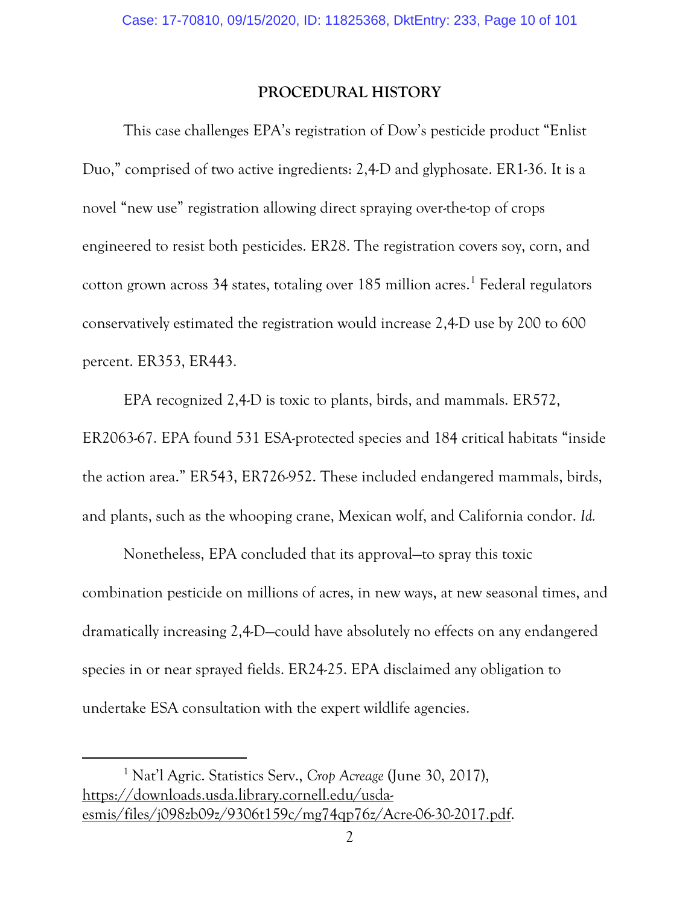## PROCEDURAL HISTORY

This case challenges EPA's registration of Dow's pesticide product "Enlist Duo," comprised of two active ingredients: 2,4-D and glyphosate. ER1-36. It is a novel "new use" registration allowing direct spraying over-the-top of crops engineered to resist both pesticides. ER28. The registration covers soy, corn, and cotton grown across 34 states, totaling over 185 million acres.[1] Federal regulators conservatively estimated the registration would increase 2,4-D use by 200 to 600 percent. ER353, ER443.

EPA recognized 2,4-D is toxic to plants, birds, and mammals. ER572, ER2063-67. EPA found 531 ESA-protected species and 184 critical habitats "inside the action area." ER543, ER726-952. These included endangered mammals, birds, and plants, such as the whooping crane, Mexican wolf, and California condor. *Id.*

Nonetheless, EPA concluded that its approval—to spray this toxic combination pesticide on millions of acres, in new ways, at new seasonal times, and dramatically increasing 2,4-D—could have absolutely no effects on any endangered species in or near sprayed fields. ER24-25. EPA disclaimed any obligation to undertake ESA consultation with the expert wildlife agencies.

---

[1] Nat'l Agric. Statistics Serv., *Crop Acreage* (June 30, 2017), https://downloads.usda.library.cornell.edu/usda-esmis/files/j098zb09z/9306t159c/mg74qp76z/Acre-06-30-2017.pdf.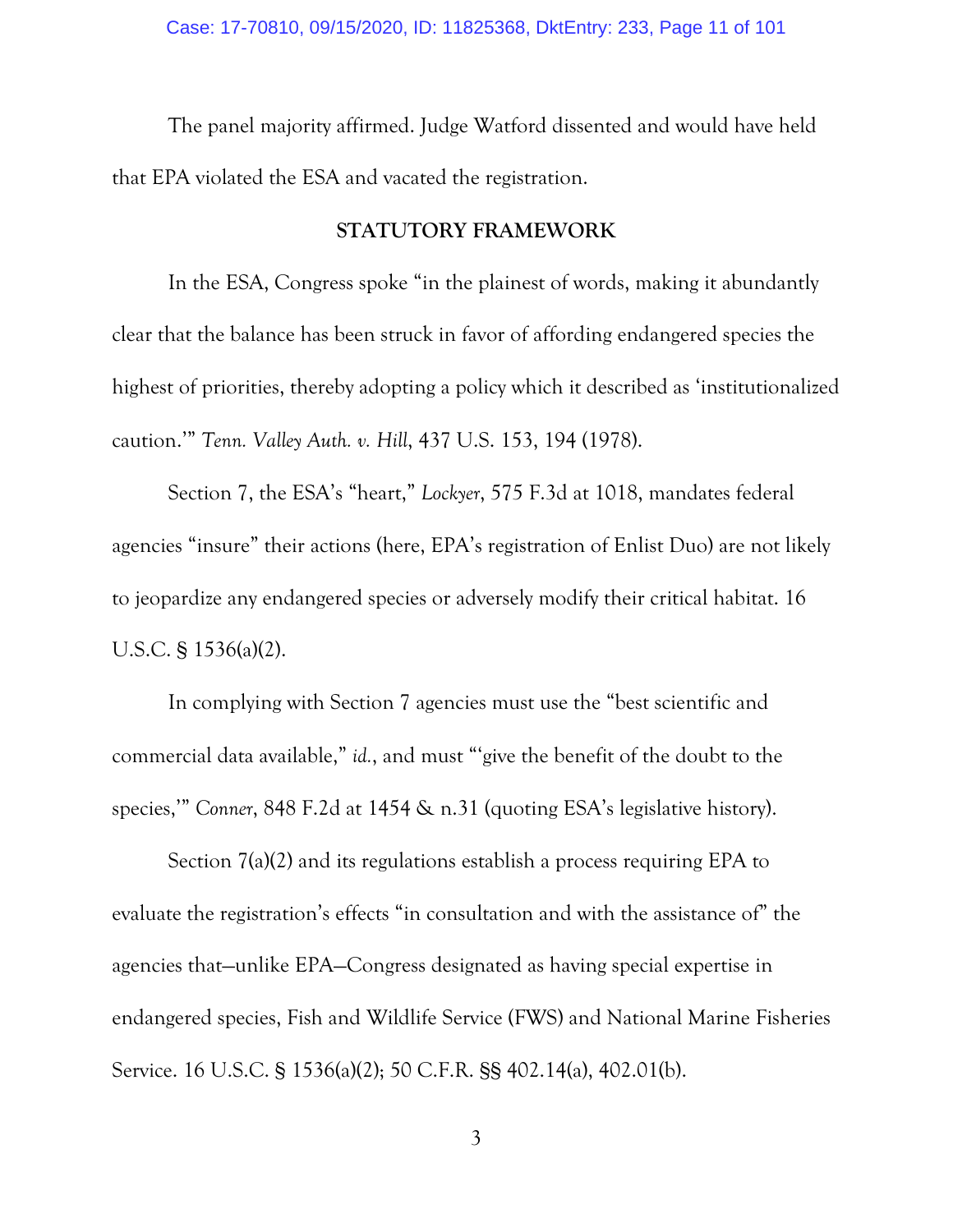The panel majority affirmed. Judge Watford dissented and would have held that EPA violated the ESA and vacated the registration.

## STATUTORY FRAMEWORK

In the ESA, Congress spoke "in the plainest of words, making it abundantly clear that the balance has been struck in favor of affording endangered species the highest of priorities, thereby adopting a policy which it described as 'institutionalized caution.'" *Tenn. Valley Auth. v. Hill*, 437 U.S. 153, 194 (1978).

Section 7, the ESA's "heart," *Lockyer*, 575 F.3d at 1018, mandates federal agencies "insure" their actions (here, EPA's registration of Enlist Duo) are not likely to jeopardize any endangered species or adversely modify their critical habitat. 16 U.S.C. § 1536(a)(2).

In complying with Section 7 agencies must use the "best scientific and commercial data available," *id.*, and must "'give the benefit of the doubt to the species,'" *Conner*, 848 F.2d at 1454 & n.31 (quoting ESA's legislative history).

Section 7(a)(2) and its regulations establish a process requiring EPA to evaluate the registration's effects "in consultation and with the assistance of" the agencies that—unlike EPA—Congress designated as having special expertise in endangered species, Fish and Wildlife Service (FWS) and National Marine Fisheries Service. 16 U.S.C. § 1536(a)(2); 50 C.F.R. §§ 402.14(a), 402.01(b).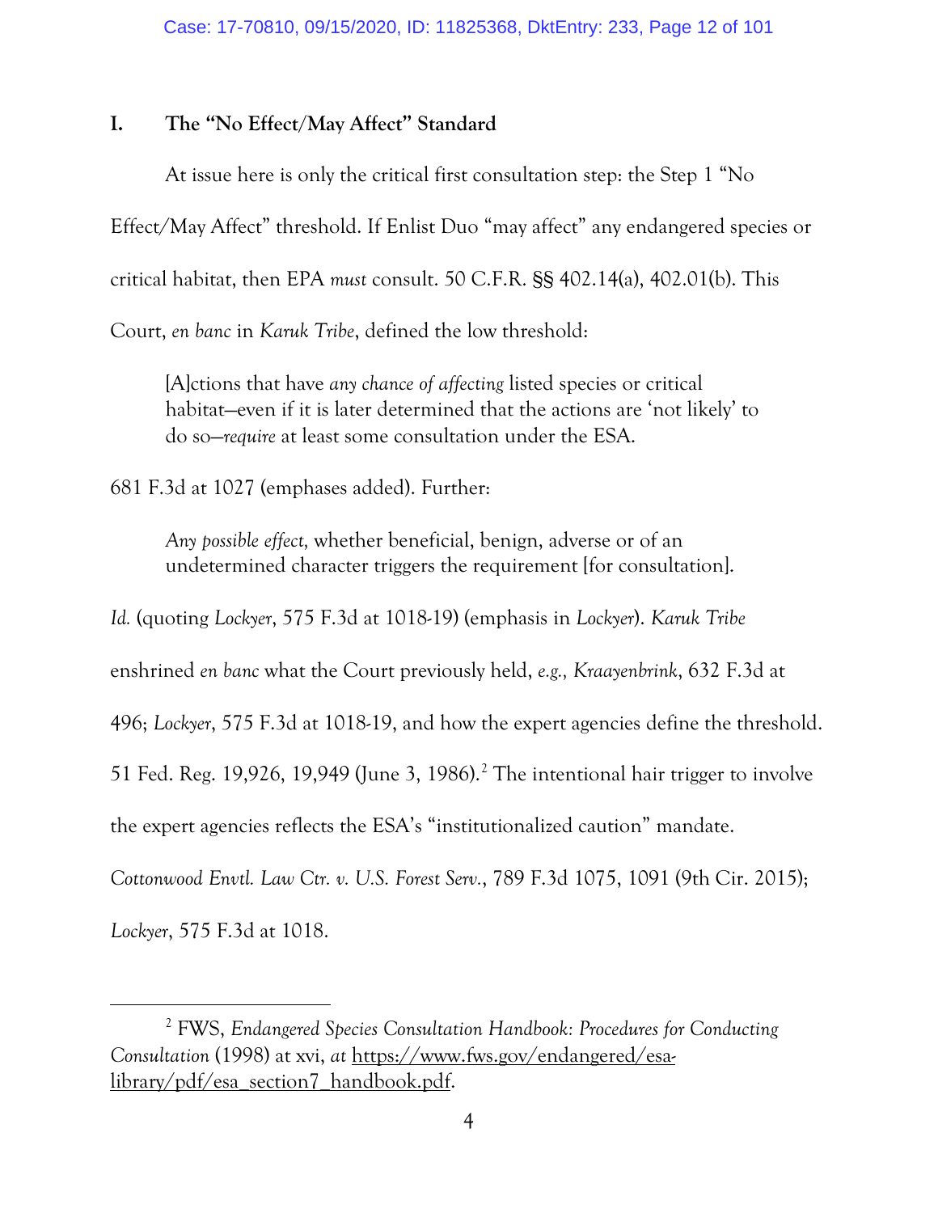## I. The "No Effect/May Affect" Standard

At issue here is only the critical first consultation step: the Step 1 "No Effect/May Affect" threshold. If Enlist Duo "may affect" any endangered species or critical habitat, then EPA *must* consult. 50 C.F.R. §§ 402.14(a), 402.01(b). This Court, *en banc* in *Karuk Tribe*, defined the low threshold:

> [A]ctions that have *any chance of affecting* listed species or critical habitat—even if it is later determined that the actions are 'not likely' to do so—*require* at least some consultation under the ESA.

681 F.3d at 1027 (emphases added). Further:

> *Any possible effect,* whether beneficial, benign, adverse or of an undetermined character triggers the requirement [for consultation].

*Id.* (quoting *Lockyer*, 575 F.3d at 1018-19) (emphasis in *Lockyer*). *Karuk Tribe* enshrined *en banc* what the Court previously held, *e.g., Kraayenbrink*, 632 F.3d at 496; *Lockyer*, 575 F.3d at 1018-19, and how the expert agencies define the threshold. 51 Fed. Reg. 19,926, 19,949 (June 3, 1986).[2] The intentional hair trigger to involve the expert agencies reflects the ESA's "institutionalized caution" mandate. *Cottonwood Envtl. Law Ctr. v. U.S. Forest Serv.*, 789 F.3d 1075, 1091 (9th Cir. 2015); *Lockyer*, 575 F.3d at 1018.

---

[2] FWS, *Endangered Species Consultation Handbook: Procedures for Conducting Consultation* (1998) at xvi, *at* https://www.fws.gov/endangered/esa-library/pdf/esa_section7_handbook.pdf.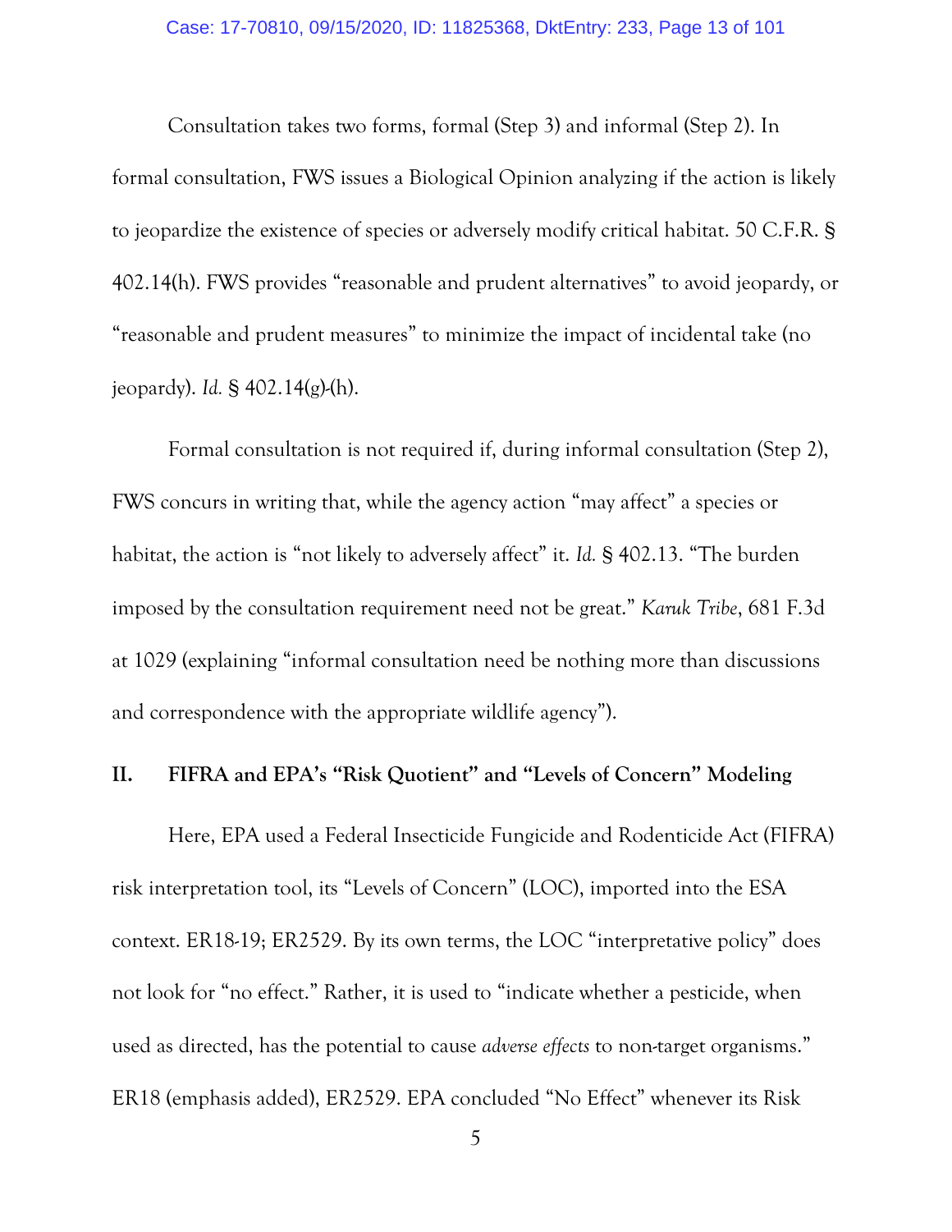Consultation takes two forms, formal (Step 3) and informal (Step 2). In formal consultation, FWS issues a Biological Opinion analyzing if the action is likely to jeopardize the existence of species or adversely modify critical habitat. 50 C.F.R. § 402.14(h). FWS provides "reasonable and prudent alternatives" to avoid jeopardy, or "reasonable and prudent measures" to minimize the impact of incidental take (no jeopardy). *Id.* § 402.14(g)-(h).

Formal consultation is not required if, during informal consultation (Step 2), FWS concurs in writing that, while the agency action "may affect" a species or habitat, the action is "not likely to adversely affect" it. *Id.* § 402.13. "The burden imposed by the consultation requirement need not be great." *Karuk Tribe*, 681 F.3d at 1029 (explaining "informal consultation need be nothing more than discussions and correspondence with the appropriate wildlife agency").

## II. FIFRA and EPA's "Risk Quotient" and "Levels of Concern" Modeling

Here, EPA used a Federal Insecticide Fungicide and Rodenticide Act (FIFRA) risk interpretation tool, its "Levels of Concern" (LOC), imported into the ESA context. ER18-19; ER2529. By its own terms, the LOC "interpretative policy" does not look for "no effect." Rather, it is used to "indicate whether a pesticide, when used as directed, has the potential to cause *adverse effects* to non-target organisms." ER18 (emphasis added), ER2529. EPA concluded "No Effect" whenever its Risk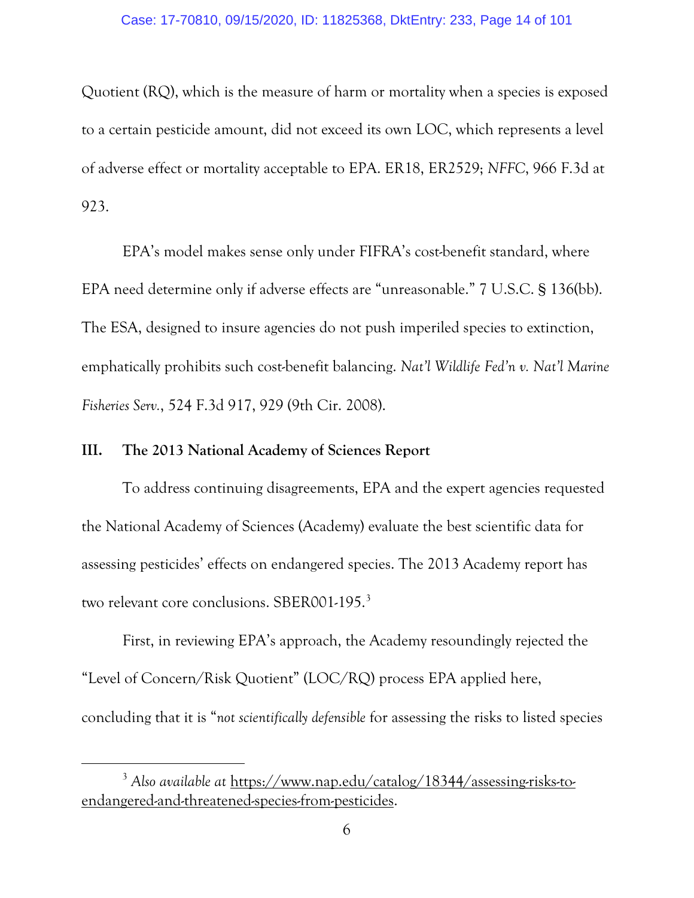Quotient (RQ), which is the measure of harm or mortality when a species is exposed to a certain pesticide amount, did not exceed its own LOC, which represents a level of adverse effect or mortality acceptable to EPA. ER18, ER2529; *NFFC*, 966 F.3d at 923.

EPA's model makes sense only under FIFRA's cost-benefit standard, where EPA need determine only if adverse effects are "unreasonable." 7 U.S.C. § 136(bb). The ESA, designed to insure agencies do not push imperiled species to extinction, emphatically prohibits such cost-benefit balancing. *Nat'l Wildlife Fed'n v. Nat'l Marine Fisheries Serv.*, 524 F.3d 917, 929 (9th Cir. 2008).

## III. The 2013 National Academy of Sciences Report

To address continuing disagreements, EPA and the expert agencies requested the National Academy of Sciences (Academy) evaluate the best scientific data for assessing pesticides' effects on endangered species. The 2013 Academy report has two relevant core conclusions. SBER001-195.[3]

First, in reviewing EPA's approach, the Academy resoundingly rejected the "Level of Concern/Risk Quotient" (LOC/RQ) process EPA applied here, concluding that it is "*not scientifically defensible* for assessing the risks to listed species

---

[3] *Also available at* https://www.nap.edu/catalog/18344/assessing-risks-to-endangered-and-threatened-species-from-pesticides.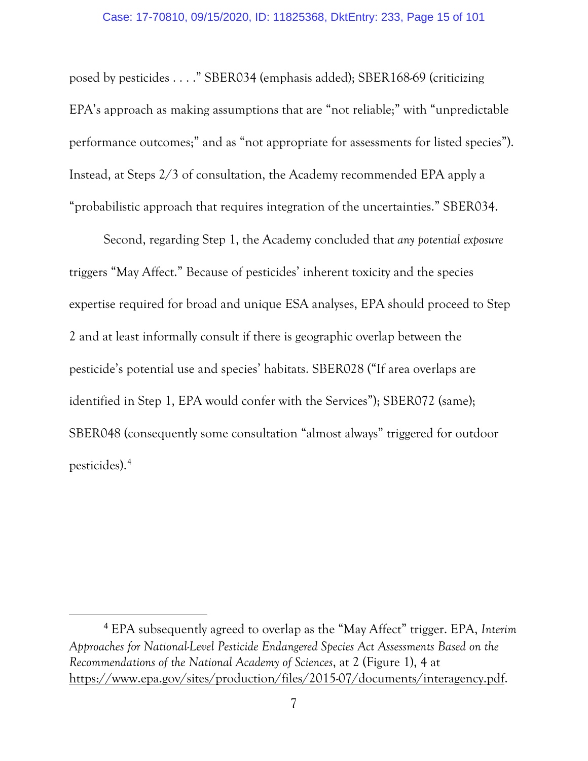posed by pesticides . . . ." SBER034 (emphasis added); SBER168-69 (criticizing EPA's approach as making assumptions that are "not reliable;" with "unpredictable performance outcomes;" and as "not appropriate for assessments for listed species"). Instead, at Steps 2/3 of consultation, the Academy recommended EPA apply a "probabilistic approach that requires integration of the uncertainties." SBER034.

Second, regarding Step 1, the Academy concluded that *any potential exposure* triggers "May Affect." Because of pesticides' inherent toxicity and the species expertise required for broad and unique ESA analyses, EPA should proceed to Step 2 and at least informally consult if there is geographic overlap between the pesticide's potential use and species' habitats. SBER028 ("If area overlaps are identified in Step 1, EPA would confer with the Services"); SBER072 (same); SBER048 (consequently some consultation "almost always" triggered for outdoor pesticides).[4]

---

[4] EPA subsequently agreed to overlap as the "May Affect" trigger. EPA, *Interim Approaches for National-Level Pesticide Endangered Species Act Assessments Based on the Recommendations of the National Academy of Sciences*, at 2 (Figure 1), 4 at https://www.epa.gov/sites/production/files/2015-07/documents/interagency.pdf.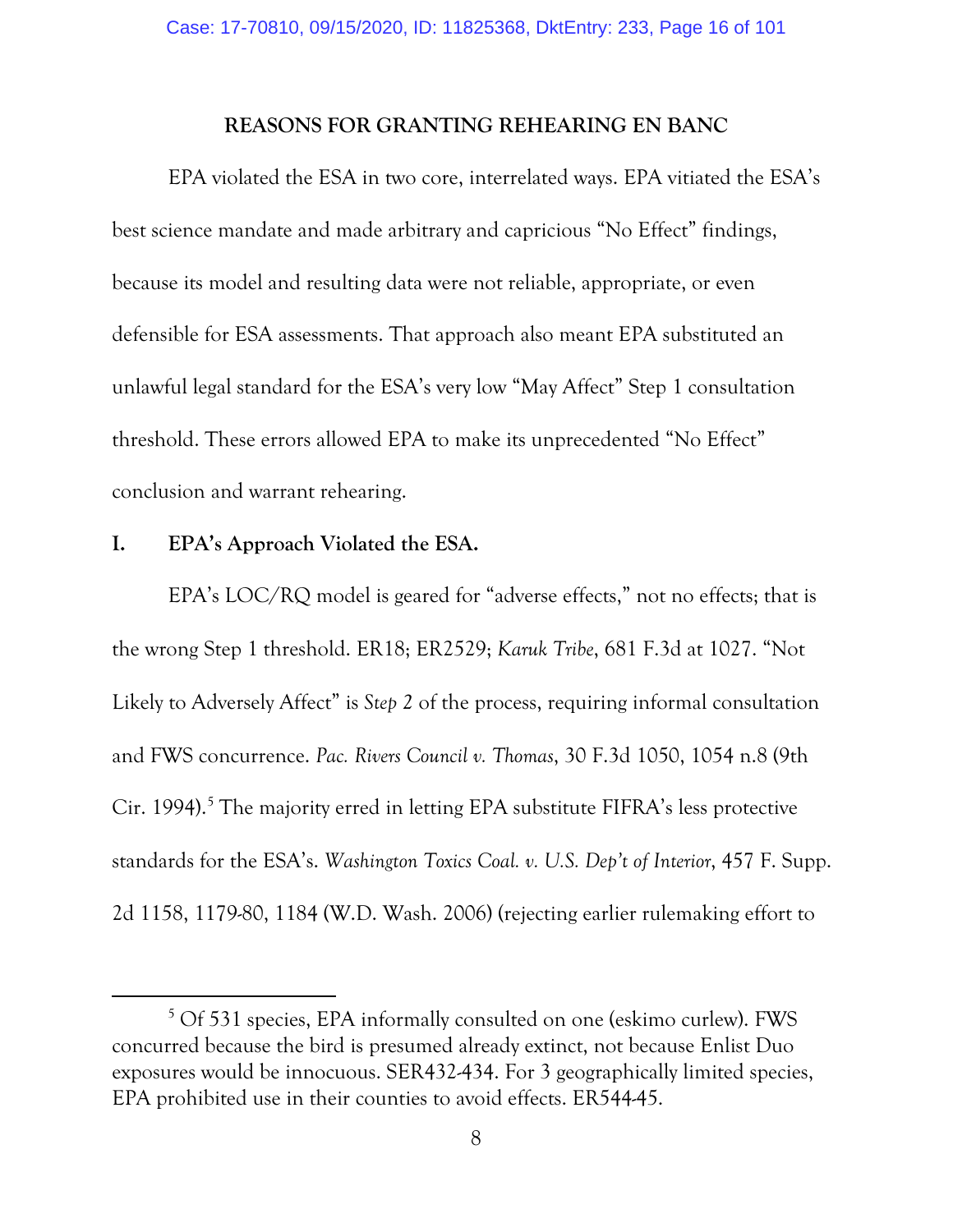## REASONS FOR GRANTING REHEARING EN BANC

EPA violated the ESA in two core, interrelated ways. EPA vitiated the ESA's best science mandate and made arbitrary and capricious "No Effect" findings, because its model and resulting data were not reliable, appropriate, or even defensible for ESA assessments. That approach also meant EPA substituted an unlawful legal standard for the ESA's very low "May Affect" Step 1 consultation threshold. These errors allowed EPA to make its unprecedented "No Effect" conclusion and warrant rehearing.

### I. EPA's Approach Violated the ESA.

EPA's LOC/RQ model is geared for "adverse effects," not no effects; that is the wrong Step 1 threshold. ER18; ER2529; *Karuk Tribe*, 681 F.3d at 1027. "Not Likely to Adversely Affect" is *Step 2* of the process, requiring informal consultation and FWS concurrence. *Pac. Rivers Council v. Thomas*, 30 F.3d 1050, 1054 n.8 (9th Cir. 1994).[5] The majority erred in letting EPA substitute FIFRA's less protective standards for the ESA's. *Washington Toxics Coal. v. U.S. Dep't of Interior*, 457 F. Supp. 2d 1158, 1179-80, 1184 (W.D. Wash. 2006) (rejecting earlier rulemaking effort to

---

[5] Of 531 species, EPA informally consulted on one (eskimo curlew). FWS concurred because the bird is presumed already extinct, not because Enlist Duo exposures would be innocuous. SER432-434. For 3 geographically limited species, EPA prohibited use in their counties to avoid effects. ER544-45.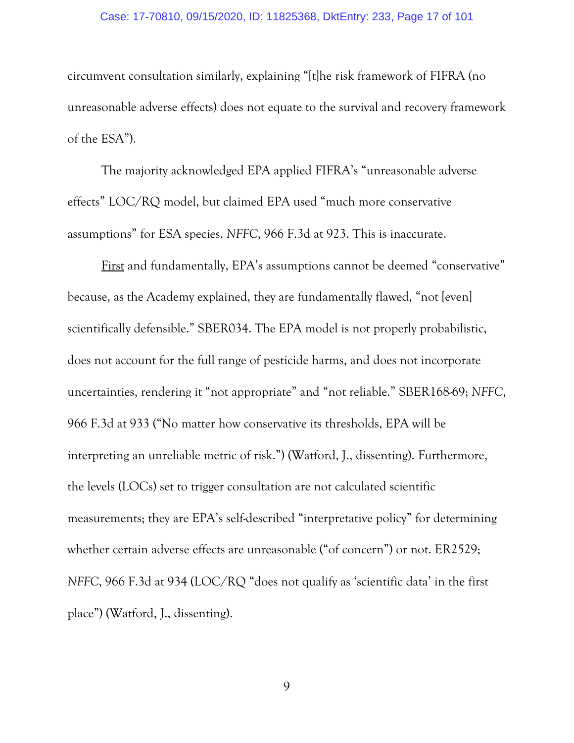circumvent consultation similarly, explaining "[t]he risk framework of FIFRA (no unreasonable adverse effects) does not equate to the survival and recovery framework of the ESA").

The majority acknowledged EPA applied FIFRA's "unreasonable adverse effects" LOC/RQ model, but claimed EPA used "much more conservative assumptions" for ESA species. *NFFC*, 966 F.3d at 923. This is inaccurate.

First and fundamentally, EPA's assumptions cannot be deemed "conservative" because, as the Academy explained, they are fundamentally flawed, "not [even] scientifically defensible." SBER034. The EPA model is not properly probabilistic, does not account for the full range of pesticide harms, and does not incorporate uncertainties, rendering it "not appropriate" and "not reliable." SBER168-69; *NFFC*, 966 F.3d at 933 ("No matter how conservative its thresholds, EPA will be interpreting an unreliable metric of risk.") (Watford, J., dissenting). Furthermore, the levels (LOCs) set to trigger consultation are not calculated scientific measurements; they are EPA's self-described "interpretative policy" for determining whether certain adverse effects are unreasonable ("of concern") or not. ER2529; *NFFC*, 966 F.3d at 934 (LOC/RQ "does not qualify as 'scientific data' in the first place") (Watford, J., dissenting).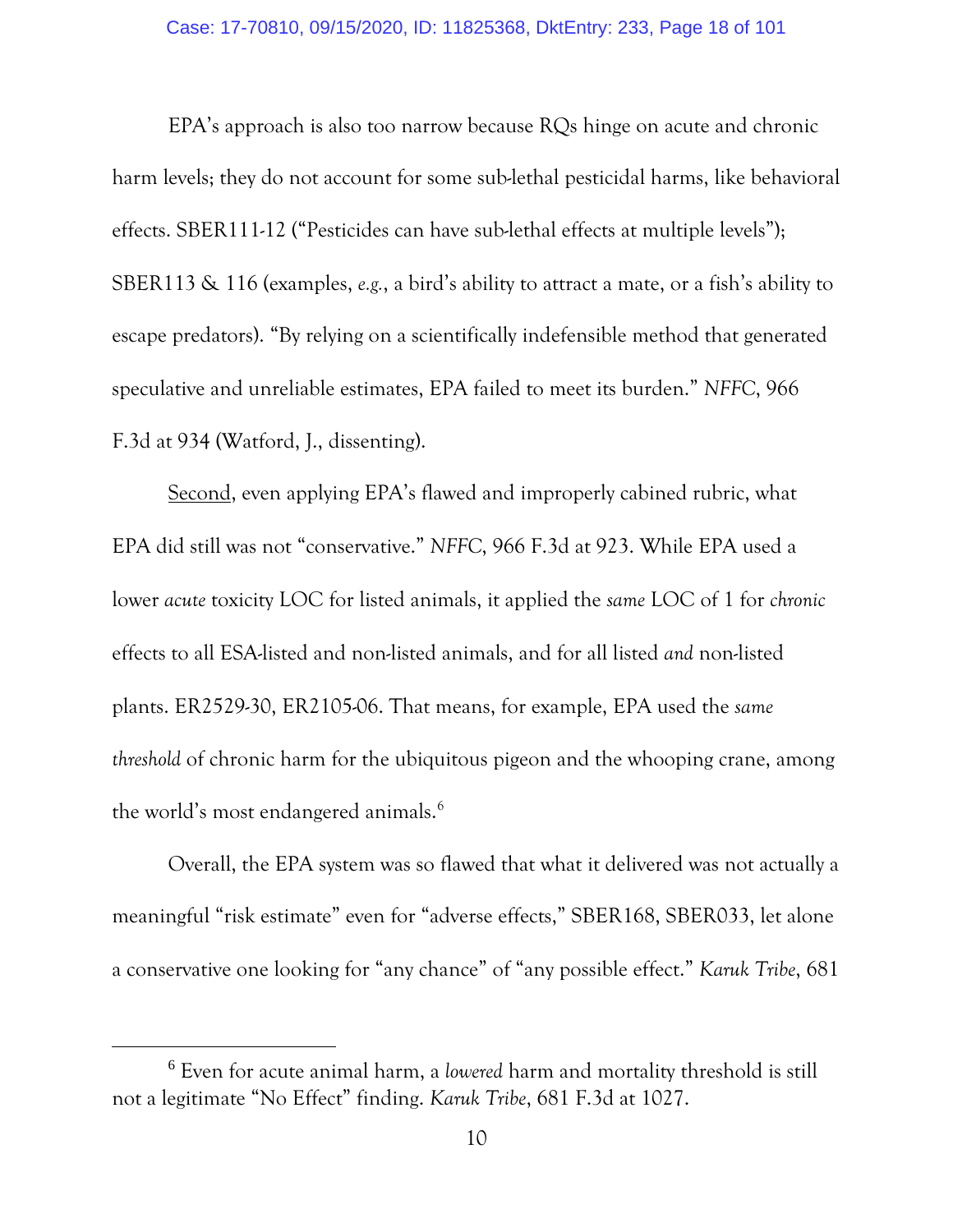EPA's approach is also too narrow because RQs hinge on acute and chronic harm levels; they do not account for some sub-lethal pesticidal harms, like behavioral effects. SBER111-12 ("Pesticides can have sub-lethal effects at multiple levels"); SBER113 & 116 (examples, *e.g.*, a bird's ability to attract a mate, or a fish's ability to escape predators). "By relying on a scientifically indefensible method that generated speculative and unreliable estimates, EPA failed to meet its burden." *NFFC*, 966 F.3d at 934 (Watford, J., dissenting).

<u>Second</u>, even applying EPA's flawed and improperly cabined rubric, what EPA did still was not "conservative." *NFFC*, 966 F.3d at 923. While EPA used a lower *acute* toxicity LOC for listed animals, it applied the *same* LOC of 1 for *chronic* effects to all ESA-listed and non-listed animals, and for all listed *and* non-listed plants. ER2529-30, ER2105-06. That means, for example, EPA used the *same threshold* of chronic harm for the ubiquitous pigeon and the whooping crane, among the world's most endangered animals.[6]

Overall, the EPA system was so flawed that what it delivered was not actually a meaningful "risk estimate" even for "adverse effects," SBER168, SBER033, let alone a conservative one looking for "any chance" of "any possible effect." *Karuk Tribe*, 681

[6] Even for acute animal harm, a *lowered* harm and mortality threshold is still not a legitimate "No Effect" finding. *Karuk Tribe*, 681 F.3d at 1027.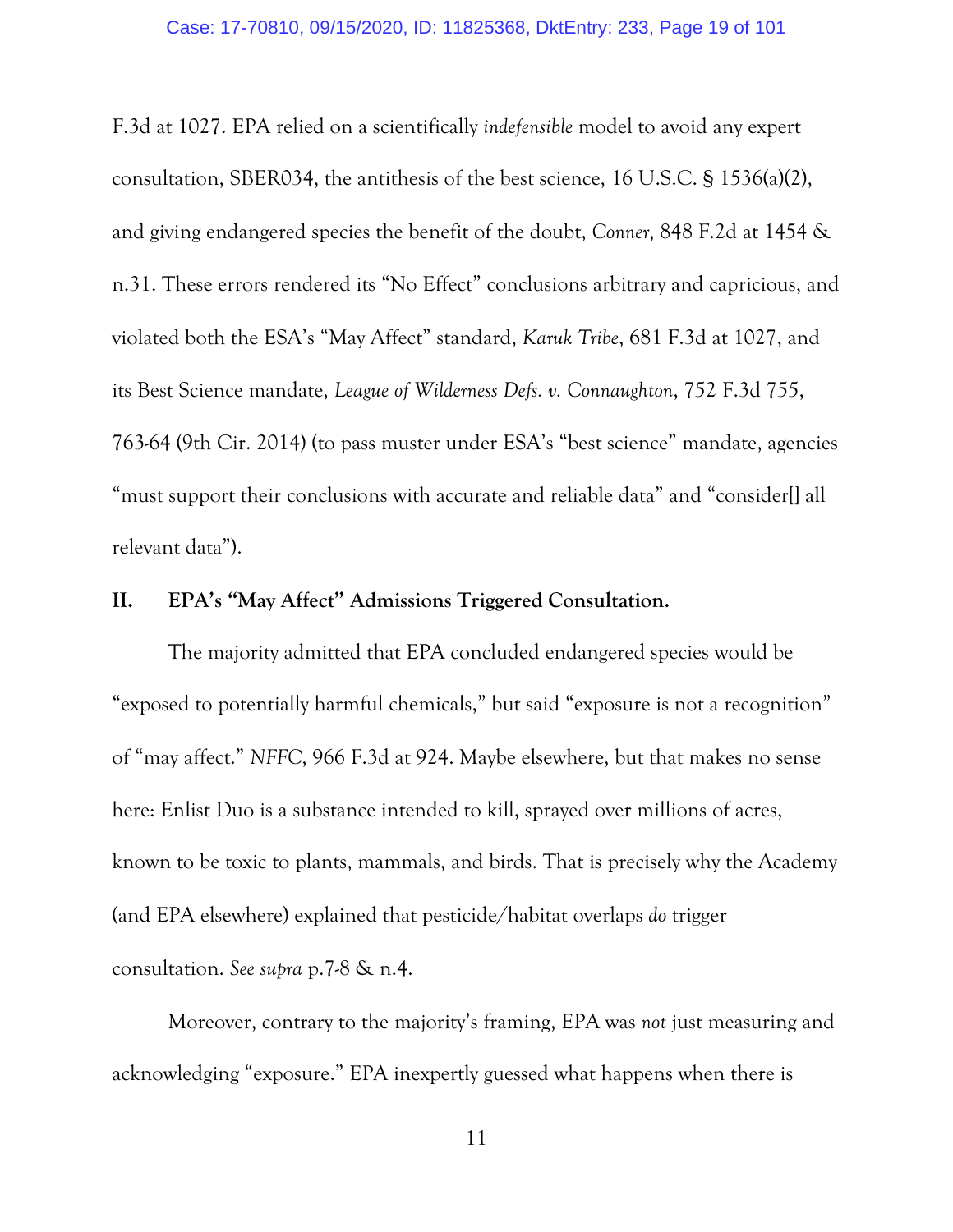F.3d at 1027. EPA relied on a scientifically *indefensible* model to avoid any expert consultation, SBER034, the antithesis of the best science, 16 U.S.C. § 1536(a)(2), and giving endangered species the benefit of the doubt, *Conner*, 848 F.2d at 1454 & n.31. These errors rendered its "No Effect" conclusions arbitrary and capricious, and violated both the ESA's "May Affect" standard, *Karuk Tribe*, 681 F.3d at 1027, and its Best Science mandate, *League of Wilderness Defs. v. Connaughton*, 752 F.3d 755, 763-64 (9th Cir. 2014) (to pass muster under ESA's "best science" mandate, agencies "must support their conclusions with accurate and reliable data" and "consider[] all relevant data").

## II. EPA's "May Affect" Admissions Triggered Consultation.

The majority admitted that EPA concluded endangered species would be "exposed to potentially harmful chemicals," but said "exposure is not a recognition" of "may affect." *NFFC*, 966 F.3d at 924. Maybe elsewhere, but that makes no sense here: Enlist Duo is a substance intended to kill, sprayed over millions of acres, known to be toxic to plants, mammals, and birds. That is precisely why the Academy (and EPA elsewhere) explained that pesticide/habitat overlaps *do* trigger consultation. *See supra* p.7-8 & n.4.

Moreover, contrary to the majority's framing, EPA was *not* just measuring and acknowledging "exposure." EPA inexpertly guessed what happens when there is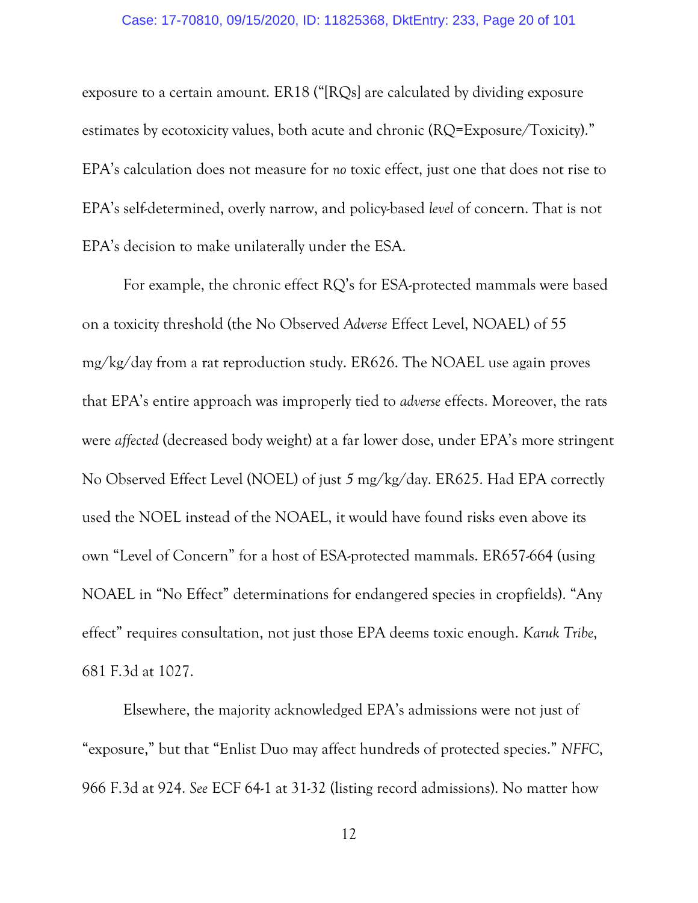exposure to a certain amount. ER18 ("[RQs] are calculated by dividing exposure estimates by ecotoxicity values, both acute and chronic (RQ=Exposure/Toxicity)." EPA's calculation does not measure for *no* toxic effect, just one that does not rise to EPA's self-determined, overly narrow, and policy-based *level* of concern. That is not EPA's decision to make unilaterally under the ESA.

For example, the chronic effect RQ's for ESA-protected mammals were based on a toxicity threshold (the No Observed *Adverse* Effect Level, NOAEL) of 55 mg/kg/day from a rat reproduction study. ER626. The NOAEL use again proves that EPA's entire approach was improperly tied to *adverse* effects. Moreover, the rats were *affected* (decreased body weight) at a far lower dose, under EPA's more stringent No Observed Effect Level (NOEL) of just 5 mg/kg/day. ER625. Had EPA correctly used the NOEL instead of the NOAEL, it would have found risks even above its own "Level of Concern" for a host of ESA-protected mammals. ER657-664 (using NOAEL in "No Effect" determinations for endangered species in cropfields). "Any effect" requires consultation, not just those EPA deems toxic enough. *Karuk Tribe*, 681 F.3d at 1027.

Elsewhere, the majority acknowledged EPA's admissions were not just of "exposure," but that "Enlist Duo may affect hundreds of protected species." *NFFC*, 966 F.3d at 924. *See* ECF 64-1 at 31-32 (listing record admissions). No matter how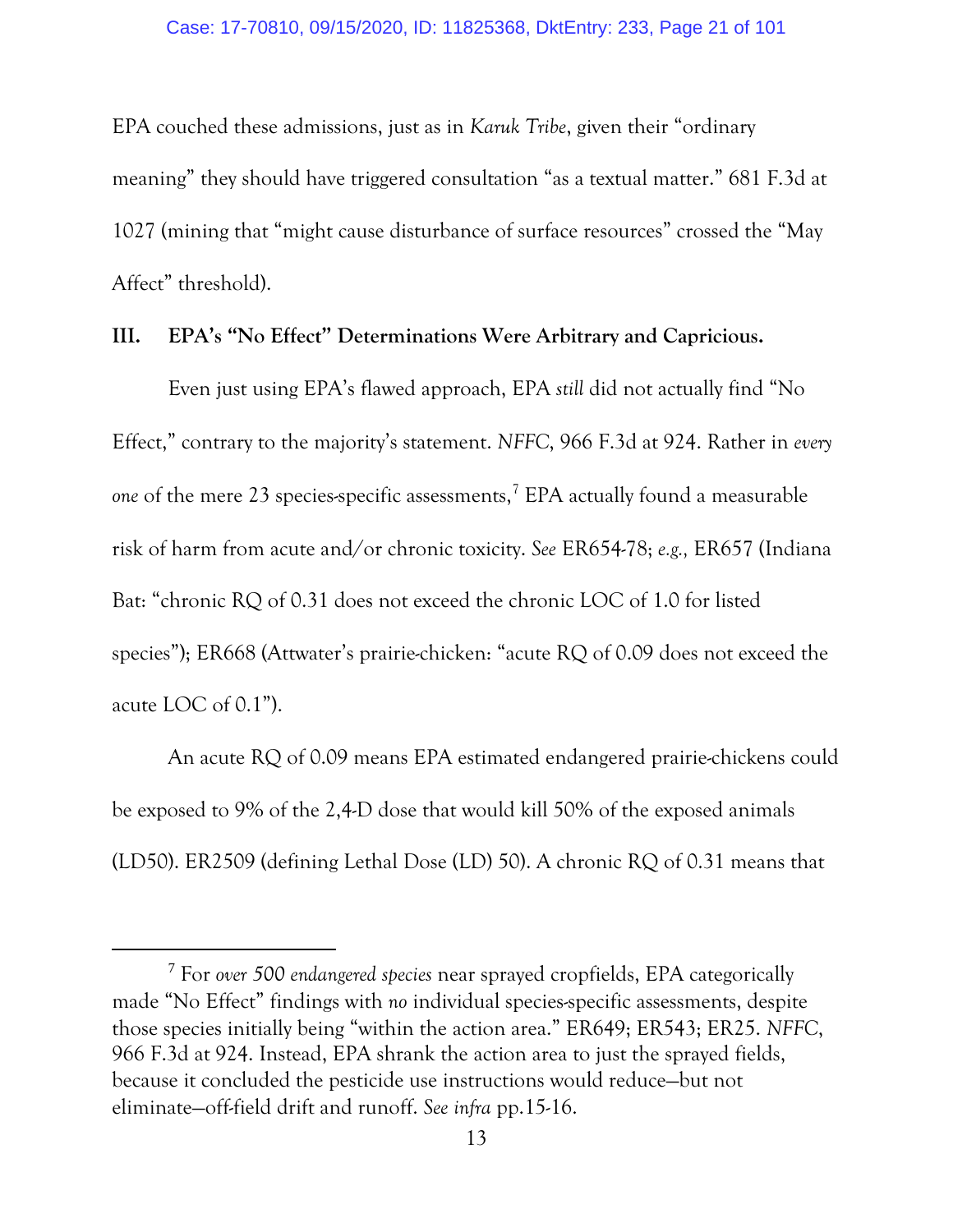EPA couched these admissions, just as in *Karuk Tribe*, given their "ordinary meaning" they should have triggered consultation "as a textual matter." 681 F.3d at 1027 (mining that "might cause disturbance of surface resources" crossed the "May Affect" threshold).

### III. EPA's "No Effect" Determinations Were Arbitrary and Capricious.

Even just using EPA's flawed approach, EPA *still* did not actually find "No Effect," contrary to the majority's statement. *NFFC*, 966 F.3d at 924. Rather in *every one* of the mere 23 species-specific assessments,[7] EPA actually found a measurable risk of harm from acute and/or chronic toxicity. *See* ER654-78; *e.g.,* ER657 (Indiana Bat: "chronic RQ of 0.31 does not exceed the chronic LOC of 1.0 for listed species"); ER668 (Attwater's prairie-chicken: "acute RQ of 0.09 does not exceed the acute LOC of 0.1").

An acute RQ of 0.09 means EPA estimated endangered prairie-chickens could be exposed to 9% of the 2,4-D dose that would kill 50% of the exposed animals (LD50). ER2509 (defining Lethal Dose (LD) 50). A chronic RQ of 0.31 means that

---

[7] For *over 500 endangered species* near sprayed cropfields, EPA categorically made "No Effect" findings with *no* individual species-specific assessments, despite those species initially being "within the action area." ER649; ER543; ER25. *NFFC*, 966 F.3d at 924. Instead, EPA shrank the action area to just the sprayed fields, because it concluded the pesticide use instructions would reduce—but not eliminate—off-field drift and runoff. *See infra* pp.15-16.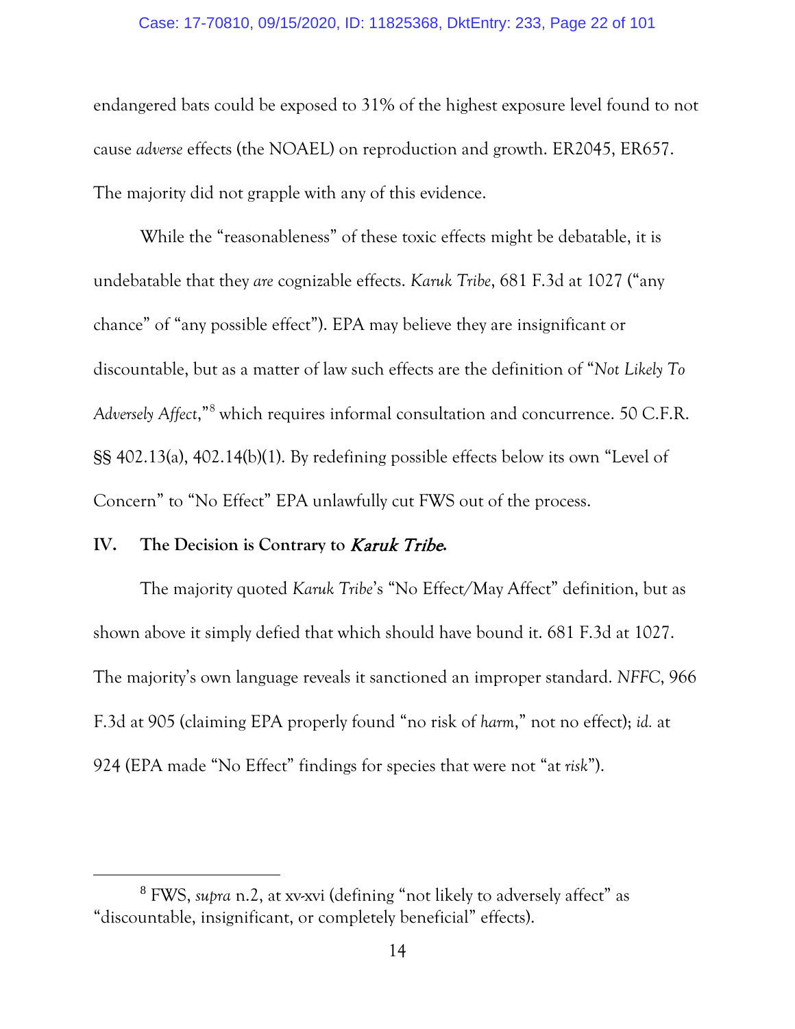endangered bats could be exposed to 31% of the highest exposure level found to not cause *adverse* effects (the NOAEL) on reproduction and growth. ER2045, ER657. The majority did not grapple with any of this evidence.

While the "reasonableness" of these toxic effects might be debatable, it is undebatable that they *are* cognizable effects. *Karuk Tribe*, 681 F.3d at 1027 ("any chance" of "any possible effect"). EPA may believe they are insignificant or discountable, but as a matter of law such effects are the definition of "*Not Likely To Adversely Affect*,"[8] which requires informal consultation and concurrence. 50 C.F.R. §§ 402.13(a), 402.14(b)(1). By redefining possible effects below its own "Level of Concern" to "No Effect" EPA unlawfully cut FWS out of the process.

### IV. The Decision is Contrary to *Karuk Tribe*.

The majority quoted *Karuk Tribe*'s "No Effect/May Affect" definition, but as shown above it simply defied that which should have bound it. 681 F.3d at 1027. The majority's own language reveals it sanctioned an improper standard. *NFFC*, 966 F.3d at 905 (claiming EPA properly found "no risk of *harm*," not no effect); *id.* at 924 (EPA made "No Effect" findings for species that were not "at *risk*").

---

[8] FWS, *supra* n.2, at xv-xvi (defining "not likely to adversely affect" as "discountable, insignificant, or completely beneficial" effects).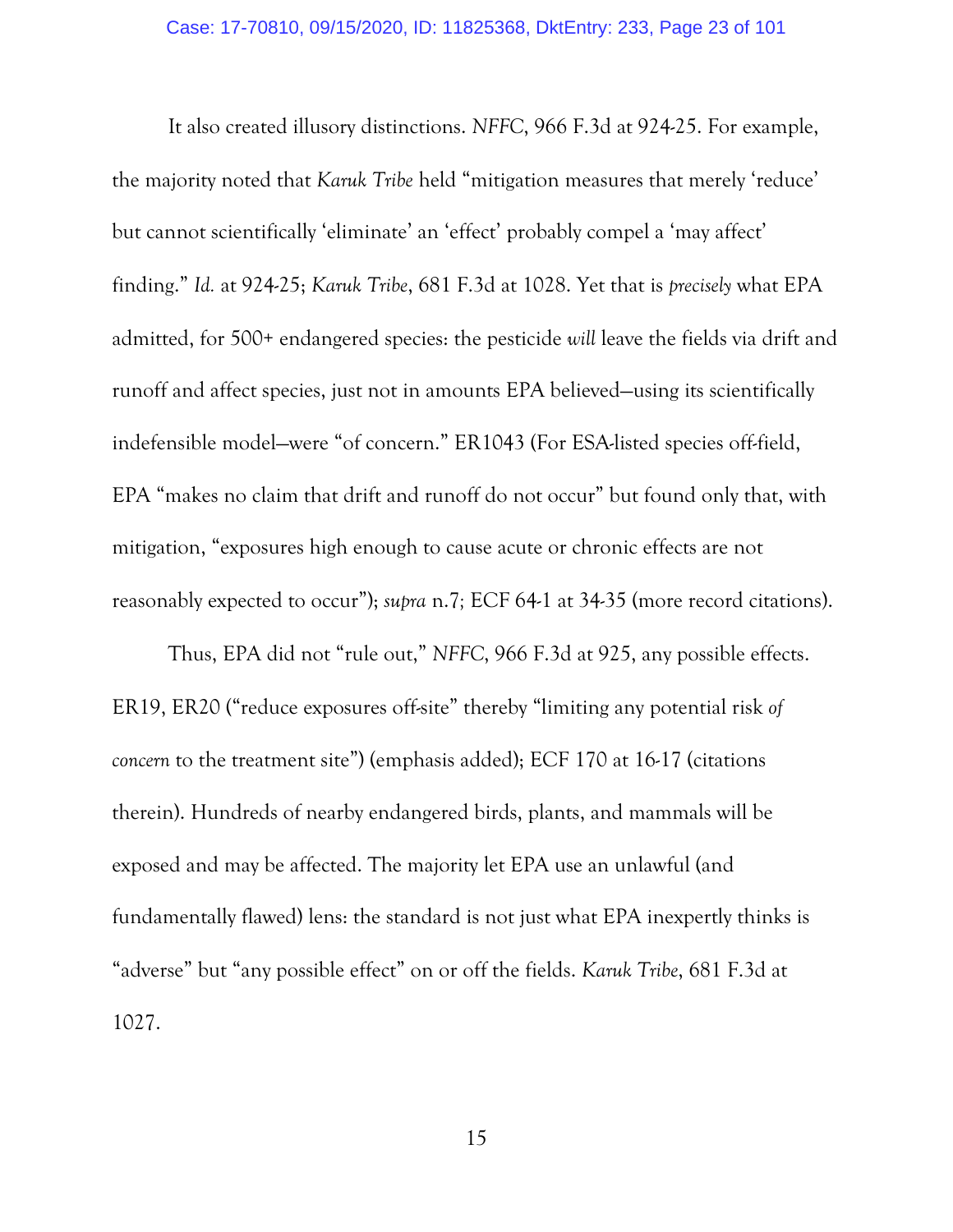It also created illusory distinctions. *NFFC*, 966 F.3d at 924-25. For example, the majority noted that *Karuk Tribe* held "mitigation measures that merely 'reduce' but cannot scientifically 'eliminate' an 'effect' probably compel a 'may affect' finding." *Id.* at 924-25; *Karuk Tribe*, 681 F.3d at 1028. Yet that is *precisely* what EPA admitted, for 500+ endangered species: the pesticide *will* leave the fields via drift and runoff and affect species, just not in amounts EPA believed—using its scientifically indefensible model—were "of concern." ER1043 (For ESA-listed species off-field, EPA "makes no claim that drift and runoff do not occur" but found only that, with mitigation, "exposures high enough to cause acute or chronic effects are not reasonably expected to occur"); *supra* n.7; ECF 64-1 at 34-35 (more record citations).

Thus, EPA did not "rule out," *NFFC*, 966 F.3d at 925, any possible effects. ER19, ER20 ("reduce exposures off-site" thereby "limiting any potential risk *of concern* to the treatment site") (emphasis added); ECF 170 at 16-17 (citations therein). Hundreds of nearby endangered birds, plants, and mammals will be exposed and may be affected. The majority let EPA use an unlawful (and fundamentally flawed) lens: the standard is not just what EPA inexpertly thinks is "adverse" but "any possible effect" on or off the fields. *Karuk Tribe*, 681 F.3d at 1027.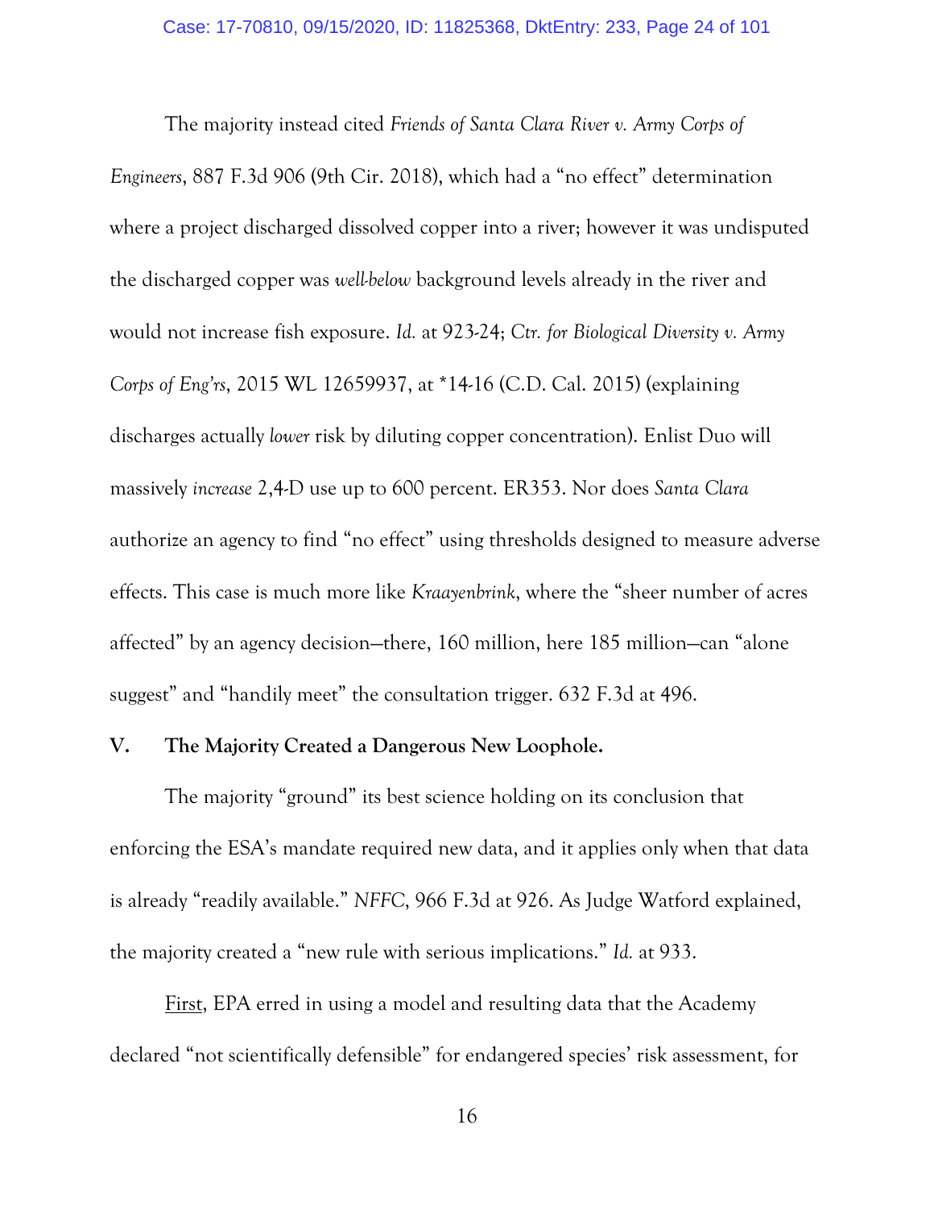The majority instead cited *Friends of Santa Clara River v. Army Corps of Engineers*, 887 F.3d 906 (9th Cir. 2018), which had a "no effect" determination where a project discharged dissolved copper into a river; however it was undisputed the discharged copper was *well-below* background levels already in the river and would not increase fish exposure. *Id.* at 923-24; *Ctr. for Biological Diversity v. Army Corps of Eng'rs*, 2015 WL 12659937, at *14-16 (C.D. Cal. 2015) (explaining discharges actually *lower* risk by diluting copper concentration). Enlist Duo will massively *increase* 2,4-D use up to 600 percent. ER353. Nor does *Santa Clara* authorize an agency to find "no effect" using thresholds designed to measure adverse effects. This case is much more like *Kraayenbrink*, where the "sheer number of acres affected" by an agency decision—there, 160 million, here 185 million—can "alone suggest" and "handily meet" the consultation trigger. 632 F.3d at 496.

## V. The Majority Created a Dangerous New Loophole.

The majority "ground" its best science holding on its conclusion that enforcing the ESA's mandate required new data, and it applies only when that data is already "readily available." *NFFC*, 966 F.3d at 926. As Judge Watford explained, the majority created a "new rule with serious implications." *Id.* at 933.

First, EPA erred in using a model and resulting data that the Academy declared "not scientifically defensible" for endangered species' risk assessment, for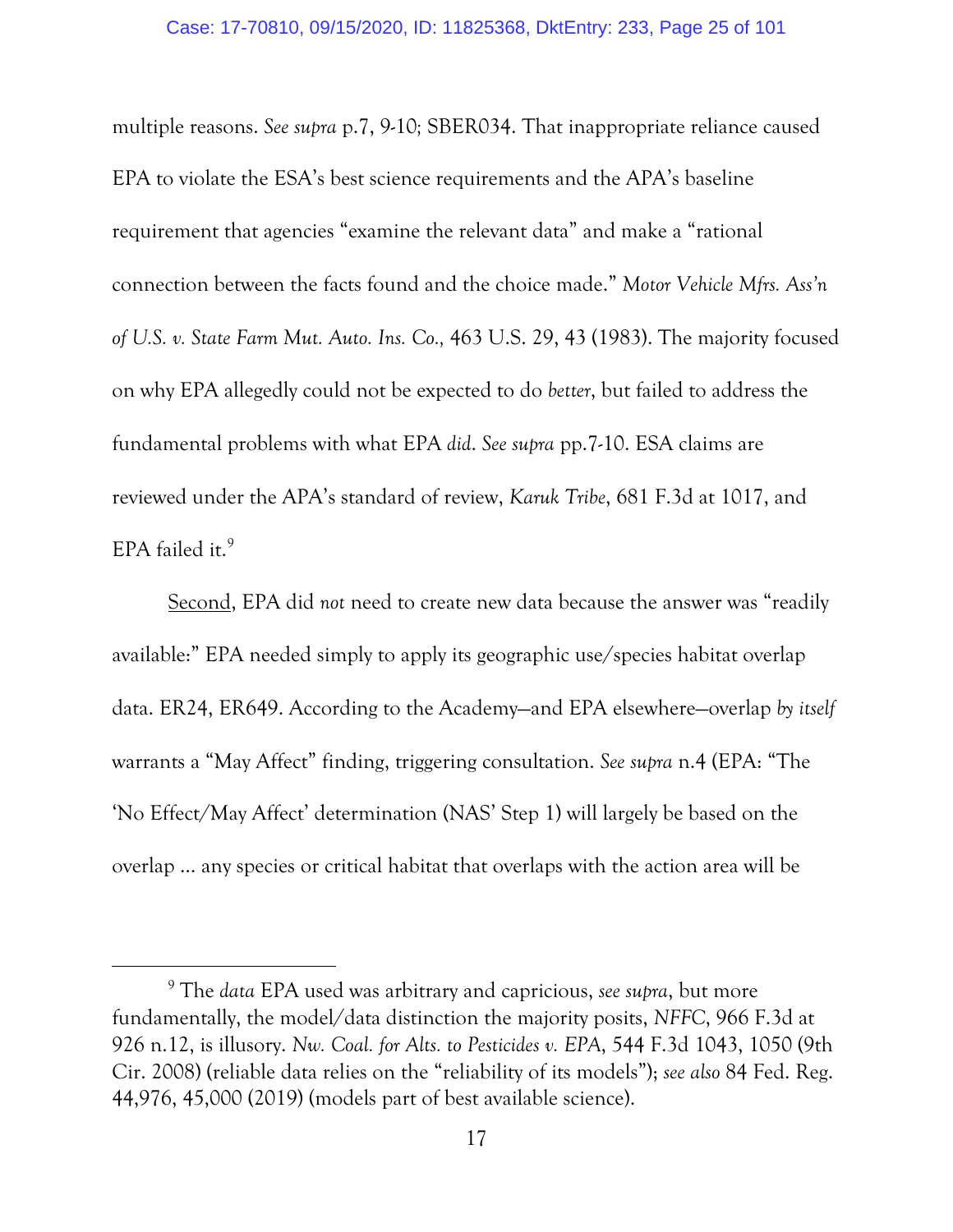multiple reasons. *See supra* p.7, 9-10; SBER034. That inappropriate reliance caused EPA to violate the ESA's best science requirements and the APA's baseline requirement that agencies "examine the relevant data" and make a "rational connection between the facts found and the choice made." *Motor Vehicle Mfrs. Ass'n of U.S. v. State Farm Mut. Auto. Ins. Co.*, 463 U.S. 29, 43 (1983). The majority focused on why EPA allegedly could not be expected to do *better*, but failed to address the fundamental problems with what EPA *did*. *See supra* pp.7-10. ESA claims are reviewed under the APA's standard of review, *Karuk Tribe*, 681 F.3d at 1017, and EPA failed it.[9]

Second, EPA did *not* need to create new data because the answer was "readily available:" EPA needed simply to apply its geographic use/species habitat overlap data. ER24, ER649. According to the Academy—and EPA elsewhere—overlap *by itself* warrants a "May Affect" finding, triggering consultation. *See supra* n.4 (EPA: "The 'No Effect/May Affect' determination (NAS' Step 1) will largely be based on the overlap ... any species or critical habitat that overlaps with the action area will be

---

[9] The *data* EPA used was arbitrary and capricious, *see supra*, but more fundamentally, the model/data distinction the majority posits, *NFFC*, 966 F.3d at 926 n.12, is illusory. *Nw. Coal. for Alts. to Pesticides v. EPA*, 544 F.3d 1043, 1050 (9th Cir. 2008) (reliable data relies on the "reliability of its models"); *see also* 84 Fed. Reg. 44,976, 45,000 (2019) (models part of best available science).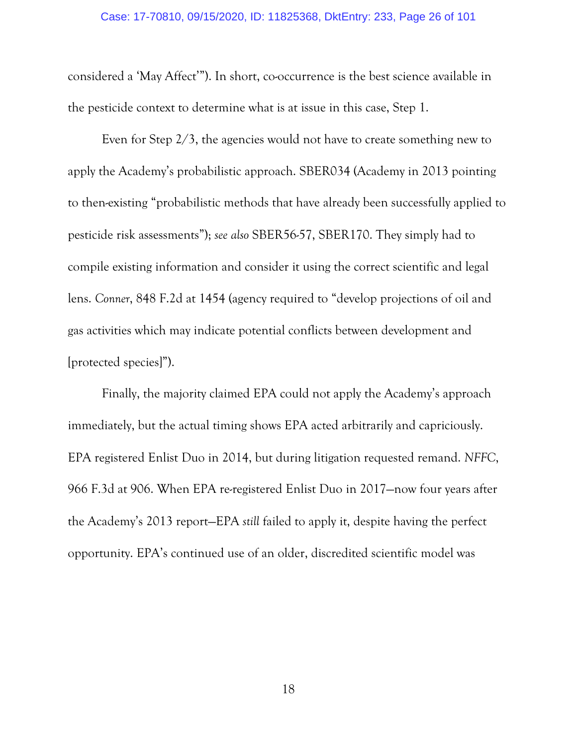considered a 'May Affect'"). In short, co-occurrence is the best science available in the pesticide context to determine what is at issue in this case, Step 1.

Even for Step 2/3, the agencies would not have to create something new to apply the Academy's probabilistic approach. SBER034 (Academy in 2013 pointing to then-existing "probabilistic methods that have already been successfully applied to pesticide risk assessments"); *see also* SBER56-57, SBER170. They simply had to compile existing information and consider it using the correct scientific and legal lens. *Conner*, 848 F.2d at 1454 (agency required to "develop projections of oil and gas activities which may indicate potential conflicts between development and [protected species]").

Finally, the majority claimed EPA could not apply the Academy's approach immediately, but the actual timing shows EPA acted arbitrarily and capriciously. EPA registered Enlist Duo in 2014, but during litigation requested remand. *NFFC*, 966 F.3d at 906. When EPA re-registered Enlist Duo in 2017—now four years after the Academy's 2013 report—EPA *still* failed to apply it, despite having the perfect opportunity. EPA's continued use of an older, discredited scientific model was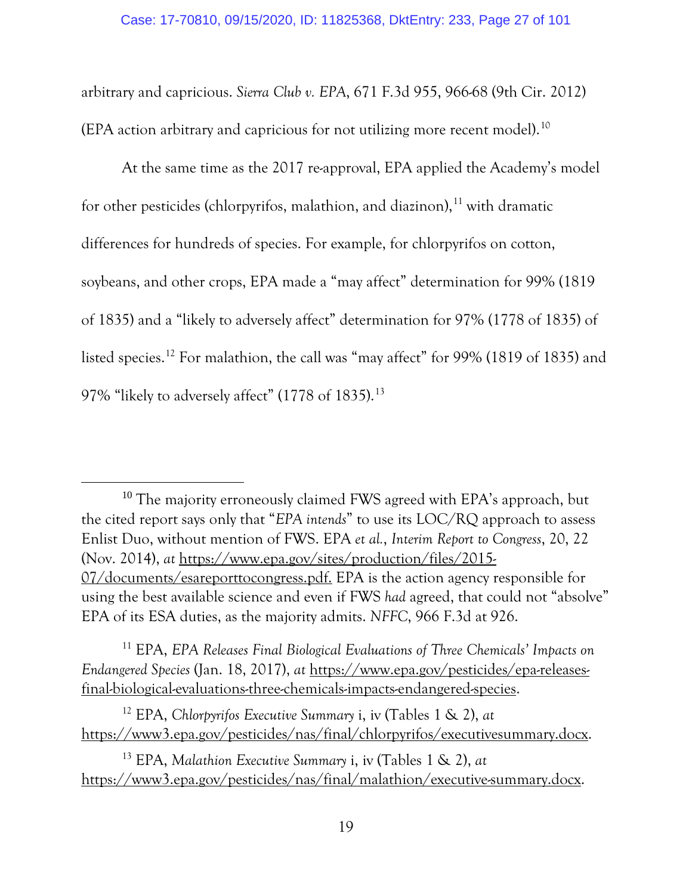arbitrary and capricious. *Sierra Club v. EPA*, 671 F.3d 955, 966-68 (9th Cir. 2012) (EPA action arbitrary and capricious for not utilizing more recent model).[10]

At the same time as the 2017 re-approval, EPA applied the Academy's model for other pesticides (chlorpyrifos, malathion, and diazinon),[11] with dramatic differences for hundreds of species. For example, for chlorpyrifos on cotton, soybeans, and other crops, EPA made a "may affect" determination for 99% (1819 of 1835) and a "likely to adversely affect" determination for 97% (1778 of 1835) of listed species.[12] For malathion, the call was "may affect" for 99% (1819 of 1835) and 97% "likely to adversely affect" (1778 of 1835).[13]

---

[10] The majority erroneously claimed FWS agreed with EPA's approach, but the cited report says only that "*EPA intends*" to use its LOC/RQ approach to assess Enlist Duo, without mention of FWS. EPA *et al.*, *Interim Report to Congress*, 20, 22 (Nov. 2014), *at* https://www.epa.gov/sites/production/files/2015-07/documents/esareporttocongress.pdf. EPA is the action agency responsible for using the best available science and even if FWS *had* agreed, that could not "absolve" EPA of its ESA duties, as the majority admits. *NFFC*, 966 F.3d at 926.

[11] EPA, *EPA Releases Final Biological Evaluations of Three Chemicals' Impacts on Endangered Species* (Jan. 18, 2017), *at* https://www.epa.gov/pesticides/epa-releases-final-biological-evaluations-three-chemicals-impacts-endangered-species.

[12] EPA, *Chlorpyrifos Executive Summary* i, iv (Tables 1 & 2), *at* https://www3.epa.gov/pesticides/nas/final/chlorpyrifos/executivesummary.docx.

[13] EPA, *Malathion Executive Summary* i, iv (Tables 1 & 2), *at* https://www3.epa.gov/pesticides/nas/final/malathion/executive-summary.docx.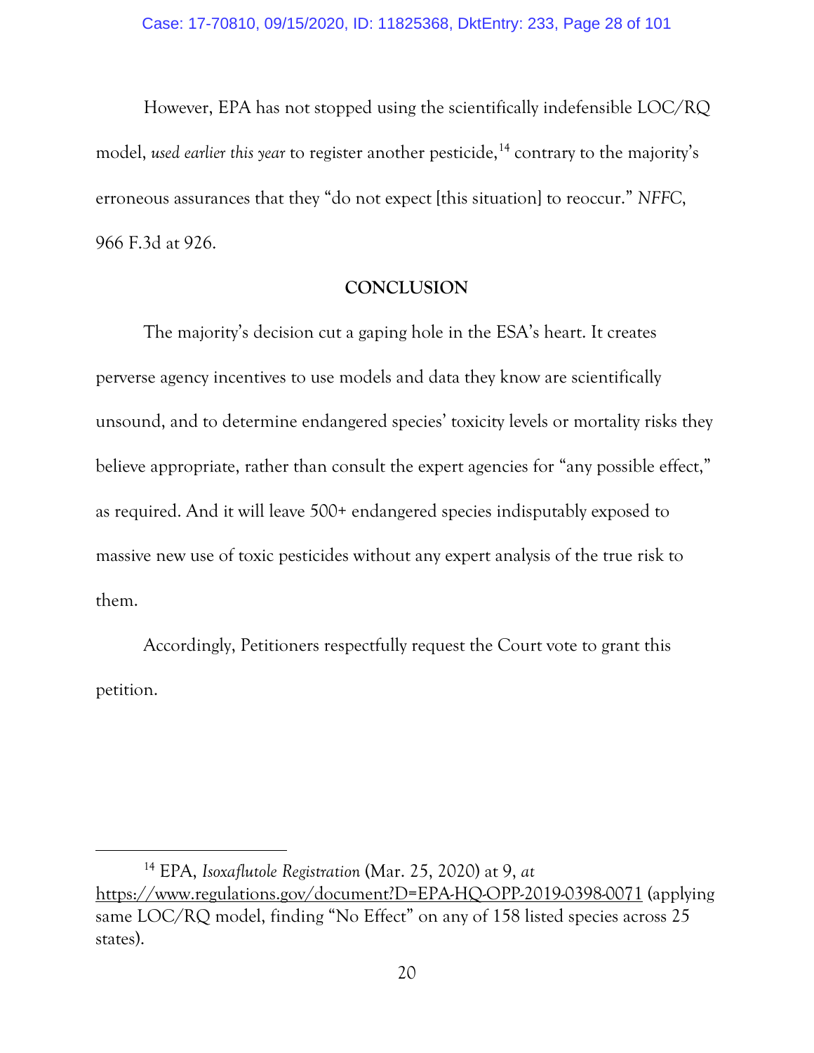However, EPA has not stopped using the scientifically indefensible LOC/RQ model, *used earlier this year* to register another pesticide,[14] contrary to the majority's erroneous assurances that they "do not expect [this situation] to reoccur." *NFFC*, 966 F.3d at 926.

## CONCLUSION

The majority's decision cut a gaping hole in the ESA's heart. It creates perverse agency incentives to use models and data they know are scientifically unsound, and to determine endangered species' toxicity levels or mortality risks they believe appropriate, rather than consult the expert agencies for "any possible effect," as required. And it will leave 500+ endangered species indisputably exposed to massive new use of toxic pesticides without any expert analysis of the true risk to them.

Accordingly, Petitioners respectfully request the Court vote to grant this petition.

---

[14] EPA, *Isoxaflutole Registration* (Mar. 25, 2020) at 9, *at* https://www.regulations.gov/document?D=EPA-HQ-OPP-2019-0398-0071 (applying same LOC/RQ model, finding "No Effect" on any of 158 listed species across 25 states).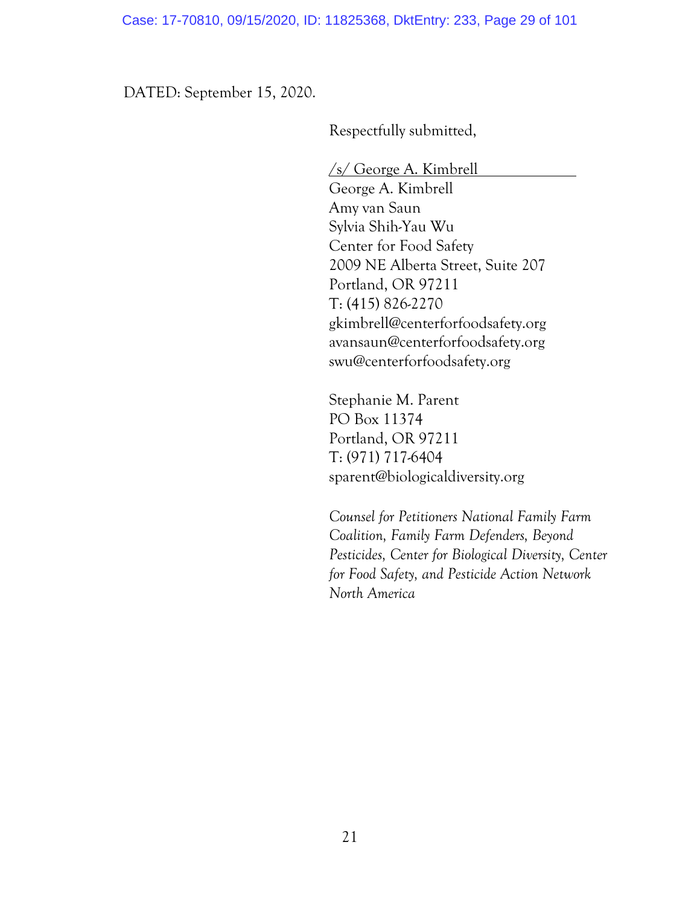DATED: September 15, 2020.

Respectfully submitted,

/s/ George A. Kimbrell
George A. Kimbrell
Amy van Saun
Sylvia Shih-Yau Wu
Center for Food Safety
2009 NE Alberta Street, Suite 207
Portland, OR 97211
T: (415) 826-2270
gkimbrell@centerforfoodsafety.org
avansaun@centerforfoodsafety.org
swu@centerforfoodsafety.org

Stephanie M. Parent
PO Box 11374
Portland, OR 97211
T: (971) 717-6404
sparent@biologicaldiversity.org

*Counsel for Petitioners National Family Farm Coalition, Family Farm Defenders, Beyond Pesticides, Center for Biological Diversity, Center for Food Safety, and Pesticide Action Network North America*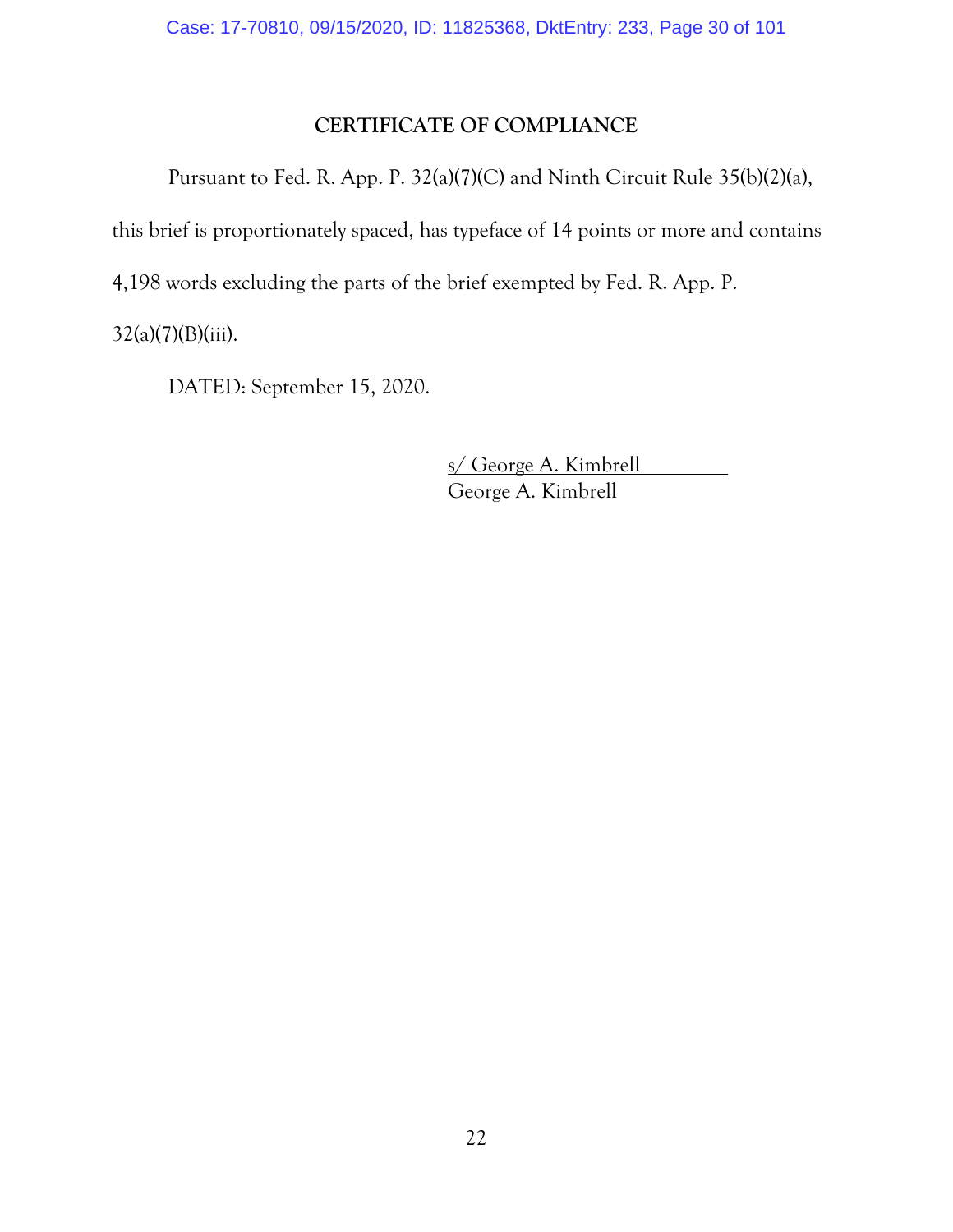## CERTIFICATE OF COMPLIANCE

Pursuant to Fed. R. App. P. 32(a)(7)(C) and Ninth Circuit Rule 35(b)(2)(a), this brief is proportionately spaced, has typeface of 14 points or more and contains 4,198 words excluding the parts of the brief exempted by Fed. R. App. P. 32(a)(7)(B)(iii).

DATED: September 15, 2020.

s/ George A. Kimbrell
George A. Kimbrell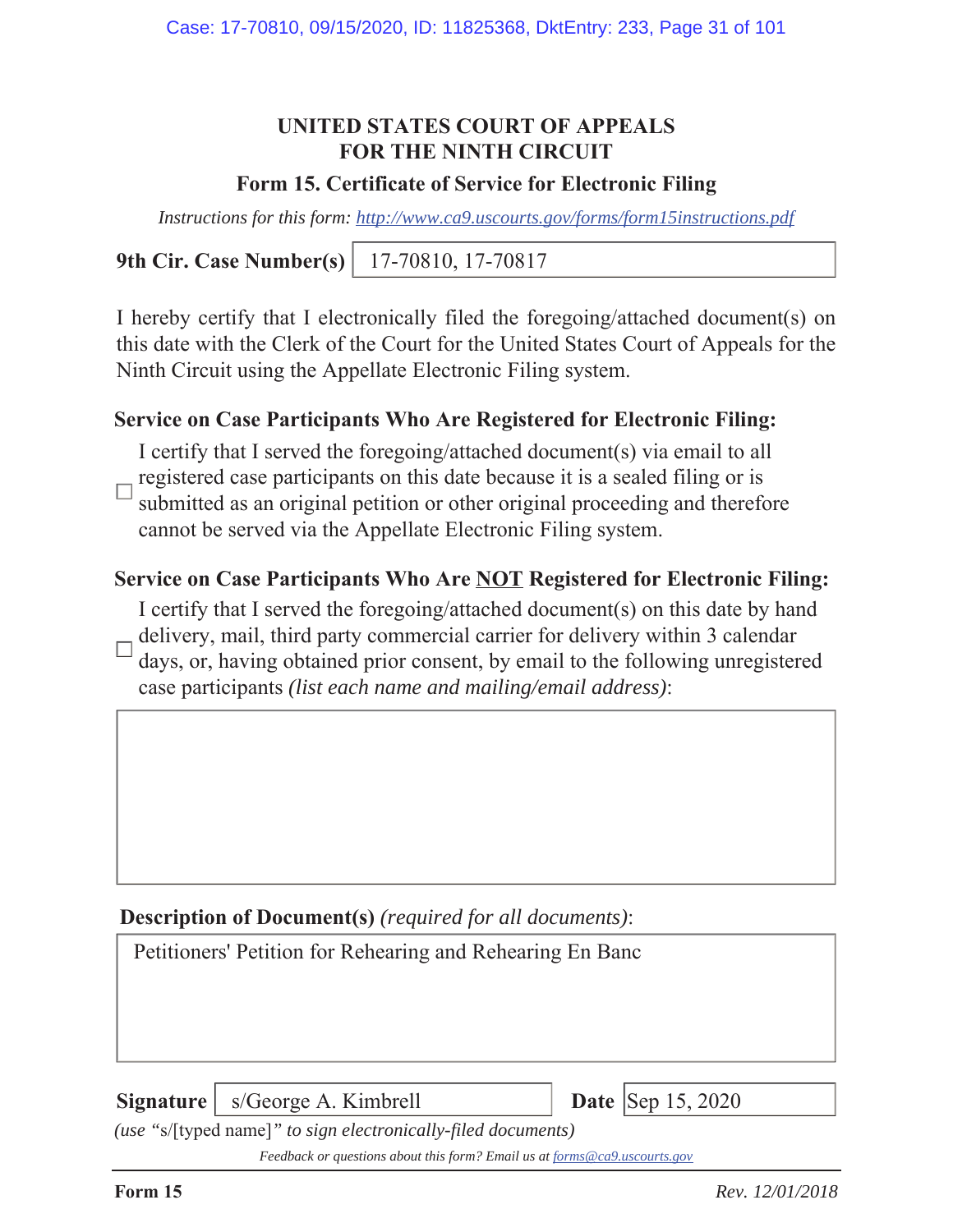## UNITED STATES COURT OF APPEALS
## FOR THE NINTH CIRCUIT

### Form 15. Certificate of Service for Electronic Filing

*Instructions for this form: http://www.ca9.uscourts.gov/forms/form15instructions.pdf*

**9th Cir. Case Number(s)** 17-70810, 17-70817

I hereby certify that I electronically filed the foregoing/attached document(s) on this date with the Clerk of the Court for the United States Court of Appeals for the Ninth Circuit using the Appellate Electronic Filing system.

**Service on Case Participants Who Are Registered for Electronic Filing:**

☐ I certify that I served the foregoing/attached document(s) via email to all registered case participants on this date because it is a sealed filing or is submitted as an original petition or other original proceeding and therefore cannot be served via the Appellate Electronic Filing system.

**Service on Case Participants Who Are NOT Registered for Electronic Filing:**

☐ I certify that I served the foregoing/attached document(s) on this date by hand delivery, mail, third party commercial carrier for delivery within 3 calendar days, or, having obtained prior consent, by email to the following unregistered case participants *(list each name and mailing/email address)*:

**Description of Document(s)** *(required for all documents)*:

Petitioners' Petition for Rehearing and Rehearing En Banc

**Signature** s/George A. Kimbrell **Date** Sep 15, 2020

*(use "s/[typed name]" to sign electronically-filed documents)*

*Feedback or questions about this form? Email us at forms@ca9.uscourts.gov*

**Form 15** *Rev. 12/01/2018*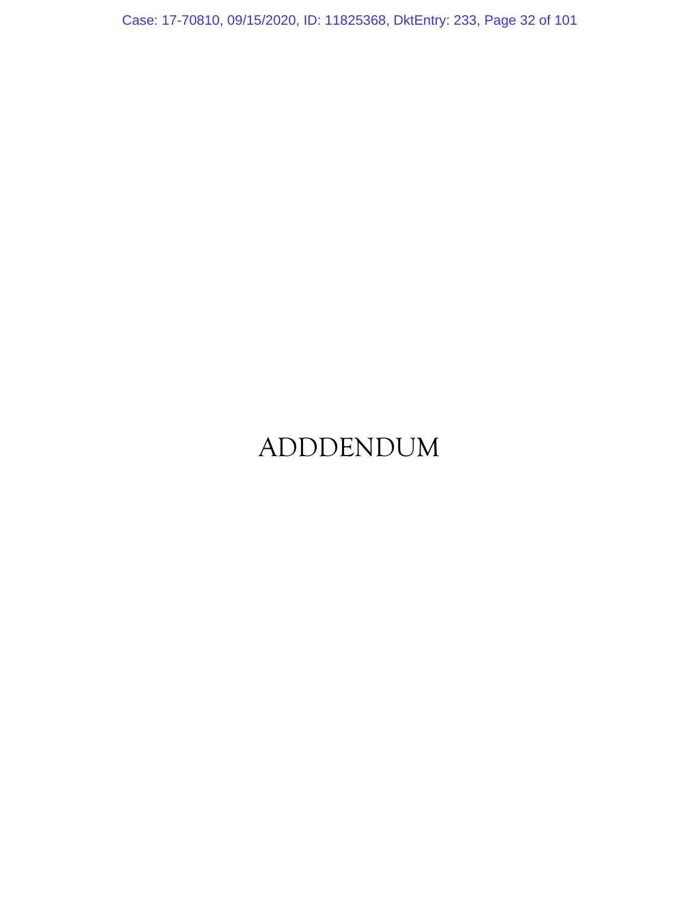# ADDDENDUM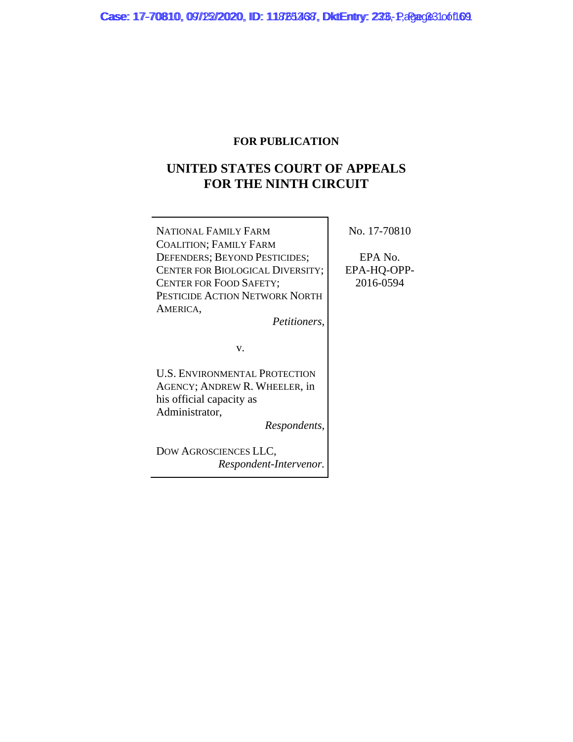**FOR PUBLICATION**

# UNITED STATES COURT OF APPEALS FOR THE NINTH CIRCUIT

| | |
|---|---|
| NATIONAL FAMILY FARM COALITION; FAMILY FARM DEFENDERS; BEYOND PESTICIDES; CENTER FOR BIOLOGICAL DIVERSITY; CENTER FOR FOOD SAFETY; PESTICIDE ACTION NETWORK NORTH AMERICA, *Petitioners*, | No. 17-70810 |
| v. | EPA No. EPA-HQ-OPP-2016-0594 |
| U.S. ENVIRONMENTAL PROTECTION AGENCY; ANDREW R. WHEELER, in his official capacity as Administrator, *Respondents*, | |
| DOW AGROSCIENCES LLC, *Respondent-Intervenor.* | |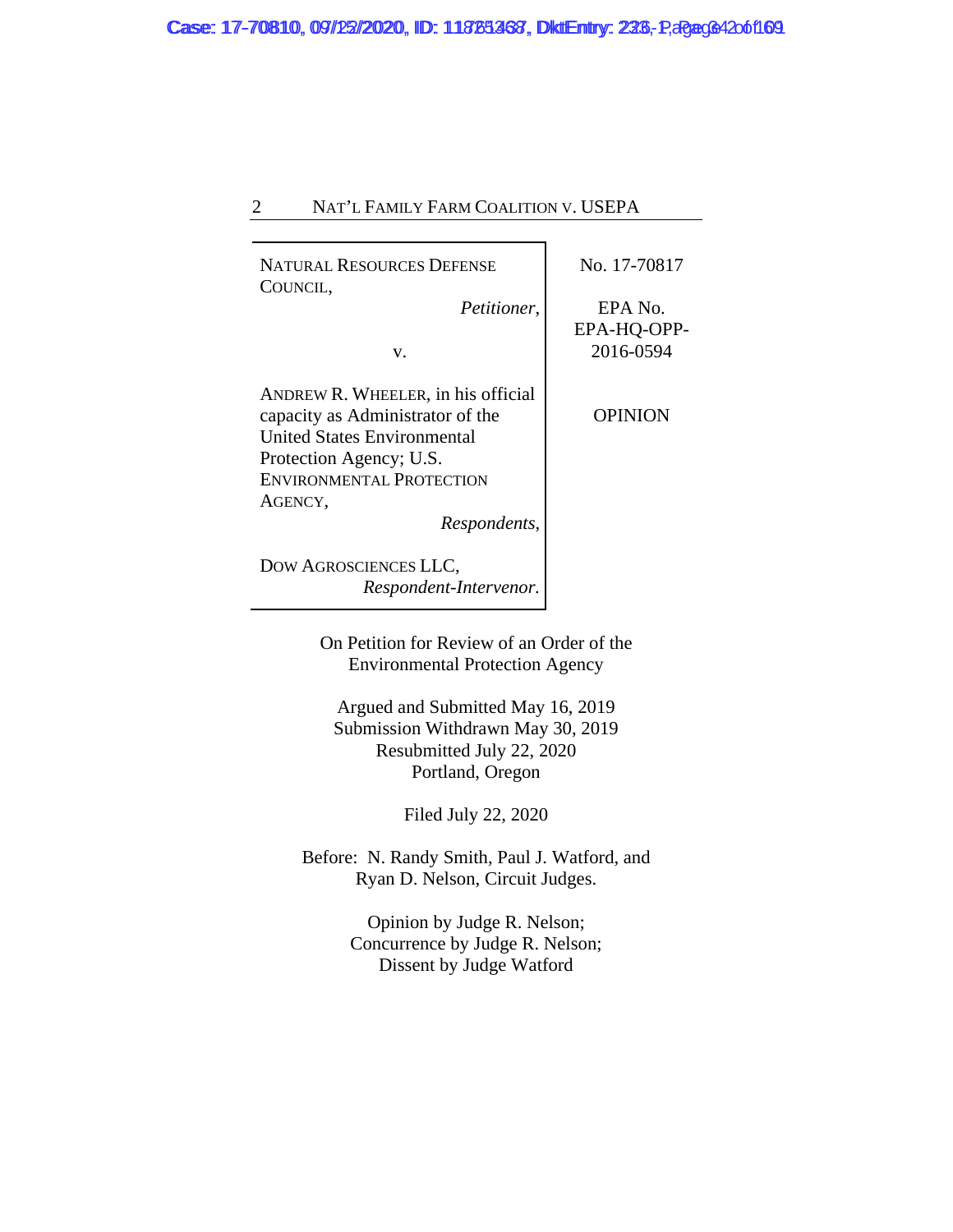| | |
|---|---|
| NATURAL RESOURCES DEFENSE COUNCIL,<br>*Petitioner*,<br><br>v.<br><br>ANDREW R. WHEELER, in his official capacity as Administrator of the United States Environmental Protection Agency; U.S. ENVIRONMENTAL PROTECTION AGENCY,<br>*Respondents*,<br><br>DOW AGROSCIENCES LLC,<br>*Respondent-Intervenor.* | No. 17-70817<br><br>EPA No. EPA-HQ-OPP-2016-0594<br><br>OPINION |

On Petition for Review of an Order of the Environmental Protection Agency

Argued and Submitted May 16, 2019
Submission Withdrawn May 30, 2019
Resubmitted July 22, 2020
Portland, Oregon

Filed July 22, 2020

Before: N. Randy Smith, Paul J. Watford, and Ryan D. Nelson, Circuit Judges.

Opinion by Judge R. Nelson;
Concurrence by Judge R. Nelson;
Dissent by Judge Watford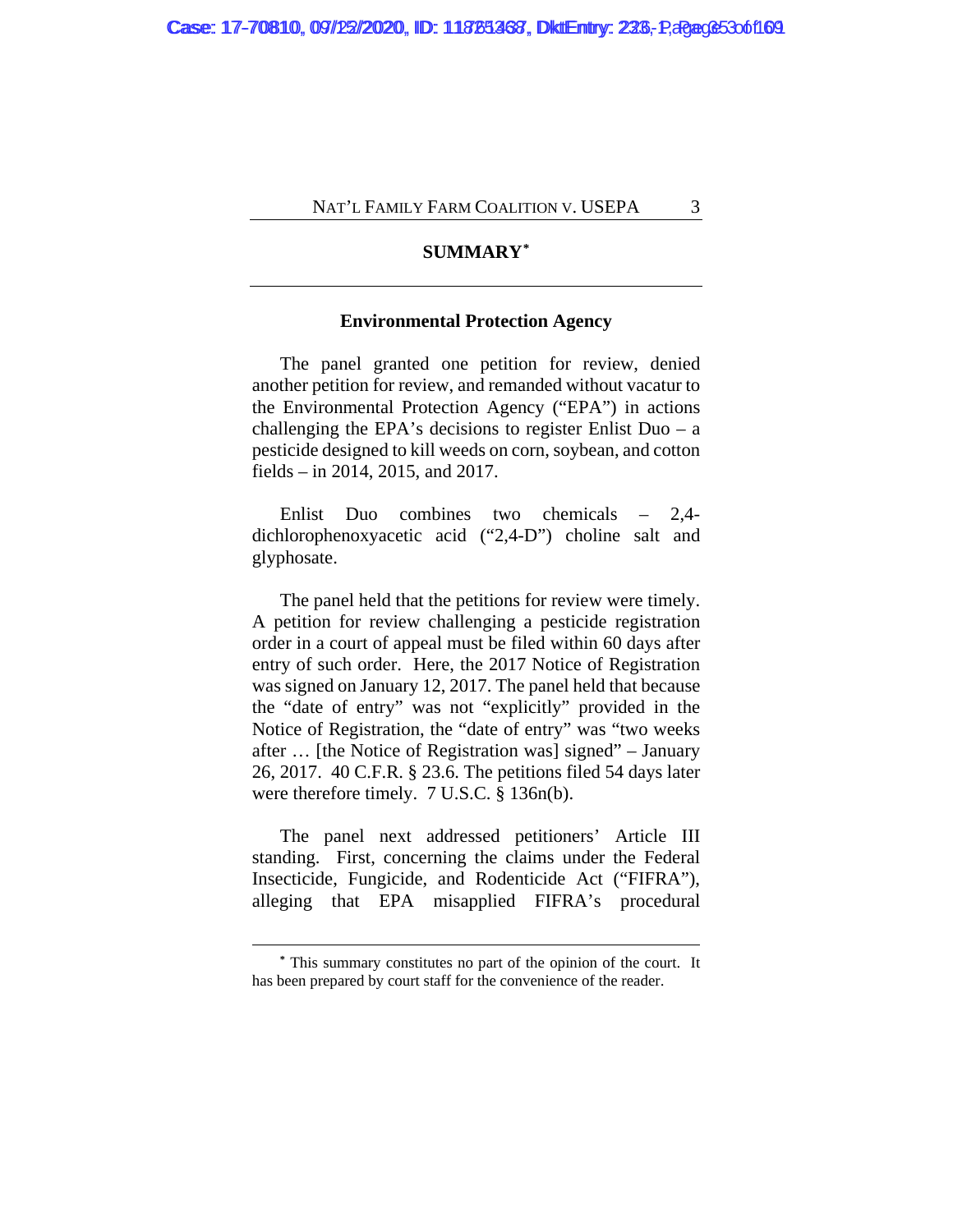## SUMMARY[*]

### Environmental Protection Agency

The panel granted one petition for review, denied another petition for review, and remanded without vacatur to the Environmental Protection Agency ("EPA") in actions challenging the EPA's decisions to register Enlist Duo – a pesticide designed to kill weeds on corn, soybean, and cotton fields – in 2014, 2015, and 2017.

Enlist Duo combines two chemicals – 2,4-dichlorophenoxyacetic acid ("2,4-D") choline salt and glyphosate.

The panel held that the petitions for review were timely. A petition for review challenging a pesticide registration order in a court of appeal must be filed within 60 days after entry of such order. Here, the 2017 Notice of Registration was signed on January 12, 2017. The panel held that because the "date of entry" was not "explicitly" provided in the Notice of Registration, the "date of entry" was "two weeks after … [the Notice of Registration was] signed" – January 26, 2017. 40 C.F.R. § 23.6. The petitions filed 54 days later were therefore timely. 7 U.S.C. § 136n(b).

The panel next addressed petitioners' Article III standing. First, concerning the claims under the Federal Insecticide, Fungicide, and Rodenticide Act ("FIFRA"), alleging that EPA misapplied FIFRA's procedural

---

[*] This summary constitutes no part of the opinion of the court. It has been prepared by court staff for the convenience of the reader.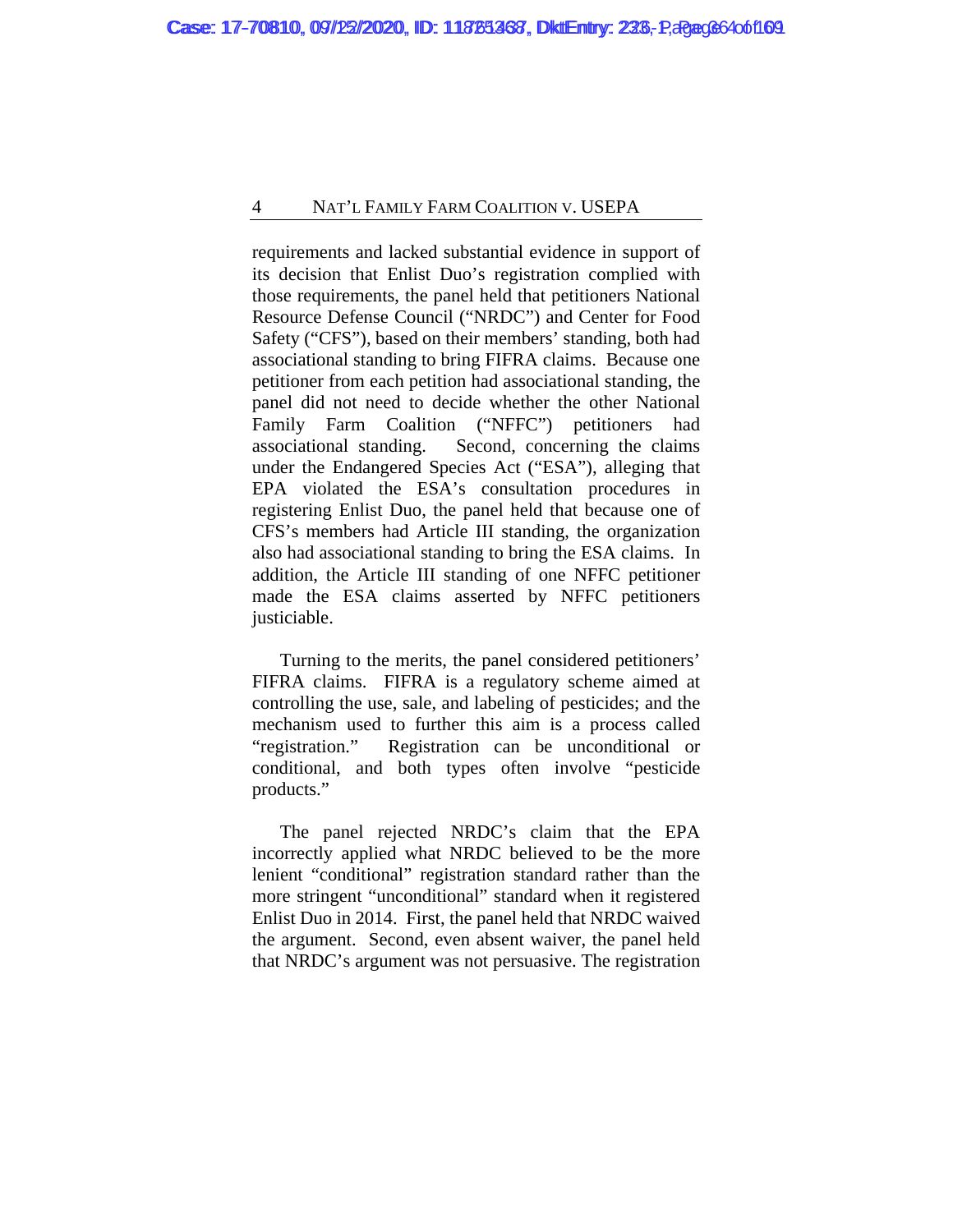requirements and lacked substantial evidence in support of its decision that Enlist Duo's registration complied with those requirements, the panel held that petitioners National Resource Defense Council ("NRDC") and Center for Food Safety ("CFS"), based on their members' standing, both had associational standing to bring FIFRA claims. Because one petitioner from each petition had associational standing, the panel did not need to decide whether the other National Family Farm Coalition ("NFFC") petitioners had associational standing. Second, concerning the claims under the Endangered Species Act ("ESA"), alleging that EPA violated the ESA's consultation procedures in registering Enlist Duo, the panel held that because one of CFS's members had Article III standing, the organization also had associational standing to bring the ESA claims. In addition, the Article III standing of one NFFC petitioner made the ESA claims asserted by NFFC petitioners justiciable.

Turning to the merits, the panel considered petitioners' FIFRA claims. FIFRA is a regulatory scheme aimed at controlling the use, sale, and labeling of pesticides; and the mechanism used to further this aim is a process called "registration." Registration can be unconditional or conditional, and both types often involve "pesticide products."

The panel rejected NRDC's claim that the EPA incorrectly applied what NRDC believed to be the more lenient "conditional" registration standard rather than the more stringent "unconditional" standard when it registered Enlist Duo in 2014. First, the panel held that NRDC waived the argument. Second, even absent waiver, the panel held that NRDC's argument was not persuasive. The registration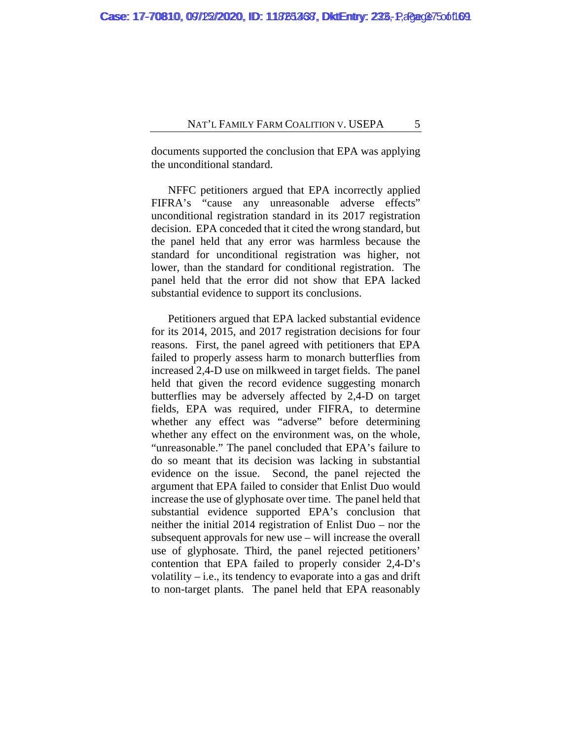documents supported the conclusion that EPA was applying the unconditional standard.

NFFC petitioners argued that EPA incorrectly applied FIFRA's "cause any unreasonable adverse effects" unconditional registration standard in its 2017 registration decision. EPA conceded that it cited the wrong standard, but the panel held that any error was harmless because the standard for unconditional registration was higher, not lower, than the standard for conditional registration. The panel held that the error did not show that EPA lacked substantial evidence to support its conclusions.

Petitioners argued that EPA lacked substantial evidence for its 2014, 2015, and 2017 registration decisions for four reasons. First, the panel agreed with petitioners that EPA failed to properly assess harm to monarch butterflies from increased 2,4-D use on milkweed in target fields. The panel held that given the record evidence suggesting monarch butterflies may be adversely affected by 2,4-D on target fields, EPA was required, under FIFRA, to determine whether any effect was "adverse" before determining whether any effect on the environment was, on the whole, "unreasonable." The panel concluded that EPA's failure to do so meant that its decision was lacking in substantial evidence on the issue. Second, the panel rejected the argument that EPA failed to consider that Enlist Duo would increase the use of glyphosate over time. The panel held that substantial evidence supported EPA's conclusion that neither the initial 2014 registration of Enlist Duo – nor the subsequent approvals for new use – will increase the overall use of glyphosate. Third, the panel rejected petitioners' contention that EPA failed to properly consider 2,4-D's volatility – i.e., its tendency to evaporate into a gas and drift to non-target plants. The panel held that EPA reasonably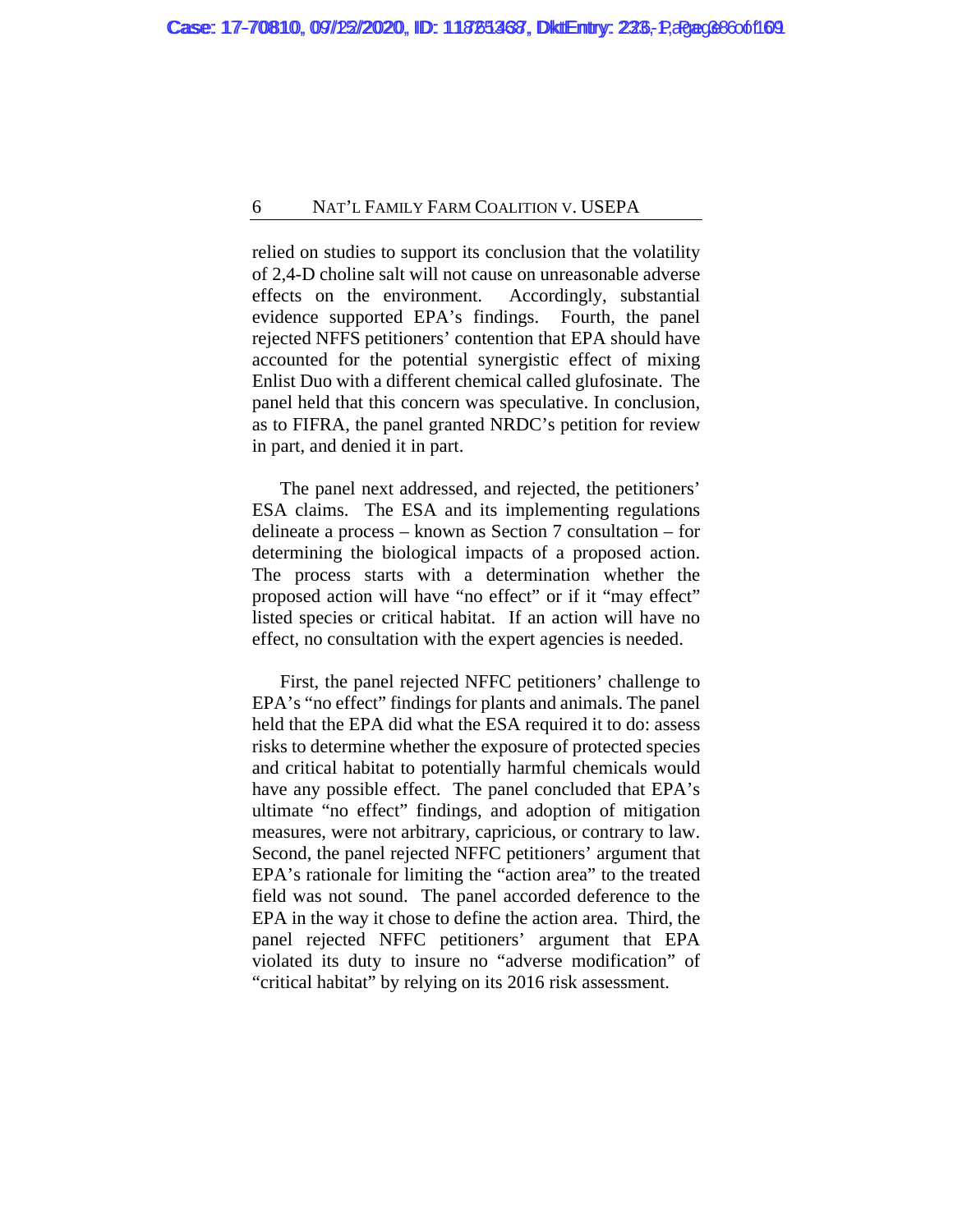relied on studies to support its conclusion that the volatility of 2,4-D choline salt will not cause on unreasonable adverse effects on the environment. Accordingly, substantial evidence supported EPA's findings. Fourth, the panel rejected NFFS petitioners' contention that EPA should have accounted for the potential synergistic effect of mixing Enlist Duo with a different chemical called glufosinate. The panel held that this concern was speculative. In conclusion, as to FIFRA, the panel granted NRDC's petition for review in part, and denied it in part.

The panel next addressed, and rejected, the petitioners' ESA claims. The ESA and its implementing regulations delineate a process – known as Section 7 consultation – for determining the biological impacts of a proposed action. The process starts with a determination whether the proposed action will have "no effect" or if it "may effect" listed species or critical habitat. If an action will have no effect, no consultation with the expert agencies is needed.

First, the panel rejected NFFC petitioners' challenge to EPA's "no effect" findings for plants and animals. The panel held that the EPA did what the ESA required it to do: assess risks to determine whether the exposure of protected species and critical habitat to potentially harmful chemicals would have any possible effect. The panel concluded that EPA's ultimate "no effect" findings, and adoption of mitigation measures, were not arbitrary, capricious, or contrary to law. Second, the panel rejected NFFC petitioners' argument that EPA's rationale for limiting the "action area" to the treated field was not sound. The panel accorded deference to the EPA in the way it chose to define the action area. Third, the panel rejected NFFC petitioners' argument that EPA violated its duty to insure no "adverse modification" of "critical habitat" by relying on its 2016 risk assessment.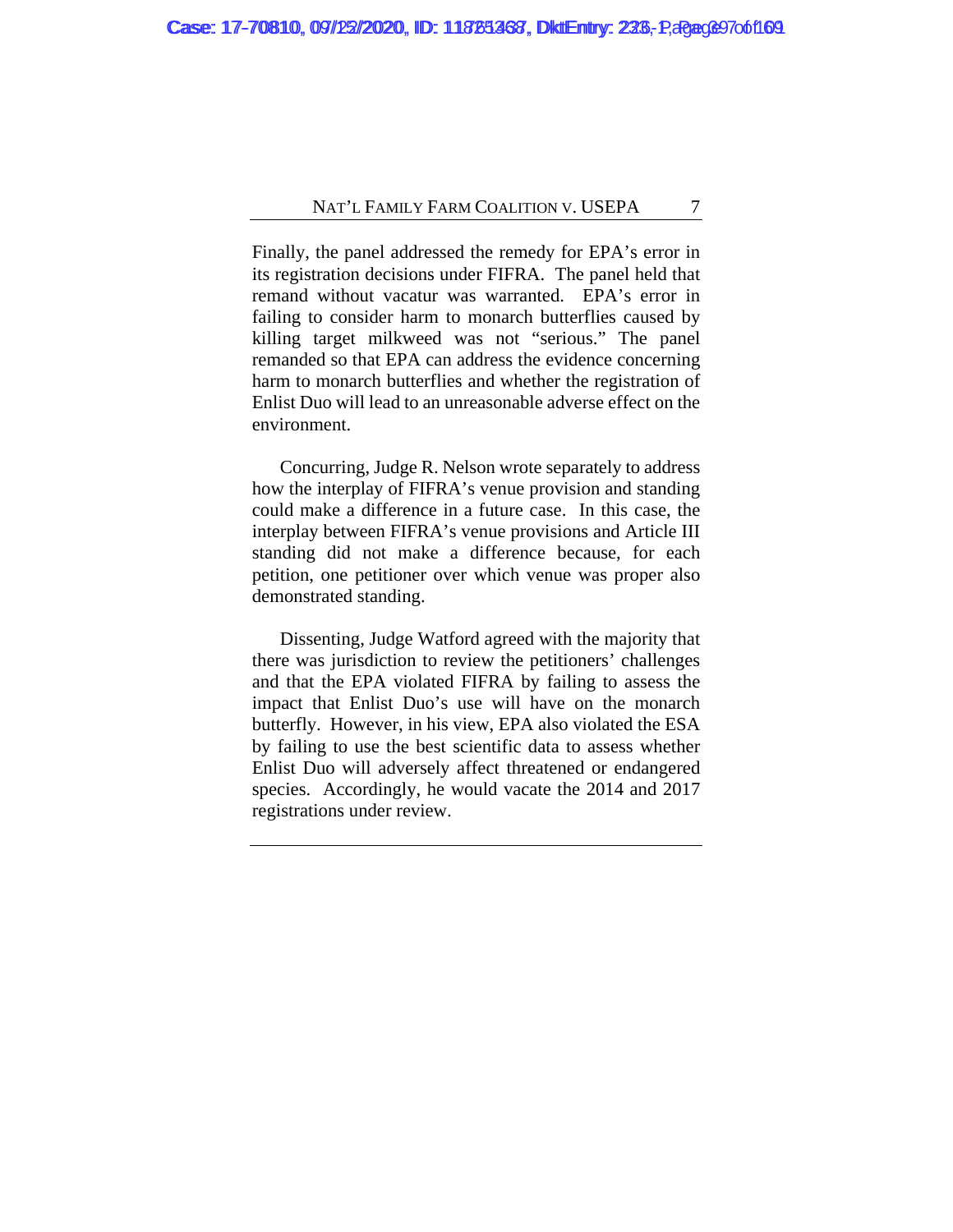Finally, the panel addressed the remedy for EPA's error in its registration decisions under FIFRA. The panel held that remand without vacatur was warranted. EPA's error in failing to consider harm to monarch butterflies caused by killing target milkweed was not "serious." The panel remanded so that EPA can address the evidence concerning harm to monarch butterflies and whether the registration of Enlist Duo will lead to an unreasonable adverse effect on the environment.

Concurring, Judge R. Nelson wrote separately to address how the interplay of FIFRA's venue provision and standing could make a difference in a future case. In this case, the interplay between FIFRA's venue provisions and Article III standing did not make a difference because, for each petition, one petitioner over which venue was proper also demonstrated standing.

Dissenting, Judge Watford agreed with the majority that there was jurisdiction to review the petitioners' challenges and that the EPA violated FIFRA by failing to assess the impact that Enlist Duo's use will have on the monarch butterfly. However, in his view, EPA also violated the ESA by failing to use the best scientific data to assess whether Enlist Duo will adversely affect threatened or endangered species. Accordingly, he would vacate the 2014 and 2017 registrations under review.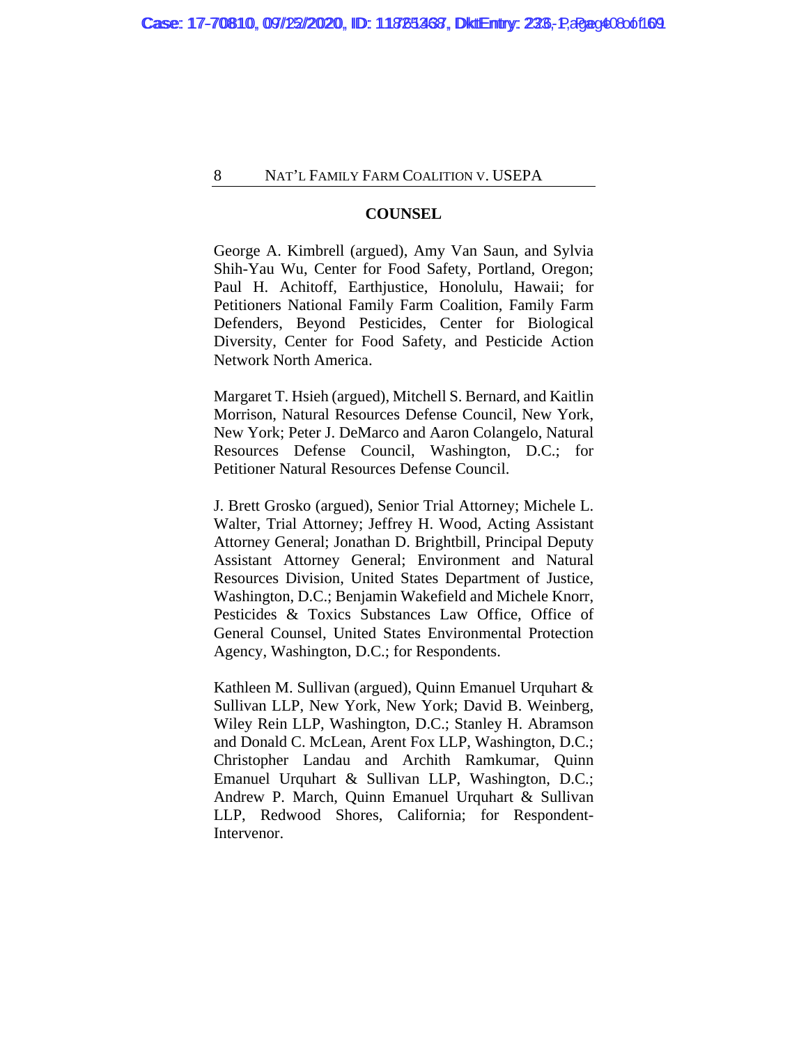## COUNSEL

George A. Kimbrell (argued), Amy Van Saun, and Sylvia Shih-Yau Wu, Center for Food Safety, Portland, Oregon; Paul H. Achitoff, Earthjustice, Honolulu, Hawaii; for Petitioners National Family Farm Coalition, Family Farm Defenders, Beyond Pesticides, Center for Biological Diversity, Center for Food Safety, and Pesticide Action Network North America.

Margaret T. Hsieh (argued), Mitchell S. Bernard, and Kaitlin Morrison, Natural Resources Defense Council, New York, New York; Peter J. DeMarco and Aaron Colangelo, Natural Resources Defense Council, Washington, D.C.; for Petitioner Natural Resources Defense Council.

J. Brett Grosko (argued), Senior Trial Attorney; Michele L. Walter, Trial Attorney; Jeffrey H. Wood, Acting Assistant Attorney General; Jonathan D. Brightbill, Principal Deputy Assistant Attorney General; Environment and Natural Resources Division, United States Department of Justice, Washington, D.C.; Benjamin Wakefield and Michele Knorr, Pesticides & Toxics Substances Law Office, Office of General Counsel, United States Environmental Protection Agency, Washington, D.C.; for Respondents.

Kathleen M. Sullivan (argued), Quinn Emanuel Urquhart & Sullivan LLP, New York, New York; David B. Weinberg, Wiley Rein LLP, Washington, D.C.; Stanley H. Abramson and Donald C. McLean, Arent Fox LLP, Washington, D.C.; Christopher Landau and Archith Ramkumar, Quinn Emanuel Urquhart & Sullivan LLP, Washington, D.C.; Andrew P. March, Quinn Emanuel Urquhart & Sullivan LLP, Redwood Shores, California; for Respondent-Intervenor.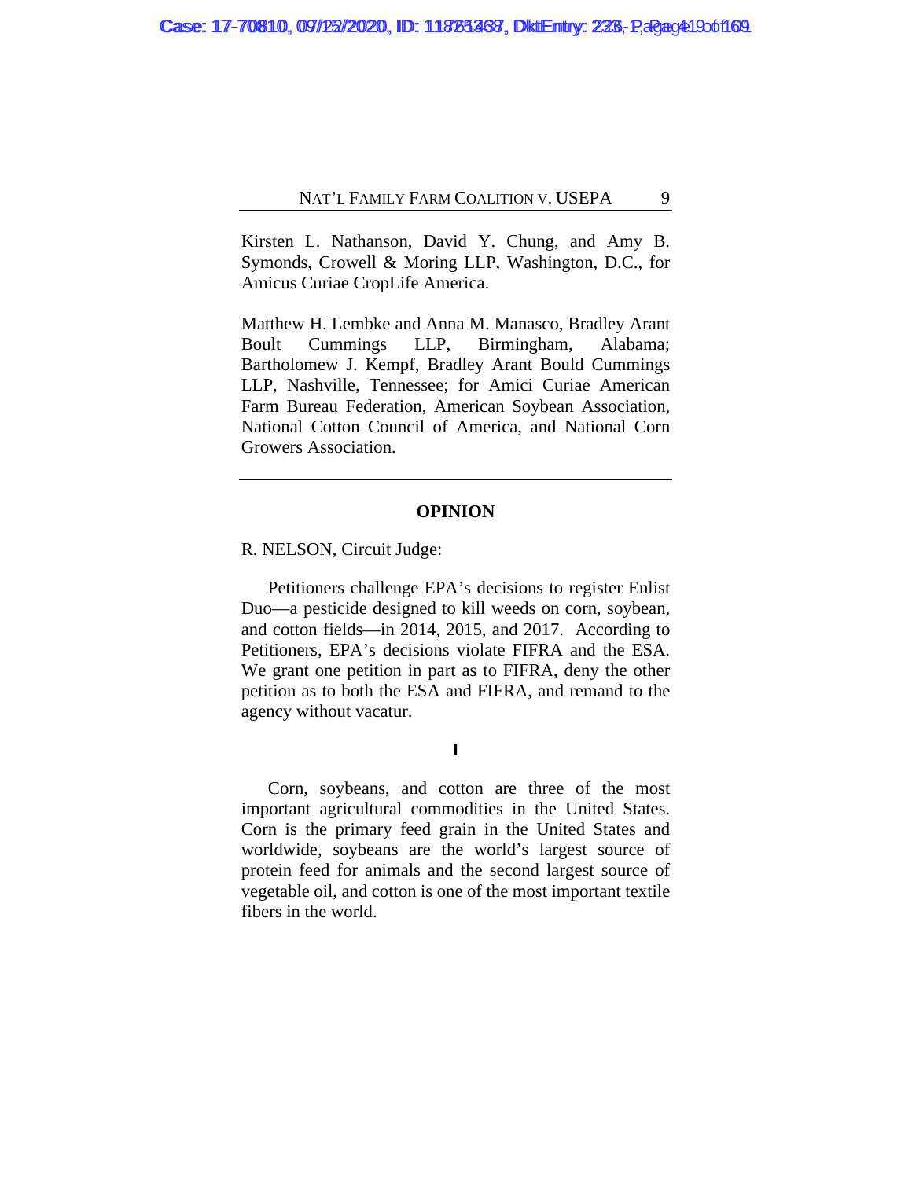Kirsten L. Nathanson, David Y. Chung, and Amy B. Symonds, Crowell & Moring LLP, Washington, D.C., for Amicus Curiae CropLife America.

Matthew H. Lembke and Anna M. Manasco, Bradley Arant Boult Cummings LLP, Birmingham, Alabama; Bartholomew J. Kempf, Bradley Arant Bould Cummings LLP, Nashville, Tennessee; for Amici Curiae American Farm Bureau Federation, American Soybean Association, National Cotton Council of America, and National Corn Growers Association.

---

## OPINION

R. NELSON, Circuit Judge:

Petitioners challenge EPA's decisions to register Enlist Duo—a pesticide designed to kill weeds on corn, soybean, and cotton fields—in 2014, 2015, and 2017. According to Petitioners, EPA's decisions violate FIFRA and the ESA. We grant one petition in part as to FIFRA, deny the other petition as to both the ESA and FIFRA, and remand to the agency without vacatur.

### I

Corn, soybeans, and cotton are three of the most important agricultural commodities in the United States. Corn is the primary feed grain in the United States and worldwide, soybeans are the world's largest source of protein feed for animals and the second largest source of vegetable oil, and cotton is one of the most important textile fibers in the world.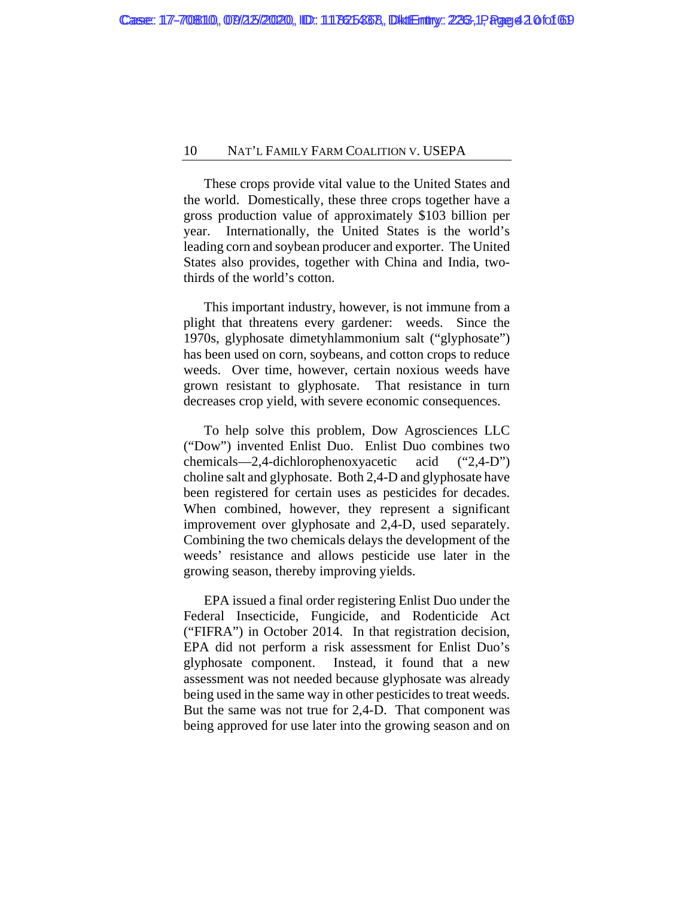These crops provide vital value to the United States and the world. Domestically, these three crops together have a gross production value of approximately $103 billion per year. Internationally, the United States is the world's leading corn and soybean producer and exporter. The United States also provides, together with China and India, two-thirds of the world's cotton.

This important industry, however, is not immune from a plight that threatens every gardener: weeds. Since the 1970s, glyphosate dimetyhlammonium salt ("glyphosate") has been used on corn, soybeans, and cotton crops to reduce weeds. Over time, however, certain noxious weeds have grown resistant to glyphosate. That resistance in turn decreases crop yield, with severe economic consequences.

To help solve this problem, Dow Agrosciences LLC ("Dow") invented Enlist Duo. Enlist Duo combines two chemicals—2,4-dichlorophenoxyacetic acid ("2,4-D") choline salt and glyphosate. Both 2,4-D and glyphosate have been registered for certain uses as pesticides for decades. When combined, however, they represent a significant improvement over glyphosate and 2,4-D, used separately. Combining the two chemicals delays the development of the weeds' resistance and allows pesticide use later in the growing season, thereby improving yields.

EPA issued a final order registering Enlist Duo under the Federal Insecticide, Fungicide, and Rodenticide Act ("FIFRA") in October 2014. In that registration decision, EPA did not perform a risk assessment for Enlist Duo's glyphosate component. Instead, it found that a new assessment was not needed because glyphosate was already being used in the same way in other pesticides to treat weeds. But the same was not true for 2,4-D. That component was being approved for use later into the growing season and on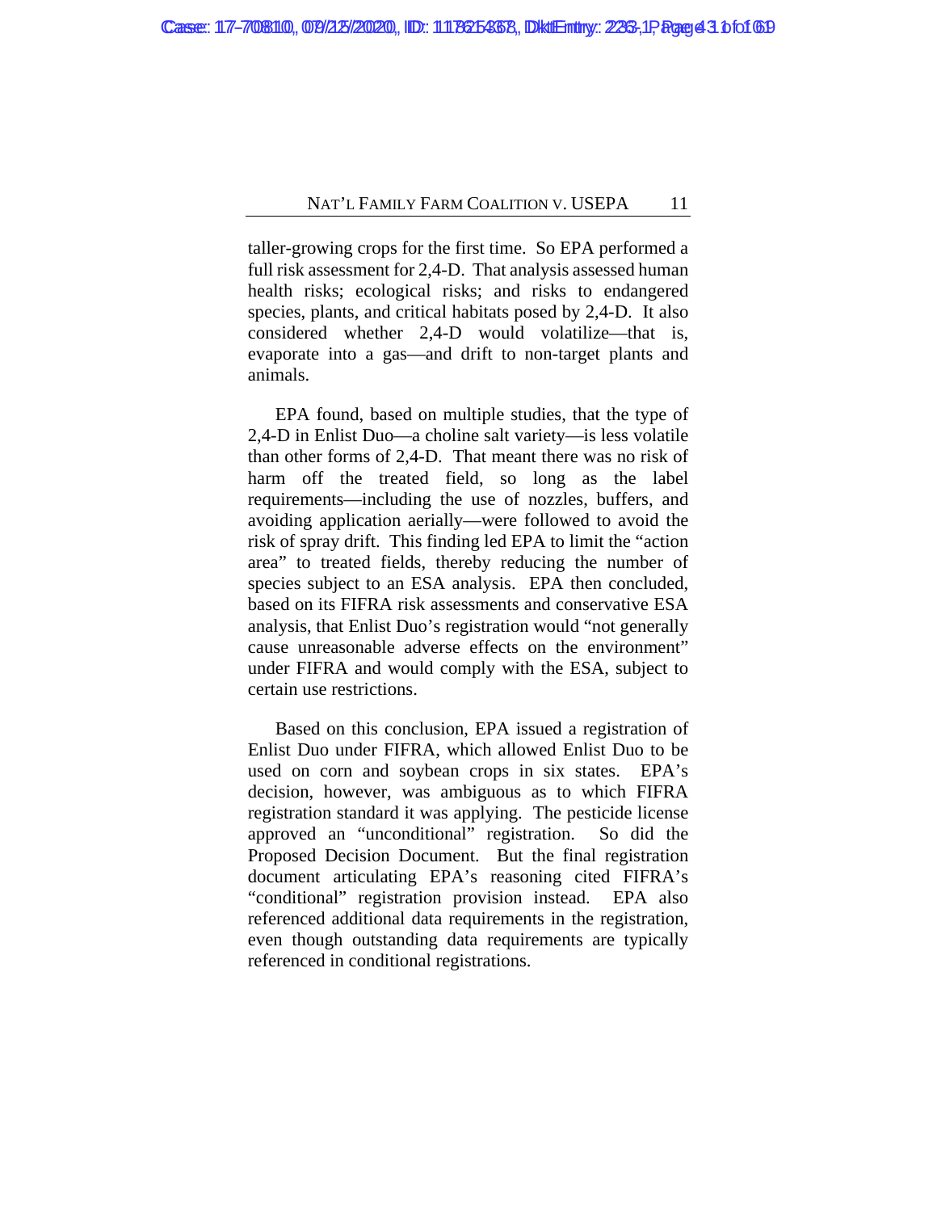taller-growing crops for the first time. So EPA performed a full risk assessment for 2,4-D. That analysis assessed human health risks; ecological risks; and risks to endangered species, plants, and critical habitats posed by 2,4-D. It also considered whether 2,4-D would volatilize—that is, evaporate into a gas—and drift to non-target plants and animals.

EPA found, based on multiple studies, that the type of 2,4-D in Enlist Duo—a choline salt variety—is less volatile than other forms of 2,4-D. That meant there was no risk of harm off the treated field, so long as the label requirements—including the use of nozzles, buffers, and avoiding application aerially—were followed to avoid the risk of spray drift. This finding led EPA to limit the "action area" to treated fields, thereby reducing the number of species subject to an ESA analysis. EPA then concluded, based on its FIFRA risk assessments and conservative ESA analysis, that Enlist Duo's registration would "not generally cause unreasonable adverse effects on the environment" under FIFRA and would comply with the ESA, subject to certain use restrictions.

Based on this conclusion, EPA issued a registration of Enlist Duo under FIFRA, which allowed Enlist Duo to be used on corn and soybean crops in six states. EPA's decision, however, was ambiguous as to which FIFRA registration standard it was applying. The pesticide license approved an "unconditional" registration. So did the Proposed Decision Document. But the final registration document articulating EPA's reasoning cited FIFRA's "conditional" registration provision instead. EPA also referenced additional data requirements in the registration, even though outstanding data requirements are typically referenced in conditional registrations.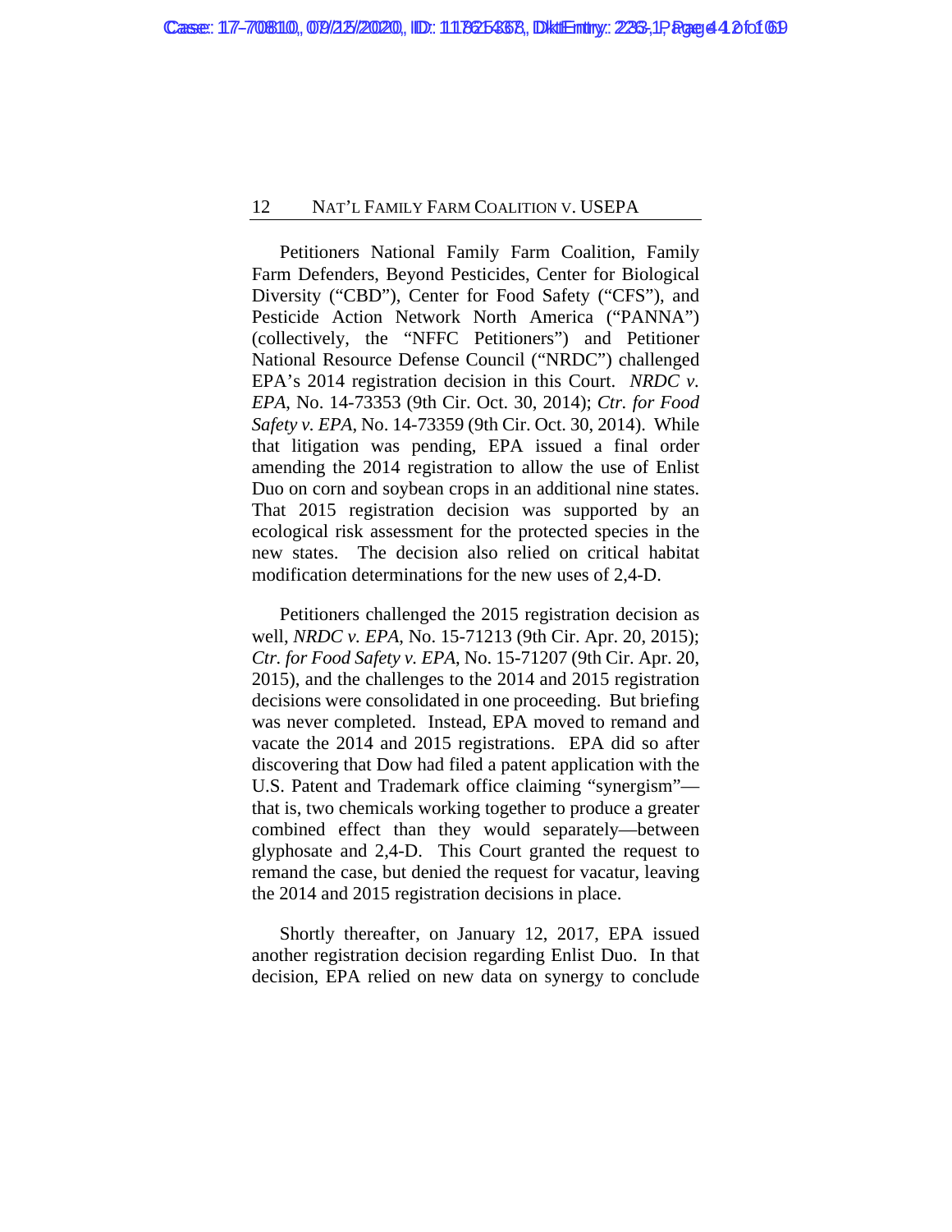Petitioners National Family Farm Coalition, Family Farm Defenders, Beyond Pesticides, Center for Biological Diversity ("CBD"), Center for Food Safety ("CFS"), and Pesticide Action Network North America ("PANNA") (collectively, the "NFFC Petitioners") and Petitioner National Resource Defense Council ("NRDC") challenged EPA's 2014 registration decision in this Court. *NRDC v. EPA*, No. 14-73353 (9th Cir. Oct. 30, 2014); *Ctr. for Food Safety v. EPA*, No. 14-73359 (9th Cir. Oct. 30, 2014). While that litigation was pending, EPA issued a final order amending the 2014 registration to allow the use of Enlist Duo on corn and soybean crops in an additional nine states. That 2015 registration decision was supported by an ecological risk assessment for the protected species in the new states. The decision also relied on critical habitat modification determinations for the new uses of 2,4-D.

Petitioners challenged the 2015 registration decision as well, *NRDC v. EPA*, No. 15-71213 (9th Cir. Apr. 20, 2015); *Ctr. for Food Safety v. EPA*, No. 15-71207 (9th Cir. Apr. 20, 2015), and the challenges to the 2014 and 2015 registration decisions were consolidated in one proceeding. But briefing was never completed. Instead, EPA moved to remand and vacate the 2014 and 2015 registrations. EPA did so after discovering that Dow had filed a patent application with the U.S. Patent and Trademark office claiming "synergism"—that is, two chemicals working together to produce a greater combined effect than they would separately—between glyphosate and 2,4-D. This Court granted the request to remand the case, but denied the request for vacatur, leaving the 2014 and 2015 registration decisions in place.

Shortly thereafter, on January 12, 2017, EPA issued another registration decision regarding Enlist Duo. In that decision, EPA relied on new data on synergy to conclude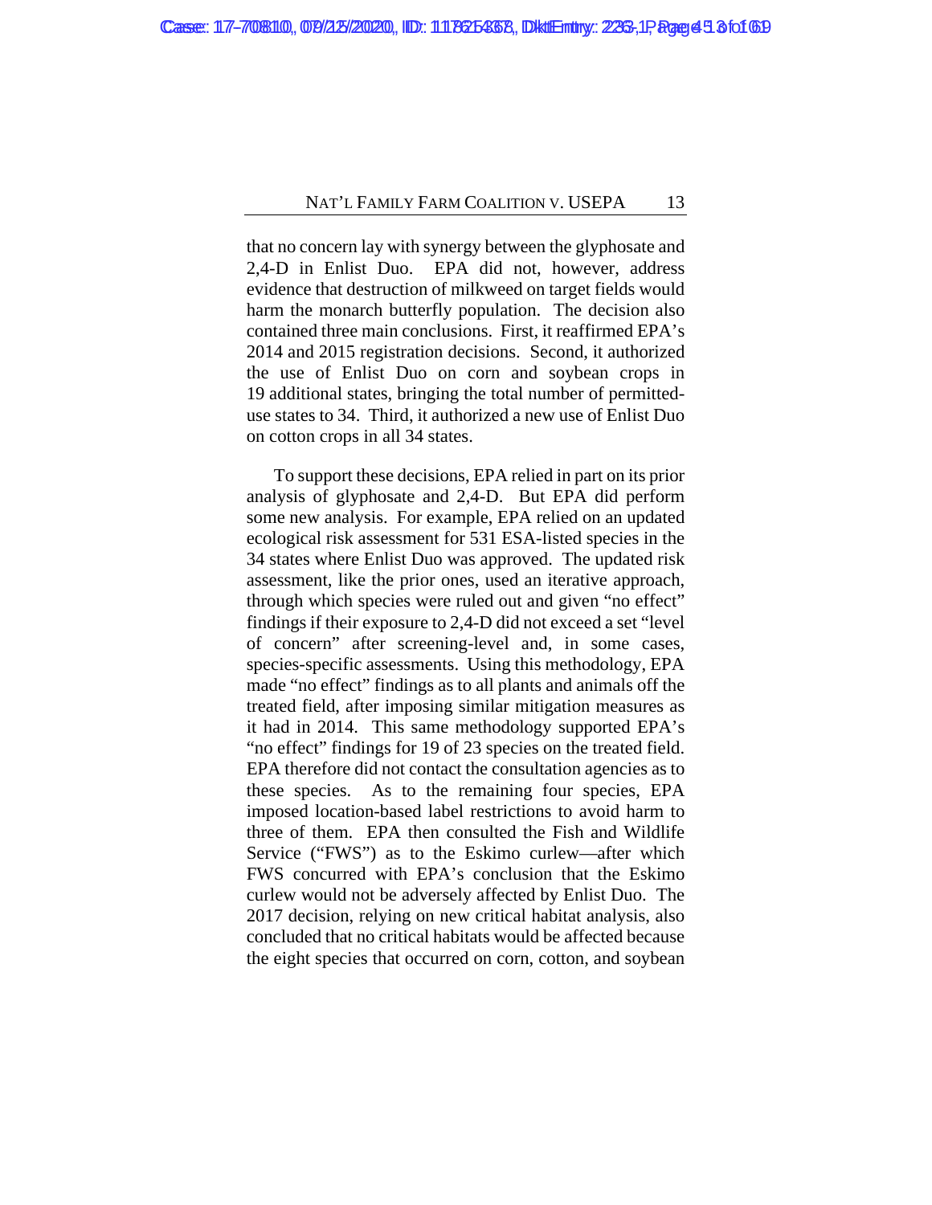that no concern lay with synergy between the glyphosate and 2,4-D in Enlist Duo. EPA did not, however, address evidence that destruction of milkweed on target fields would harm the monarch butterfly population. The decision also contained three main conclusions. First, it reaffirmed EPA's 2014 and 2015 registration decisions. Second, it authorized the use of Enlist Duo on corn and soybean crops in 19 additional states, bringing the total number of permitted-use states to 34. Third, it authorized a new use of Enlist Duo on cotton crops in all 34 states.

To support these decisions, EPA relied in part on its prior analysis of glyphosate and 2,4-D. But EPA did perform some new analysis. For example, EPA relied on an updated ecological risk assessment for 531 ESA-listed species in the 34 states where Enlist Duo was approved. The updated risk assessment, like the prior ones, used an iterative approach, through which species were ruled out and given "no effect" findings if their exposure to 2,4-D did not exceed a set "level of concern" after screening-level and, in some cases, species-specific assessments. Using this methodology, EPA made "no effect" findings as to all plants and animals off the treated field, after imposing similar mitigation measures as it had in 2014. This same methodology supported EPA's "no effect" findings for 19 of 23 species on the treated field. EPA therefore did not contact the consultation agencies as to these species. As to the remaining four species, EPA imposed location-based label restrictions to avoid harm to three of them. EPA then consulted the Fish and Wildlife Service ("FWS") as to the Eskimo curlew—after which FWS concurred with EPA's conclusion that the Eskimo curlew would not be adversely affected by Enlist Duo. The 2017 decision, relying on new critical habitat analysis, also concluded that no critical habitats would be affected because the eight species that occurred on corn, cotton, and soybean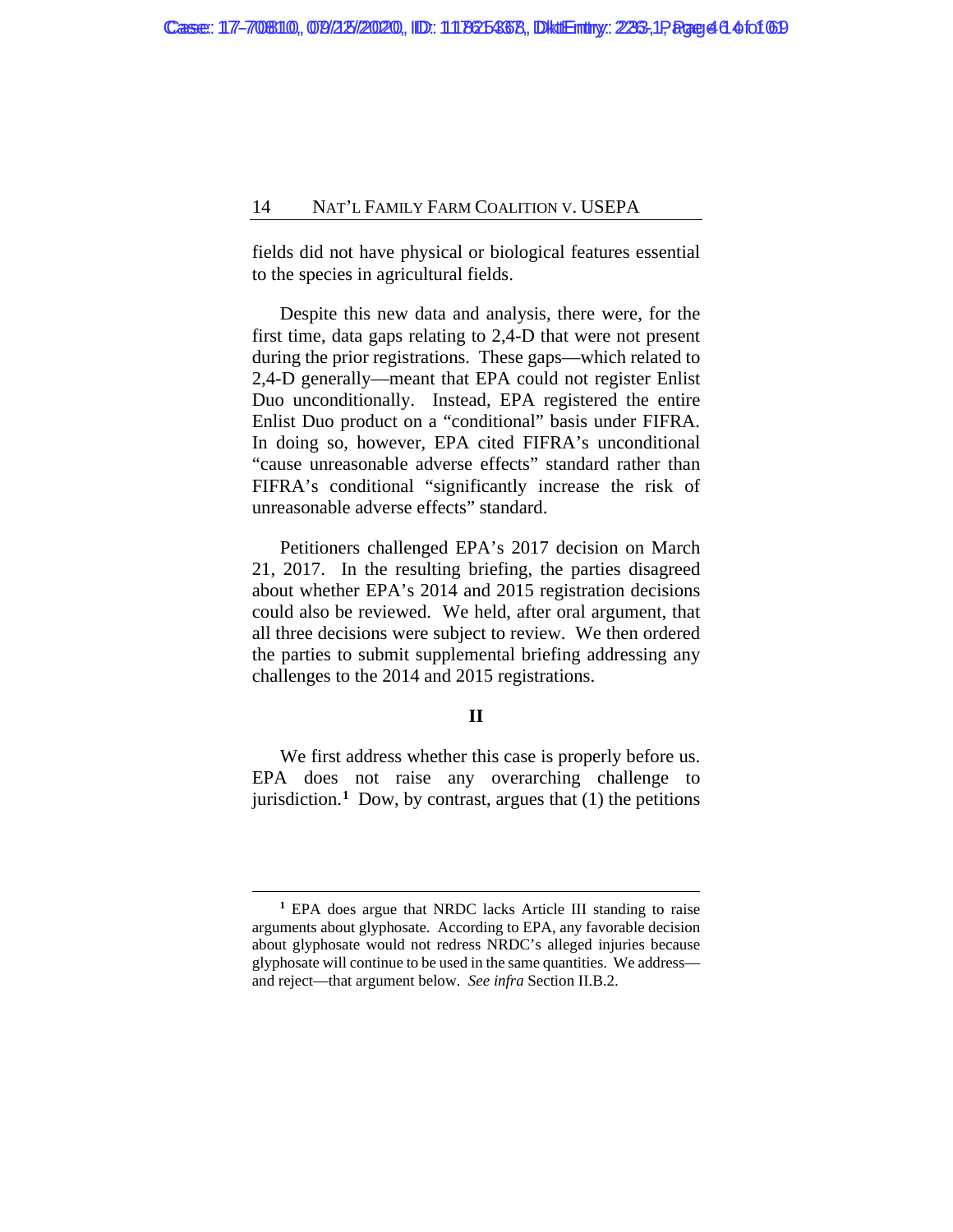fields did not have physical or biological features essential to the species in agricultural fields.

Despite this new data and analysis, there were, for the first time, data gaps relating to 2,4-D that were not present during the prior registrations. These gaps—which related to 2,4-D generally—meant that EPA could not register Enlist Duo unconditionally. Instead, EPA registered the entire Enlist Duo product on a "conditional" basis under FIFRA. In doing so, however, EPA cited FIFRA's unconditional "cause unreasonable adverse effects" standard rather than FIFRA's conditional "significantly increase the risk of unreasonable adverse effects" standard.

Petitioners challenged EPA's 2017 decision on March 21, 2017. In the resulting briefing, the parties disagreed about whether EPA's 2014 and 2015 registration decisions could also be reviewed. We held, after oral argument, that all three decisions were subject to review. We then ordered the parties to submit supplemental briefing addressing any challenges to the 2014 and 2015 registrations.

## II

We first address whether this case is properly before us. EPA does not raise any overarching challenge to jurisdiction.[1] Dow, by contrast, argues that (1) the petitions

---

[1] EPA does argue that NRDC lacks Article III standing to raise arguments about glyphosate. According to EPA, any favorable decision about glyphosate would not redress NRDC's alleged injuries because glyphosate will continue to be used in the same quantities. We address—and reject—that argument below. *See infra* Section II.B.2.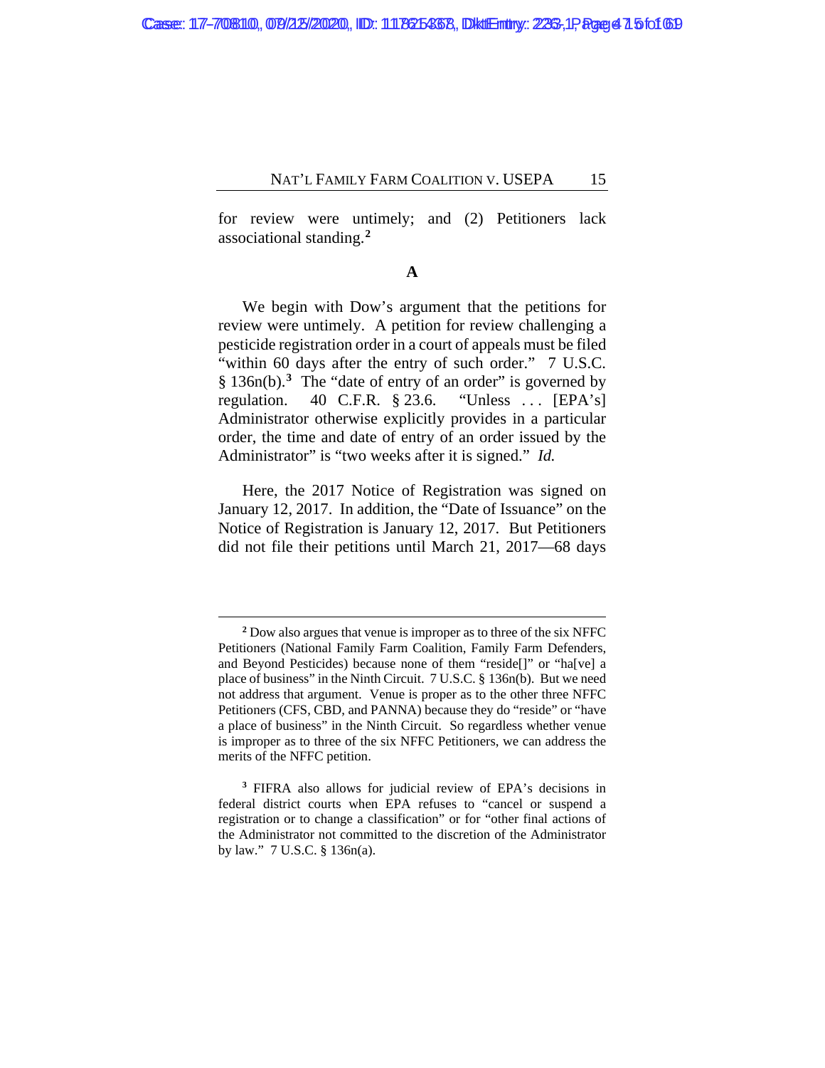for review were untimely; and (2) Petitioners lack associational standing.[2]

### A

We begin with Dow's argument that the petitions for review were untimely. A petition for review challenging a pesticide registration order in a court of appeals must be filed "within 60 days after the entry of such order." 7 U.S.C. § 136n(b).[3] The "date of entry of an order" is governed by regulation. 40 C.F.R. § 23.6. "Unless . . . [EPA's] Administrator otherwise explicitly provides in a particular order, the time and date of entry of an order issued by the Administrator" is "two weeks after it is signed." *Id.*

Here, the 2017 Notice of Registration was signed on January 12, 2017. In addition, the "Date of Issuance" on the Notice of Registration is January 12, 2017. But Petitioners did not file their petitions until March 21, 2017—68 days

---

[2] Dow also argues that venue is improper as to three of the six NFFC Petitioners (National Family Farm Coalition, Family Farm Defenders, and Beyond Pesticides) because none of them "reside[]" or "ha[ve] a place of business" in the Ninth Circuit. 7 U.S.C. § 136n(b). But we need not address that argument. Venue is proper as to the other three NFFC Petitioners (CFS, CBD, and PANNA) because they do "reside" or "have a place of business" in the Ninth Circuit. So regardless whether venue is improper as to three of the six NFFC Petitioners, we can address the merits of the NFFC petition.

[3] FIFRA also allows for judicial review of EPA's decisions in federal district courts when EPA refuses to "cancel or suspend a registration or to change a classification" or for "other final actions of the Administrator not committed to the discretion of the Administrator by law." 7 U.S.C. § 136n(a).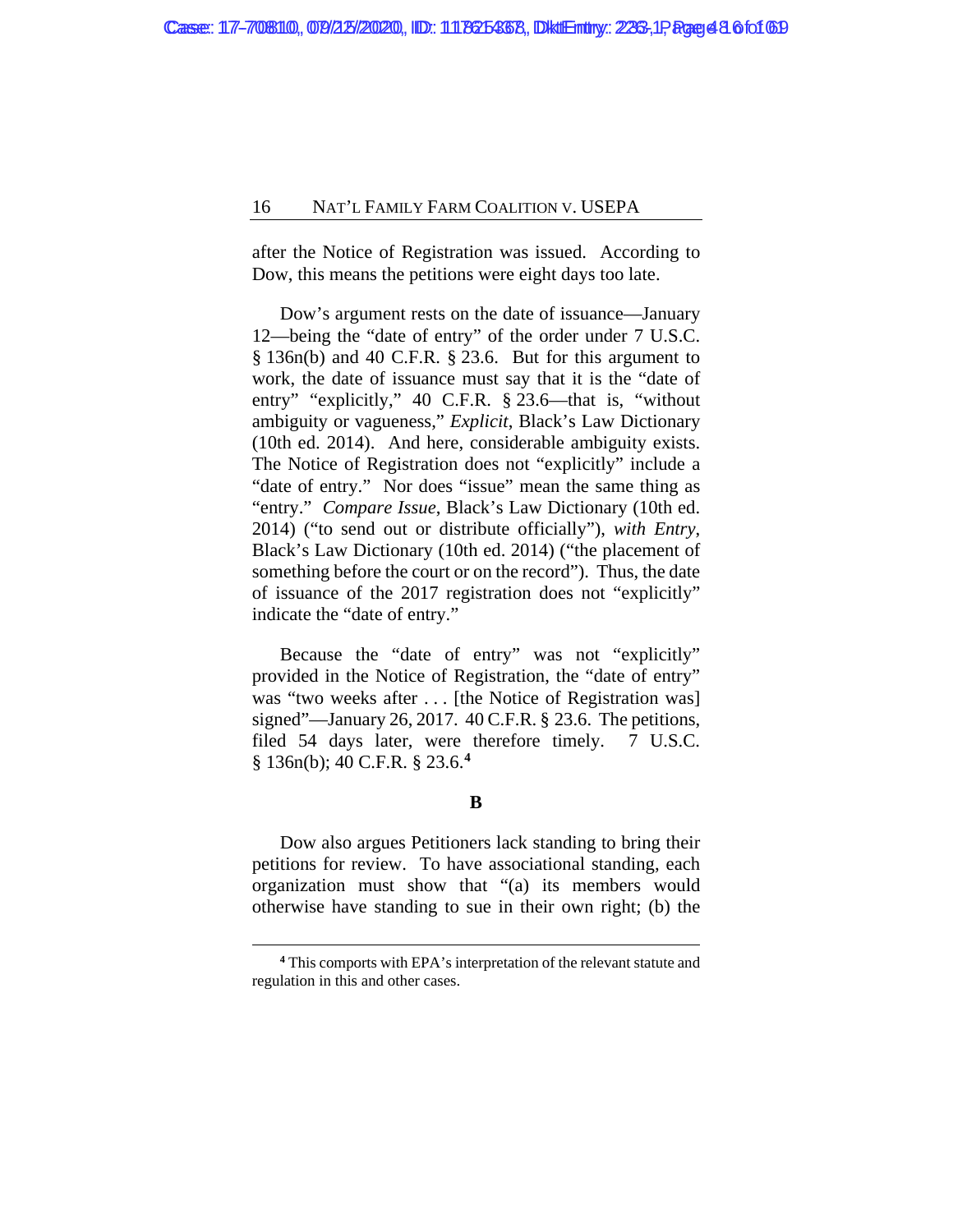after the Notice of Registration was issued. According to Dow, this means the petitions were eight days too late.

Dow's argument rests on the date of issuance—January 12—being the "date of entry" of the order under 7 U.S.C. § 136n(b) and 40 C.F.R. § 23.6. But for this argument to work, the date of issuance must say that it is the "date of entry" "explicitly," 40 C.F.R. § 23.6—that is, "without ambiguity or vagueness," *Explicit*, Black's Law Dictionary (10th ed. 2014). And here, considerable ambiguity exists. The Notice of Registration does not "explicitly" include a "date of entry." Nor does "issue" mean the same thing as "entry." *Compare Issue*, Black's Law Dictionary (10th ed. 2014) ("to send out or distribute officially"), *with Entry*, Black's Law Dictionary (10th ed. 2014) ("the placement of something before the court or on the record"). Thus, the date of issuance of the 2017 registration does not "explicitly" indicate the "date of entry."

Because the "date of entry" was not "explicitly" provided in the Notice of Registration, the "date of entry" was "two weeks after . . . [the Notice of Registration was] signed"—January 26, 2017. 40 C.F.R. § 23.6. The petitions, filed 54 days later, were therefore timely. 7 U.S.C. § 136n(b); 40 C.F.R. § 23.6.[4]

### B

Dow also argues Petitioners lack standing to bring their petitions for review. To have associational standing, each organization must show that "(a) its members would otherwise have standing to sue in their own right; (b) the

---

[4] This comports with EPA's interpretation of the relevant statute and regulation in this and other cases.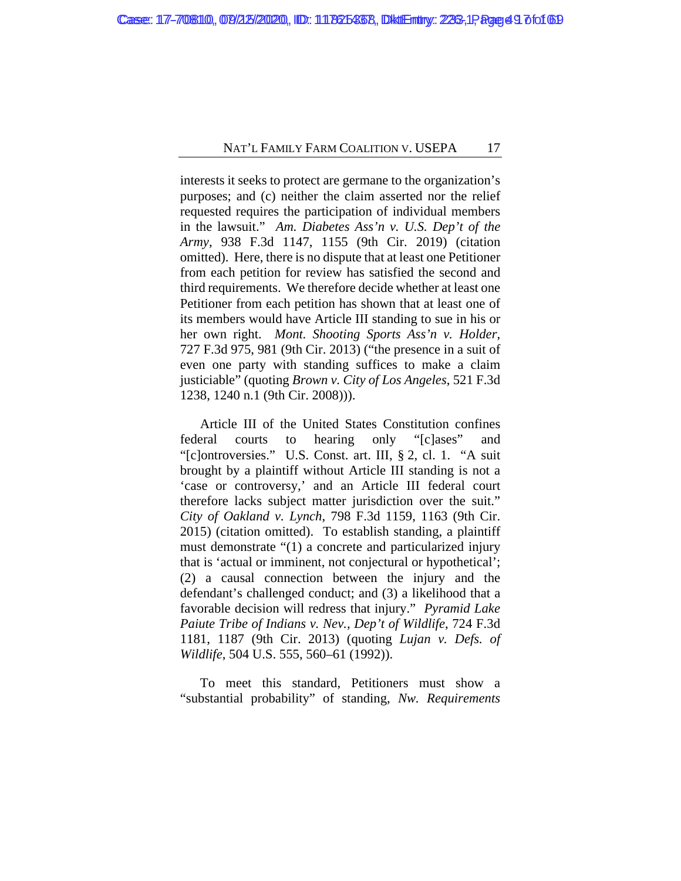interests it seeks to protect are germane to the organization's purposes; and (c) neither the claim asserted nor the relief requested requires the participation of individual members in the lawsuit." *Am. Diabetes Ass'n v. U.S. Dep't of the Army*, 938 F.3d 1147, 1155 (9th Cir. 2019) (citation omitted). Here, there is no dispute that at least one Petitioner from each petition for review has satisfied the second and third requirements. We therefore decide whether at least one Petitioner from each petition has shown that at least one of its members would have Article III standing to sue in his or her own right. *Mont. Shooting Sports Ass'n v. Holder*, 727 F.3d 975, 981 (9th Cir. 2013) ("the presence in a suit of even one party with standing suffices to make a claim justiciable" (quoting *Brown v. City of Los Angeles*, 521 F.3d 1238, 1240 n.1 (9th Cir. 2008))).

Article III of the United States Constitution confines federal courts to hearing only "[c]ases" and "[c]ontroversies." U.S. Const. art. III, § 2, cl. 1. "A suit brought by a plaintiff without Article III standing is not a 'case or controversy,' and an Article III federal court therefore lacks subject matter jurisdiction over the suit." *City of Oakland v. Lynch*, 798 F.3d 1159, 1163 (9th Cir. 2015) (citation omitted). To establish standing, a plaintiff must demonstrate "(1) a concrete and particularized injury that is 'actual or imminent, not conjectural or hypothetical'; (2) a causal connection between the injury and the defendant's challenged conduct; and (3) a likelihood that a favorable decision will redress that injury." *Pyramid Lake Paiute Tribe of Indians v. Nev., Dep't of Wildlife*, 724 F.3d 1181, 1187 (9th Cir. 2013) (quoting *Lujan v. Defs. of Wildlife*, 504 U.S. 555, 560–61 (1992)).

To meet this standard, Petitioners must show a "substantial probability" of standing, *Nw. Requirements*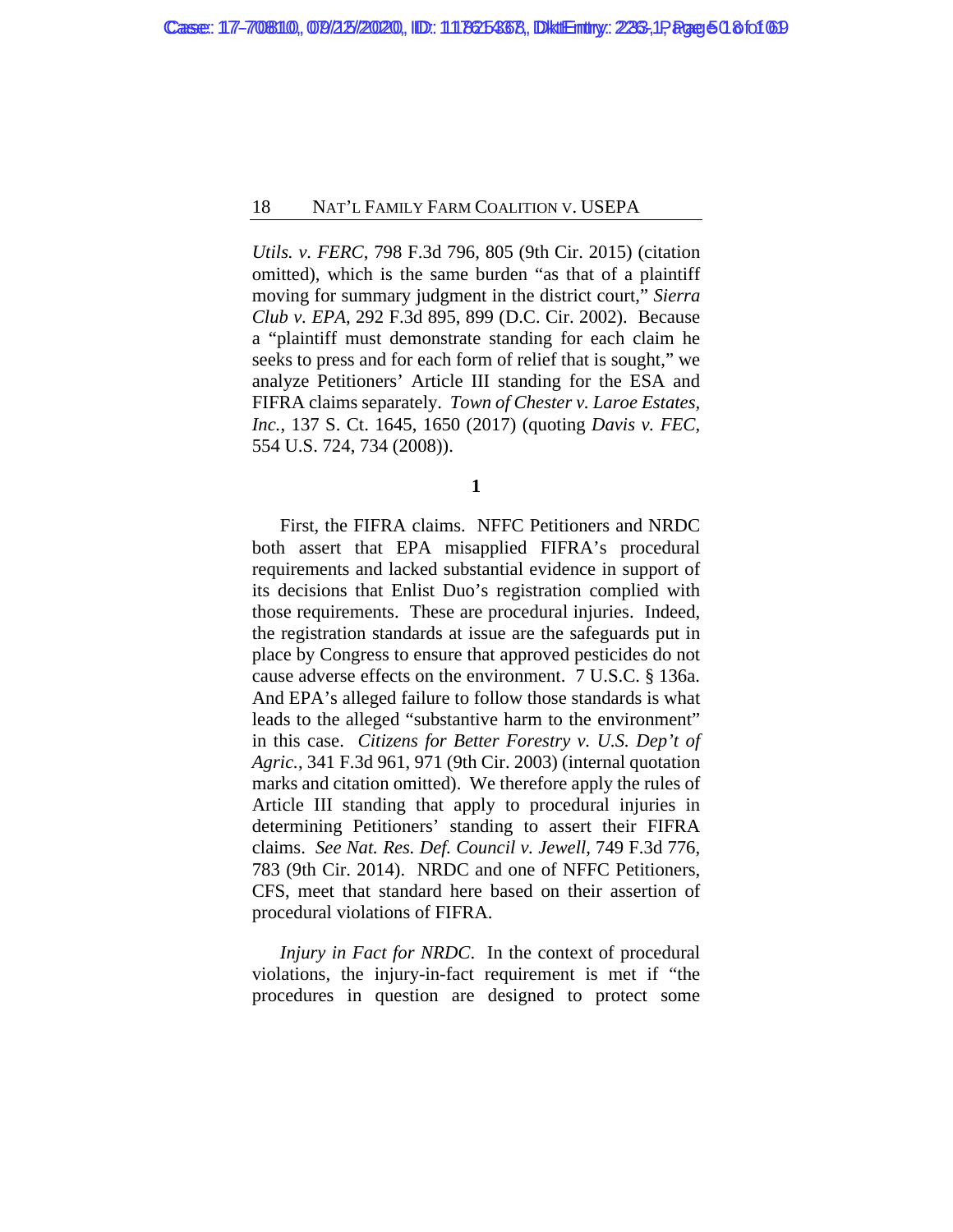*Utils. v. FERC*, 798 F.3d 796, 805 (9th Cir. 2015) (citation omitted), which is the same burden "as that of a plaintiff moving for summary judgment in the district court," *Sierra Club v. EPA*, 292 F.3d 895, 899 (D.C. Cir. 2002). Because a "plaintiff must demonstrate standing for each claim he seeks to press and for each form of relief that is sought," we analyze Petitioners' Article III standing for the ESA and FIFRA claims separately. *Town of Chester v. Laroe Estates, Inc.*, 137 S. Ct. 1645, 1650 (2017) (quoting *Davis v. FEC*, 554 U.S. 724, 734 (2008)).

**1**

First, the FIFRA claims. NFFC Petitioners and NRDC both assert that EPA misapplied FIFRA's procedural requirements and lacked substantial evidence in support of its decisions that Enlist Duo's registration complied with those requirements. These are procedural injuries. Indeed, the registration standards at issue are the safeguards put in place by Congress to ensure that approved pesticides do not cause adverse effects on the environment. 7 U.S.C. § 136a. And EPA's alleged failure to follow those standards is what leads to the alleged "substantive harm to the environment" in this case. *Citizens for Better Forestry v. U.S. Dep't of Agric.*, 341 F.3d 961, 971 (9th Cir. 2003) (internal quotation marks and citation omitted). We therefore apply the rules of Article III standing that apply to procedural injuries in determining Petitioners' standing to assert their FIFRA claims. *See Nat. Res. Def. Council v. Jewell*, 749 F.3d 776, 783 (9th Cir. 2014). NRDC and one of NFFC Petitioners, CFS, meet that standard here based on their assertion of procedural violations of FIFRA.

*Injury in Fact for NRDC*. In the context of procedural violations, the injury-in-fact requirement is met if "the procedures in question are designed to protect some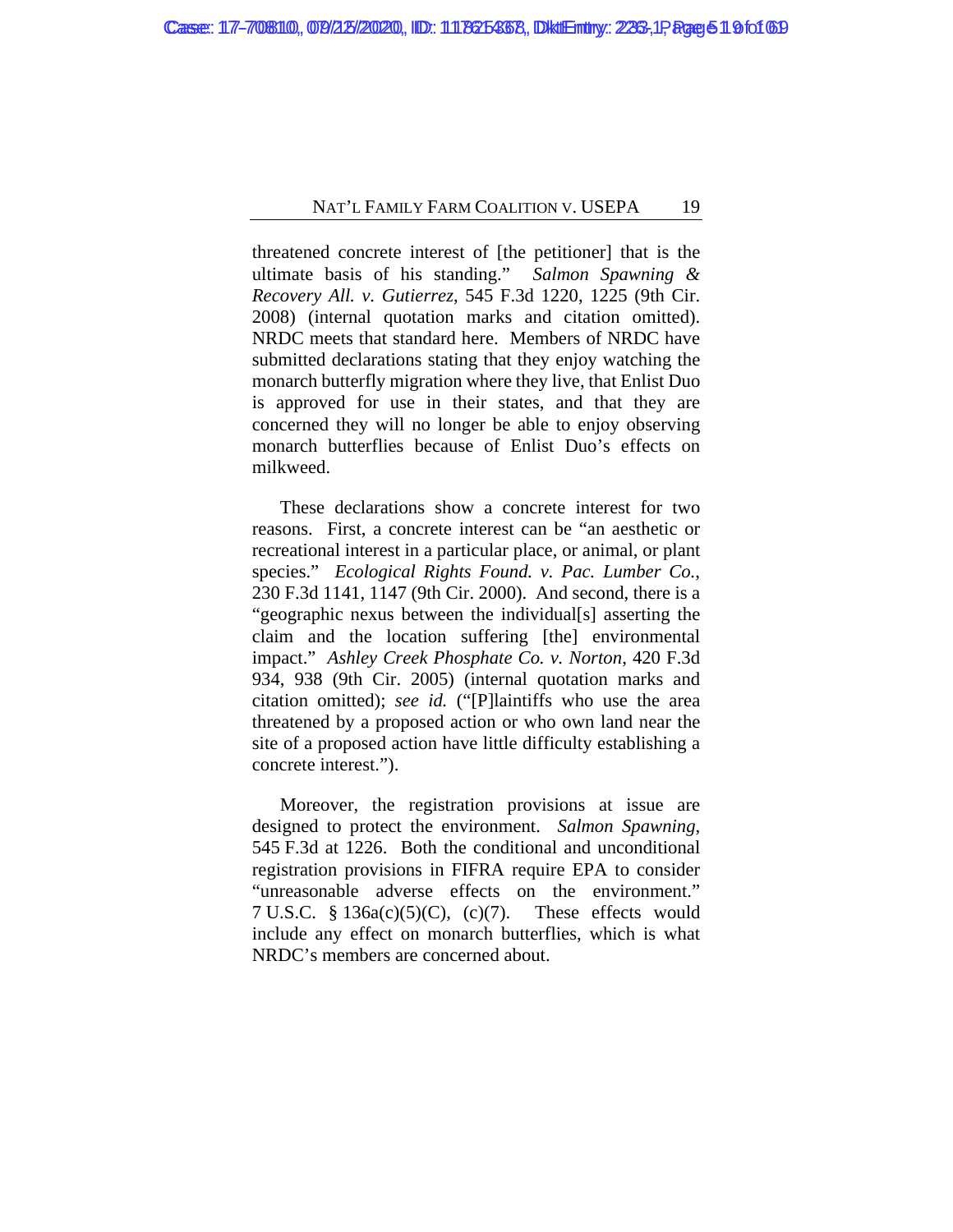threatened concrete interest of [the petitioner] that is the ultimate basis of his standing." *Salmon Spawning & Recovery All. v. Gutierrez*, 545 F.3d 1220, 1225 (9th Cir. 2008) (internal quotation marks and citation omitted). NRDC meets that standard here. Members of NRDC have submitted declarations stating that they enjoy watching the monarch butterfly migration where they live, that Enlist Duo is approved for use in their states, and that they are concerned they will no longer be able to enjoy observing monarch butterflies because of Enlist Duo's effects on milkweed.

These declarations show a concrete interest for two reasons. First, a concrete interest can be "an aesthetic or recreational interest in a particular place, or animal, or plant species." *Ecological Rights Found. v. Pac. Lumber Co.*, 230 F.3d 1141, 1147 (9th Cir. 2000). And second, there is a "geographic nexus between the individual[s] asserting the claim and the location suffering [the] environmental impact." *Ashley Creek Phosphate Co. v. Norton*, 420 F.3d 934, 938 (9th Cir. 2005) (internal quotation marks and citation omitted); *see id.* ("[P]laintiffs who use the area threatened by a proposed action or who own land near the site of a proposed action have little difficulty establishing a concrete interest.").

Moreover, the registration provisions at issue are designed to protect the environment. *Salmon Spawning*, 545 F.3d at 1226. Both the conditional and unconditional registration provisions in FIFRA require EPA to consider "unreasonable adverse effects on the environment." 7 U.S.C. § 136a(c)(5)(C), (c)(7). These effects would include any effect on monarch butterflies, which is what NRDC's members are concerned about.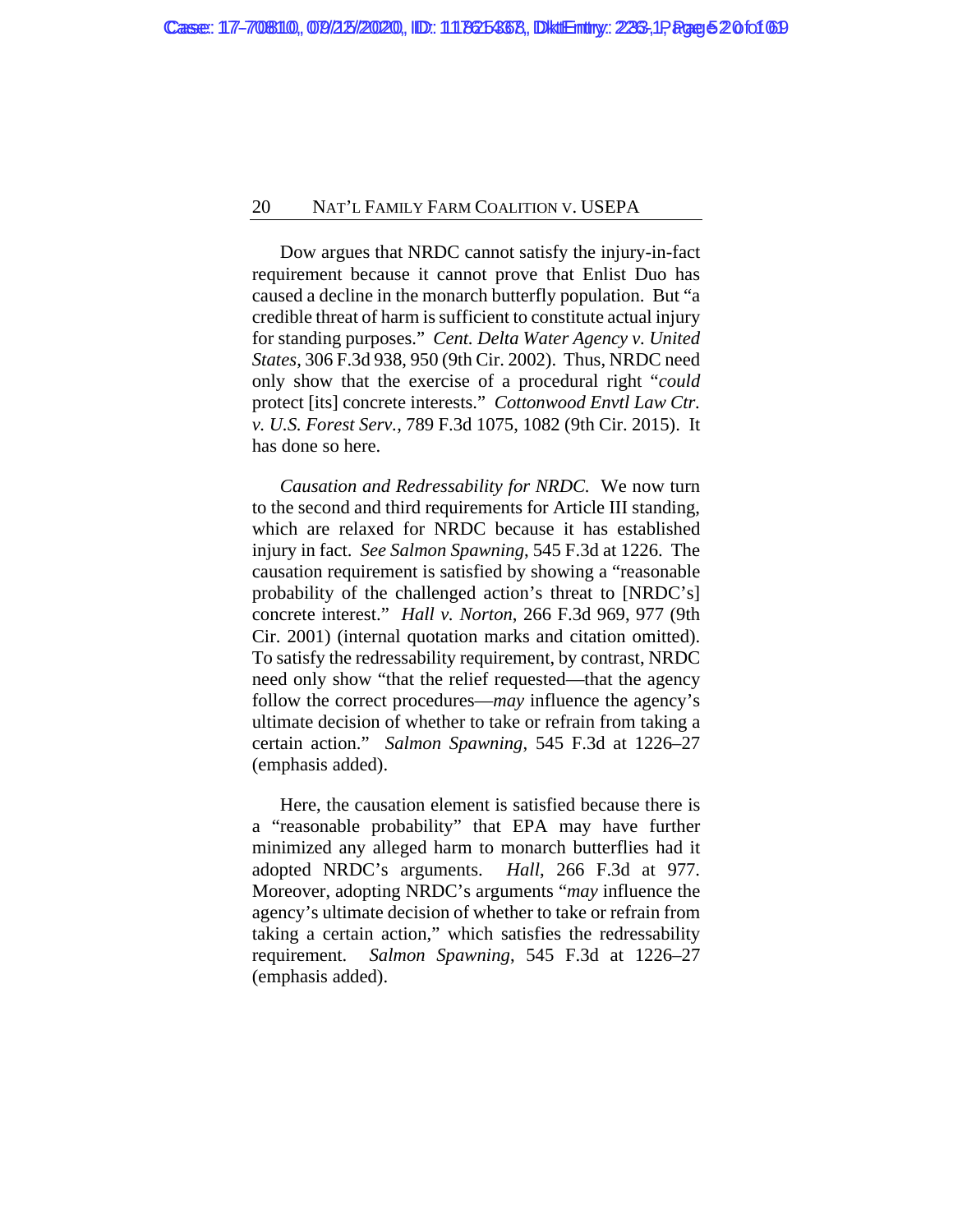Dow argues that NRDC cannot satisfy the injury-in-fact requirement because it cannot prove that Enlist Duo has caused a decline in the monarch butterfly population. But "a credible threat of harm is sufficient to constitute actual injury for standing purposes." *Cent. Delta Water Agency v. United States*, 306 F.3d 938, 950 (9th Cir. 2002). Thus, NRDC need only show that the exercise of a procedural right "*could* protect [its] concrete interests." *Cottonwood Envtl Law Ctr. v. U.S. Forest Serv.*, 789 F.3d 1075, 1082 (9th Cir. 2015). It has done so here.

*Causation and Redressability for NRDC.* We now turn to the second and third requirements for Article III standing, which are relaxed for NRDC because it has established injury in fact. *See Salmon Spawning*, 545 F.3d at 1226. The causation requirement is satisfied by showing a "reasonable probability of the challenged action's threat to [NRDC's] concrete interest." *Hall v. Norton*, 266 F.3d 969, 977 (9th Cir. 2001) (internal quotation marks and citation omitted). To satisfy the redressability requirement, by contrast, NRDC need only show "that the relief requested—that the agency follow the correct procedures—*may* influence the agency's ultimate decision of whether to take or refrain from taking a certain action." *Salmon Spawning*, 545 F.3d at 1226–27 (emphasis added).

Here, the causation element is satisfied because there is a "reasonable probability" that EPA may have further minimized any alleged harm to monarch butterflies had it adopted NRDC's arguments. *Hall*, 266 F.3d at 977. Moreover, adopting NRDC's arguments "*may* influence the agency's ultimate decision of whether to take or refrain from taking a certain action," which satisfies the redressability requirement. *Salmon Spawning*, 545 F.3d at 1226–27 (emphasis added).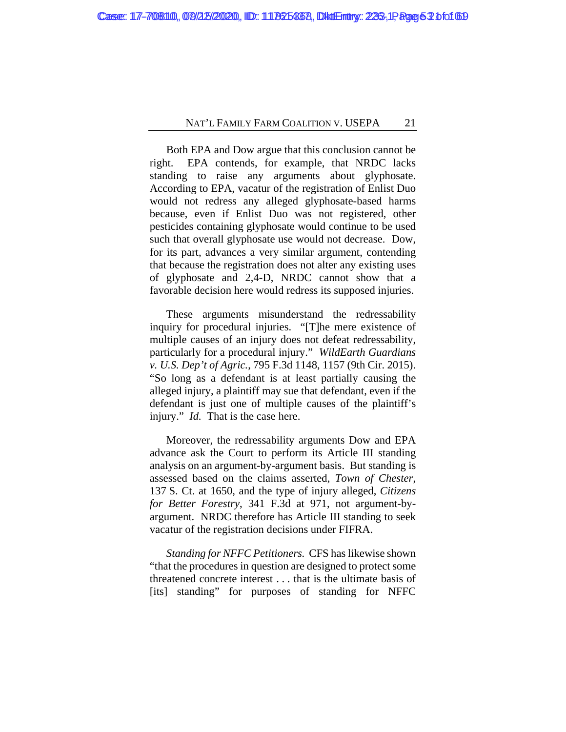Both EPA and Dow argue that this conclusion cannot be right. EPA contends, for example, that NRDC lacks standing to raise any arguments about glyphosate. According to EPA, vacatur of the registration of Enlist Duo would not redress any alleged glyphosate-based harms because, even if Enlist Duo was not registered, other pesticides containing glyphosate would continue to be used such that overall glyphosate use would not decrease. Dow, for its part, advances a very similar argument, contending that because the registration does not alter any existing uses of glyphosate and 2,4-D, NRDC cannot show that a favorable decision here would redress its supposed injuries.

These arguments misunderstand the redressability inquiry for procedural injuries. "[T]he mere existence of multiple causes of an injury does not defeat redressability, particularly for a procedural injury." *WildEarth Guardians v. U.S. Dep't of Agric.*, 795 F.3d 1148, 1157 (9th Cir. 2015). "So long as a defendant is at least partially causing the alleged injury, a plaintiff may sue that defendant, even if the defendant is just one of multiple causes of the plaintiff's injury." *Id.* That is the case here.

Moreover, the redressability arguments Dow and EPA advance ask the Court to perform its Article III standing analysis on an argument-by-argument basis. But standing is assessed based on the claims asserted, *Town of Chester*, 137 S. Ct. at 1650, and the type of injury alleged, *Citizens for Better Forestry*, 341 F.3d at 971, not argument-by-argument. NRDC therefore has Article III standing to seek vacatur of the registration decisions under FIFRA.

*Standing for NFFC Petitioners.* CFS has likewise shown "that the procedures in question are designed to protect some threatened concrete interest . . . that is the ultimate basis of [its] standing" for purposes of standing for NFFC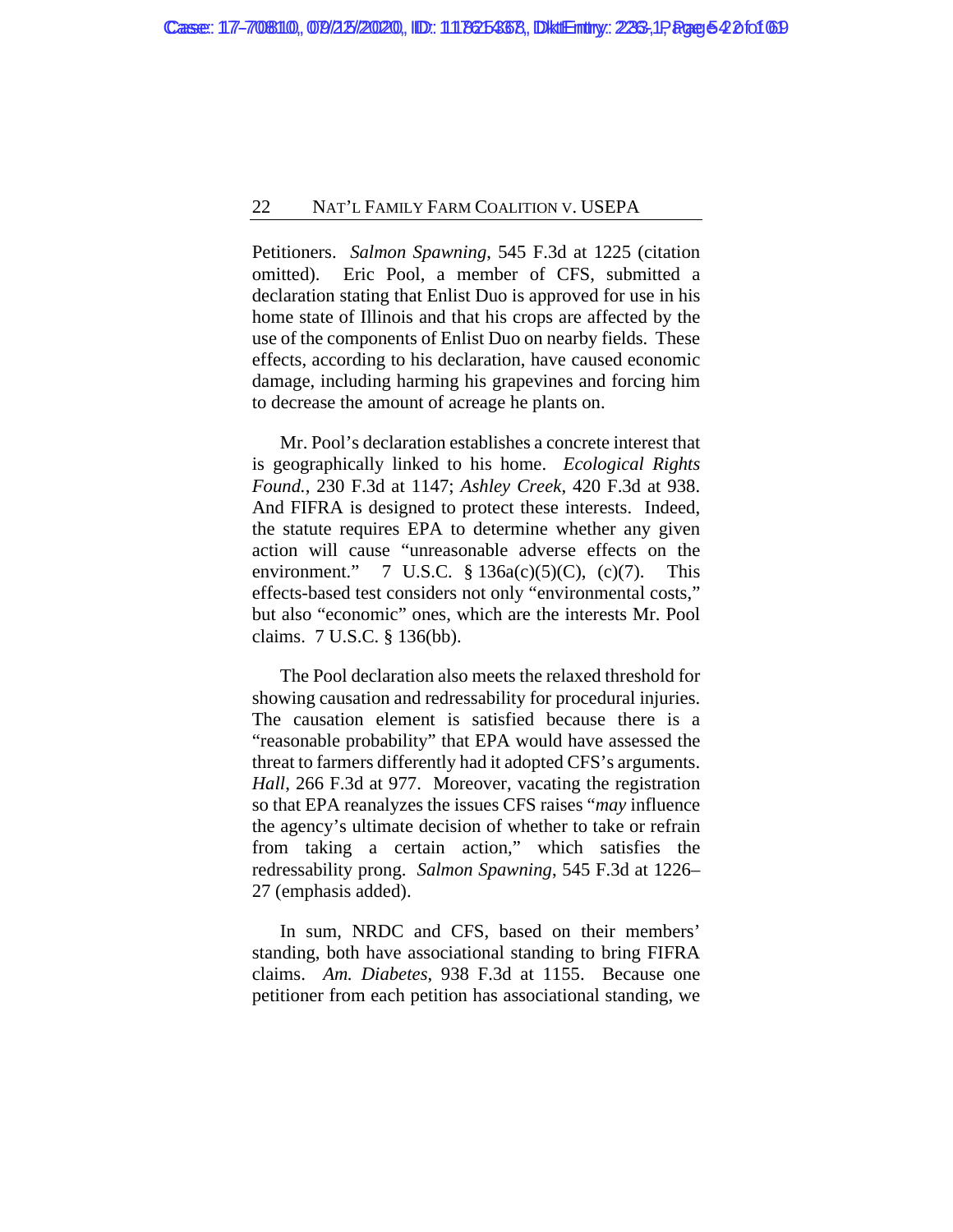Petitioners. *Salmon Spawning*, 545 F.3d at 1225 (citation omitted). Eric Pool, a member of CFS, submitted a declaration stating that Enlist Duo is approved for use in his home state of Illinois and that his crops are affected by the use of the components of Enlist Duo on nearby fields. These effects, according to his declaration, have caused economic damage, including harming his grapevines and forcing him to decrease the amount of acreage he plants on.

Mr. Pool's declaration establishes a concrete interest that is geographically linked to his home. *Ecological Rights Found.*, 230 F.3d at 1147; *Ashley Creek*, 420 F.3d at 938. And FIFRA is designed to protect these interests. Indeed, the statute requires EPA to determine whether any given action will cause "unreasonable adverse effects on the environment." 7 U.S.C. § 136a(c)(5)(C), (c)(7). This effects-based test considers not only "environmental costs," but also "economic" ones, which are the interests Mr. Pool claims. 7 U.S.C. § 136(bb).

The Pool declaration also meets the relaxed threshold for showing causation and redressability for procedural injuries. The causation element is satisfied because there is a "reasonable probability" that EPA would have assessed the threat to farmers differently had it adopted CFS's arguments. *Hall*, 266 F.3d at 977. Moreover, vacating the registration so that EPA reanalyzes the issues CFS raises "*may* influence the agency's ultimate decision of whether to take or refrain from taking a certain action," which satisfies the redressability prong. *Salmon Spawning*, 545 F.3d at 1226–27 (emphasis added).

In sum, NRDC and CFS, based on their members' standing, both have associational standing to bring FIFRA claims. *Am. Diabetes*, 938 F.3d at 1155. Because one petitioner from each petition has associational standing, we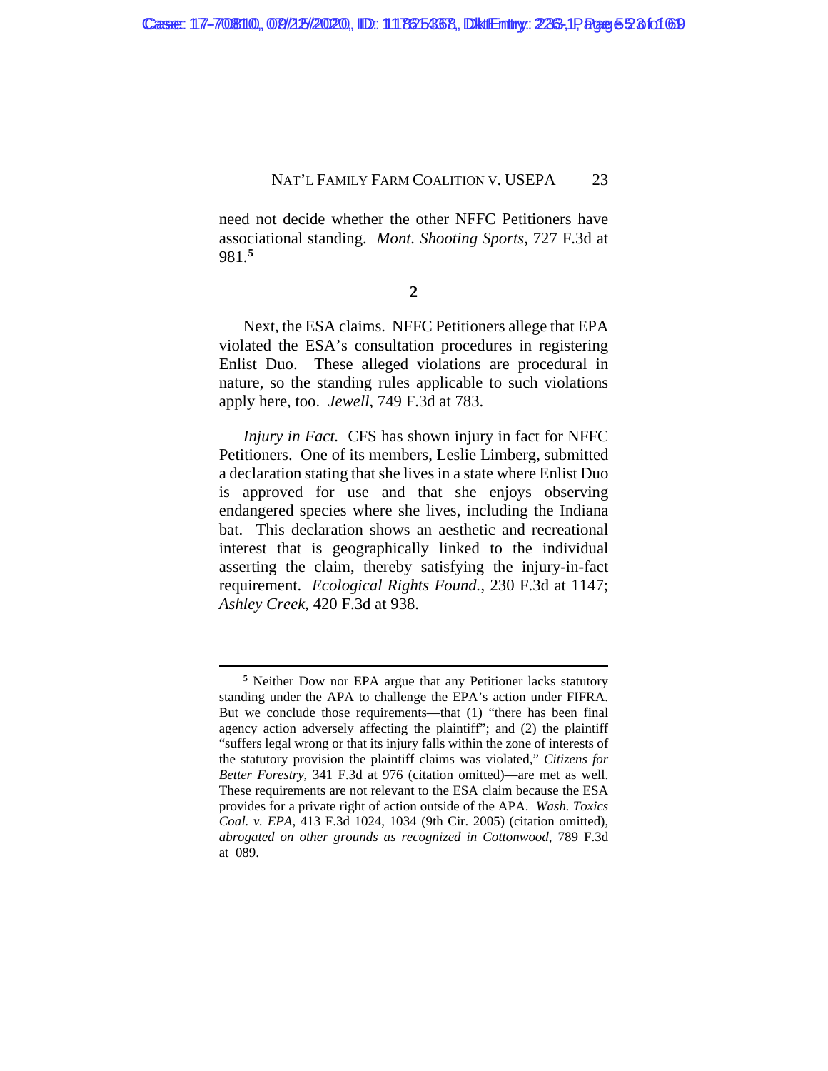need not decide whether the other NFFC Petitioners have associational standing. *Mont. Shooting Sports*, 727 F.3d at 981.[5]

**2**

Next, the ESA claims. NFFC Petitioners allege that EPA violated the ESA's consultation procedures in registering Enlist Duo. These alleged violations are procedural in nature, so the standing rules applicable to such violations apply here, too. *Jewell*, 749 F.3d at 783.

*Injury in Fact.* CFS has shown injury in fact for NFFC Petitioners. One of its members, Leslie Limberg, submitted a declaration stating that she lives in a state where Enlist Duo is approved for use and that she enjoys observing endangered species where she lives, including the Indiana bat. This declaration shows an aesthetic and recreational interest that is geographically linked to the individual asserting the claim, thereby satisfying the injury-in-fact requirement. *Ecological Rights Found.*, 230 F.3d at 1147; *Ashley Creek*, 420 F.3d at 938.

---

[5] Neither Dow nor EPA argue that any Petitioner lacks statutory standing under the APA to challenge the EPA's action under FIFRA. But we conclude those requirements—that (1) "there has been final agency action adversely affecting the plaintiff"; and (2) the plaintiff "suffers legal wrong or that its injury falls within the zone of interests of the statutory provision the plaintiff claims was violated," *Citizens for Better Forestry*, 341 F.3d at 976 (citation omitted)—are met as well. These requirements are not relevant to the ESA claim because the ESA provides for a private right of action outside of the APA. *Wash. Toxics Coal. v. EPA*, 413 F.3d 1024, 1034 (9th Cir. 2005) (citation omitted), *abrogated on other grounds as recognized in Cottonwood*, 789 F.3d at 089.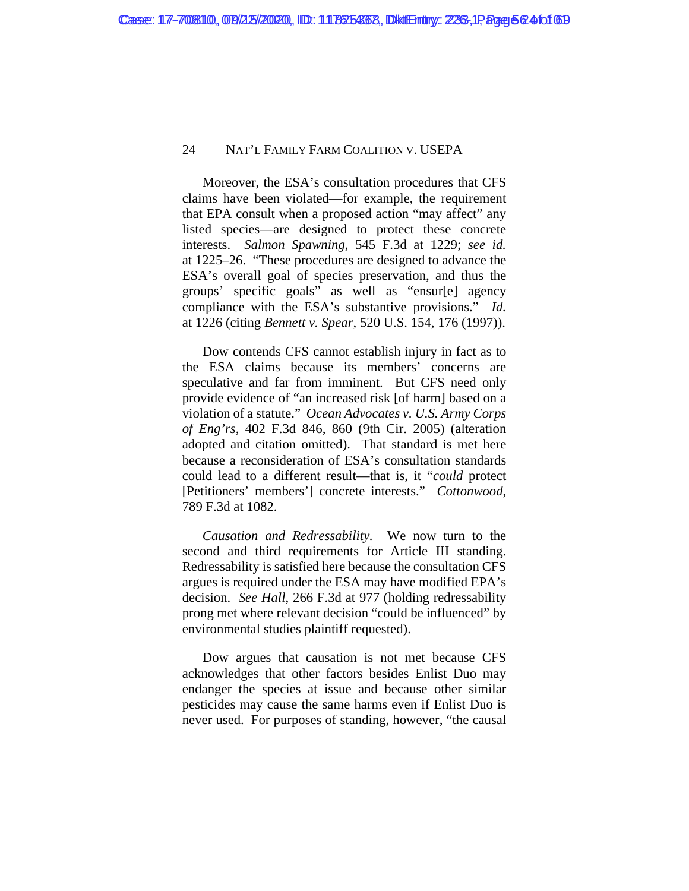Moreover, the ESA's consultation procedures that CFS claims have been violated—for example, the requirement that EPA consult when a proposed action "may affect" any listed species—are designed to protect these concrete interests. *Salmon Spawning*, 545 F.3d at 1229; *see id.* at 1225–26. "These procedures are designed to advance the ESA's overall goal of species preservation, and thus the groups' specific goals" as well as "ensur[e] agency compliance with the ESA's substantive provisions." *Id.* at 1226 (citing *Bennett v. Spear*, 520 U.S. 154, 176 (1997)).

Dow contends CFS cannot establish injury in fact as to the ESA claims because its members' concerns are speculative and far from imminent. But CFS need only provide evidence of "an increased risk [of harm] based on a violation of a statute." *Ocean Advocates v. U.S. Army Corps of Eng'rs*, 402 F.3d 846, 860 (9th Cir. 2005) (alteration adopted and citation omitted). That standard is met here because a reconsideration of ESA's consultation standards could lead to a different result—that is, it "*could* protect [Petitioners' members'] concrete interests." *Cottonwood*, 789 F.3d at 1082.

*Causation and Redressability.* We now turn to the second and third requirements for Article III standing. Redressability is satisfied here because the consultation CFS argues is required under the ESA may have modified EPA's decision. *See Hall*, 266 F.3d at 977 (holding redressability prong met where relevant decision "could be influenced" by environmental studies plaintiff requested).

Dow argues that causation is not met because CFS acknowledges that other factors besides Enlist Duo may endanger the species at issue and because other similar pesticides may cause the same harms even if Enlist Duo is never used. For purposes of standing, however, "the causal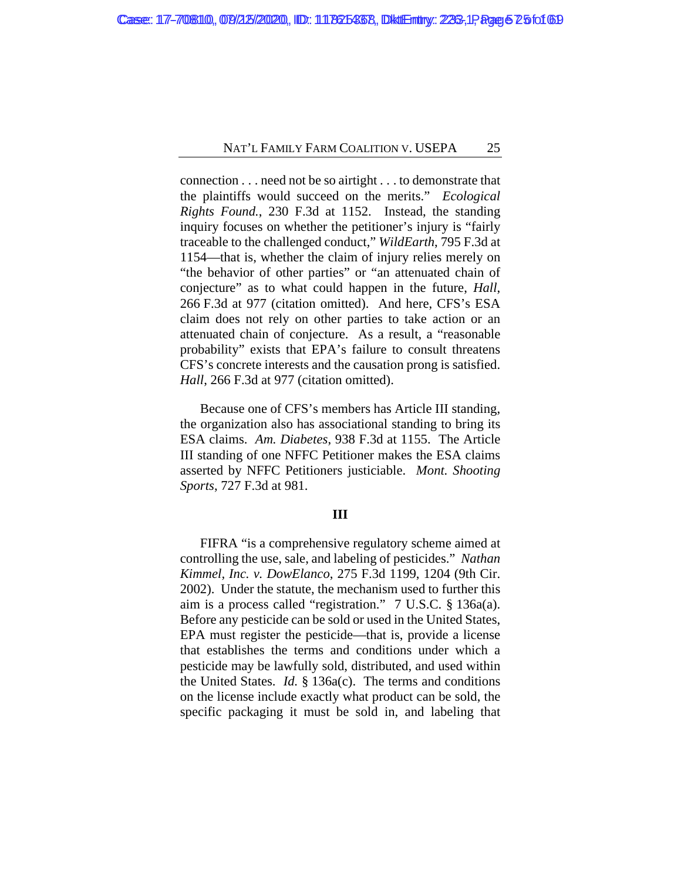connection . . . need not be so airtight . . . to demonstrate that the plaintiffs would succeed on the merits." *Ecological Rights Found.*, 230 F.3d at 1152. Instead, the standing inquiry focuses on whether the petitioner's injury is "fairly traceable to the challenged conduct," *WildEarth*, 795 F.3d at 1154—that is, whether the claim of injury relies merely on "the behavior of other parties" or "an attenuated chain of conjecture" as to what could happen in the future, *Hall*, 266 F.3d at 977 (citation omitted). And here, CFS's ESA claim does not rely on other parties to take action or an attenuated chain of conjecture. As a result, a "reasonable probability" exists that EPA's failure to consult threatens CFS's concrete interests and the causation prong is satisfied. *Hall*, 266 F.3d at 977 (citation omitted).

Because one of CFS's members has Article III standing, the organization also has associational standing to bring its ESA claims. *Am. Diabetes*, 938 F.3d at 1155. The Article III standing of one NFFC Petitioner makes the ESA claims asserted by NFFC Petitioners justiciable. *Mont. Shooting Sports*, 727 F.3d at 981.

## III

FIFRA "is a comprehensive regulatory scheme aimed at controlling the use, sale, and labeling of pesticides." *Nathan Kimmel, Inc. v. DowElanco*, 275 F.3d 1199, 1204 (9th Cir. 2002). Under the statute, the mechanism used to further this aim is a process called "registration." 7 U.S.C. § 136a(a). Before any pesticide can be sold or used in the United States, EPA must register the pesticide—that is, provide a license that establishes the terms and conditions under which a pesticide may be lawfully sold, distributed, and used within the United States. *Id.* § 136a(c). The terms and conditions on the license include exactly what product can be sold, the specific packaging it must be sold in, and labeling that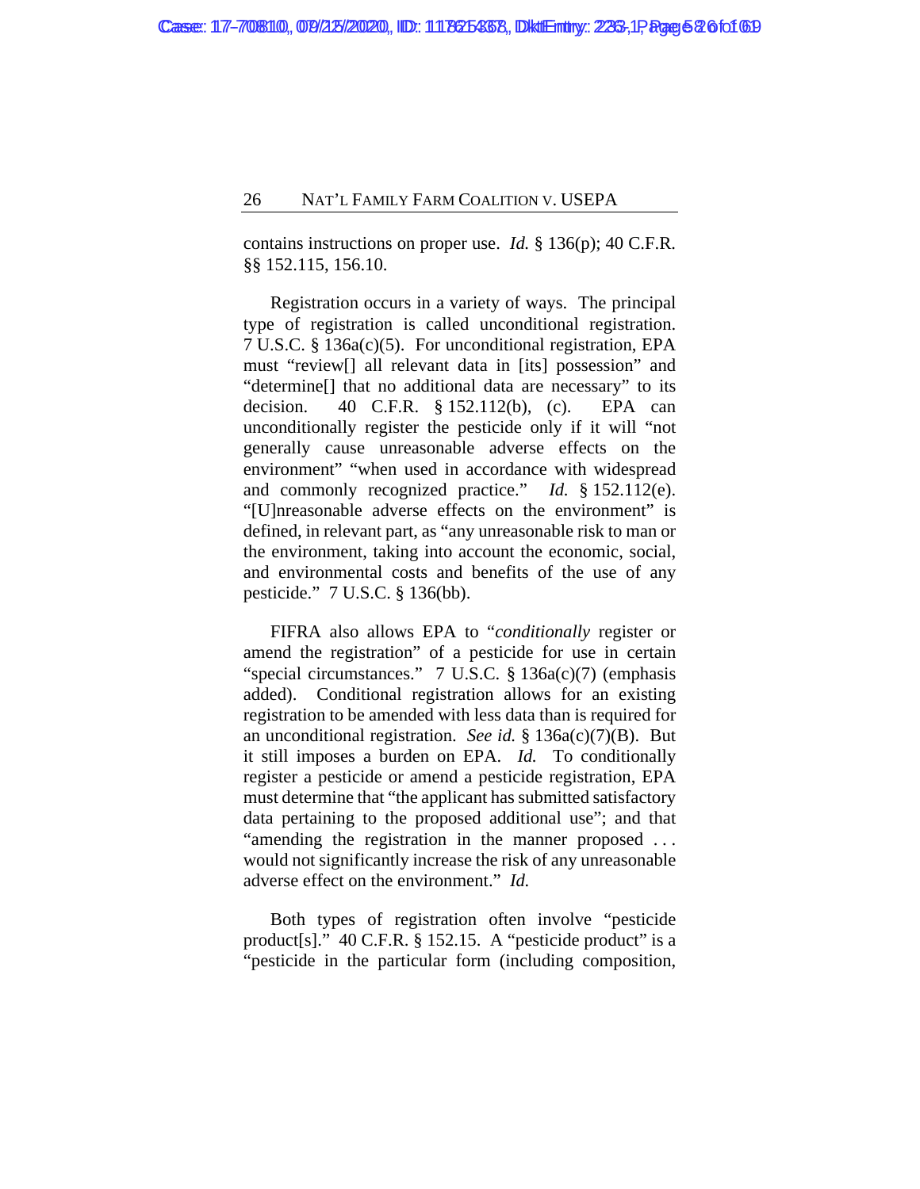contains instructions on proper use. *Id.* § 136(p); 40 C.F.R. §§ 152.115, 156.10.

Registration occurs in a variety of ways. The principal type of registration is called unconditional registration. 7 U.S.C. § 136a(c)(5). For unconditional registration, EPA must "review[] all relevant data in [its] possession" and "determine[] that no additional data are necessary" to its decision. 40 C.F.R. § 152.112(b), (c). EPA can unconditionally register the pesticide only if it will "not generally cause unreasonable adverse effects on the environment" "when used in accordance with widespread and commonly recognized practice." *Id.* § 152.112(e). "[U]nreasonable adverse effects on the environment" is defined, in relevant part, as "any unreasonable risk to man or the environment, taking into account the economic, social, and environmental costs and benefits of the use of any pesticide." 7 U.S.C. § 136(bb).

FIFRA also allows EPA to "*conditionally* register or amend the registration" of a pesticide for use in certain "special circumstances." 7 U.S.C. § 136a(c)(7) (emphasis added). Conditional registration allows for an existing registration to be amended with less data than is required for an unconditional registration. *See id.* § 136a(c)(7)(B). But it still imposes a burden on EPA. *Id.* To conditionally register a pesticide or amend a pesticide registration, EPA must determine that "the applicant has submitted satisfactory data pertaining to the proposed additional use"; and that "amending the registration in the manner proposed . . . would not significantly increase the risk of any unreasonable adverse effect on the environment." *Id.*

Both types of registration often involve "pesticide product[s]." 40 C.F.R. § 152.15. A "pesticide product" is a "pesticide in the particular form (including composition,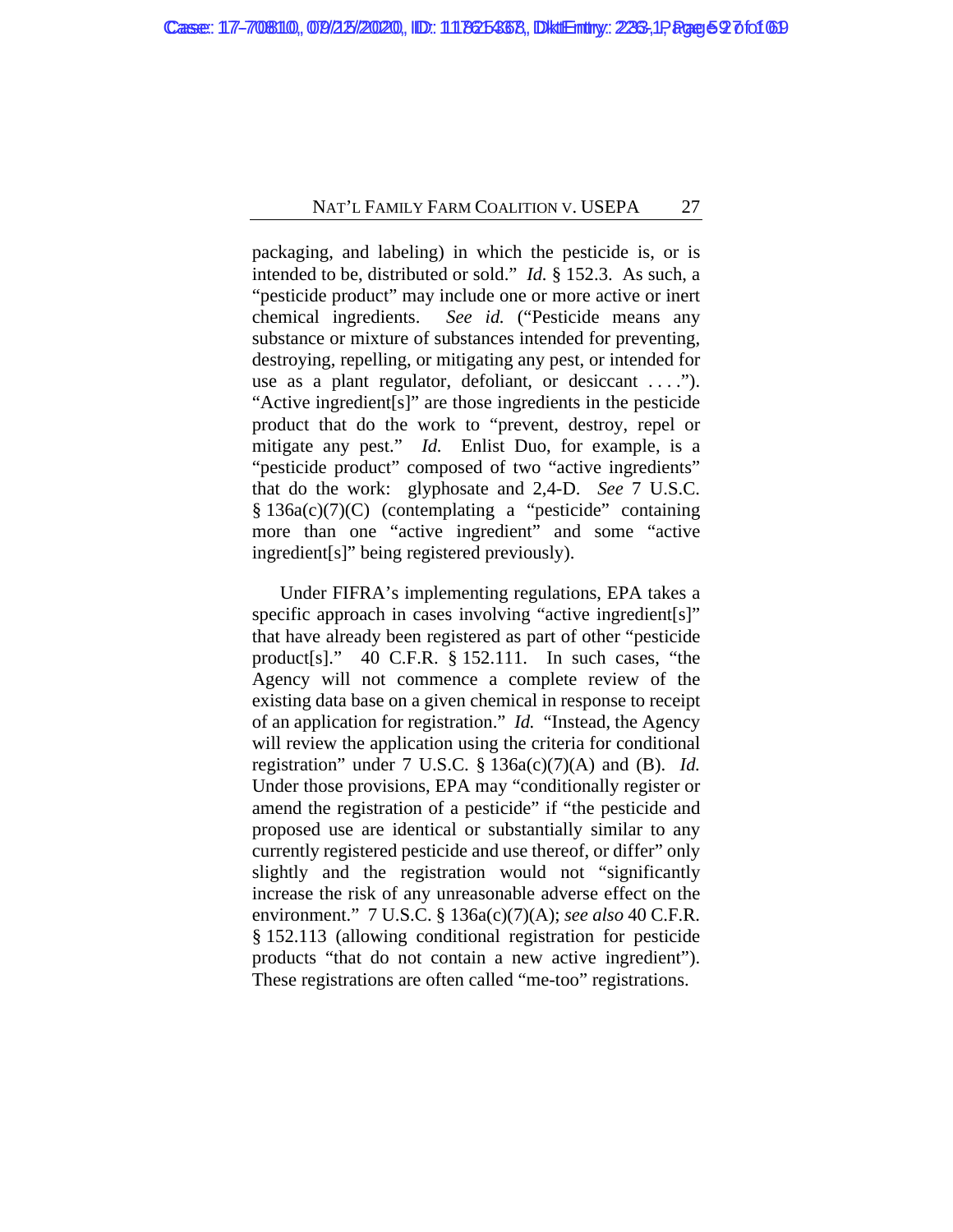packaging, and labeling) in which the pesticide is, or is intended to be, distributed or sold." *Id.* § 152.3. As such, a "pesticide product" may include one or more active or inert chemical ingredients. *See id.* ("Pesticide means any substance or mixture of substances intended for preventing, destroying, repelling, or mitigating any pest, or intended for use as a plant regulator, defoliant, or desiccant . . . ."). "Active ingredient[s]" are those ingredients in the pesticide product that do the work to "prevent, destroy, repel or mitigate any pest." *Id.* Enlist Duo, for example, is a "pesticide product" composed of two "active ingredients" that do the work: glyphosate and 2,4-D. *See* 7 U.S.C. § 136a(c)(7)(C) (contemplating a "pesticide" containing more than one "active ingredient" and some "active ingredient[s]" being registered previously).

Under FIFRA's implementing regulations, EPA takes a specific approach in cases involving "active ingredient[s]" that have already been registered as part of other "pesticide product[s]." 40 C.F.R. § 152.111. In such cases, "the Agency will not commence a complete review of the existing data base on a given chemical in response to receipt of an application for registration." *Id.* "Instead, the Agency will review the application using the criteria for conditional registration" under 7 U.S.C. § 136a(c)(7)(A) and (B). *Id.* Under those provisions, EPA may "conditionally register or amend the registration of a pesticide" if "the pesticide and proposed use are identical or substantially similar to any currently registered pesticide and use thereof, or differ" only slightly and the registration would not "significantly increase the risk of any unreasonable adverse effect on the environment." 7 U.S.C. § 136a(c)(7)(A); *see also* 40 C.F.R. § 152.113 (allowing conditional registration for pesticide products "that do not contain a new active ingredient"). These registrations are often called "me-too" registrations.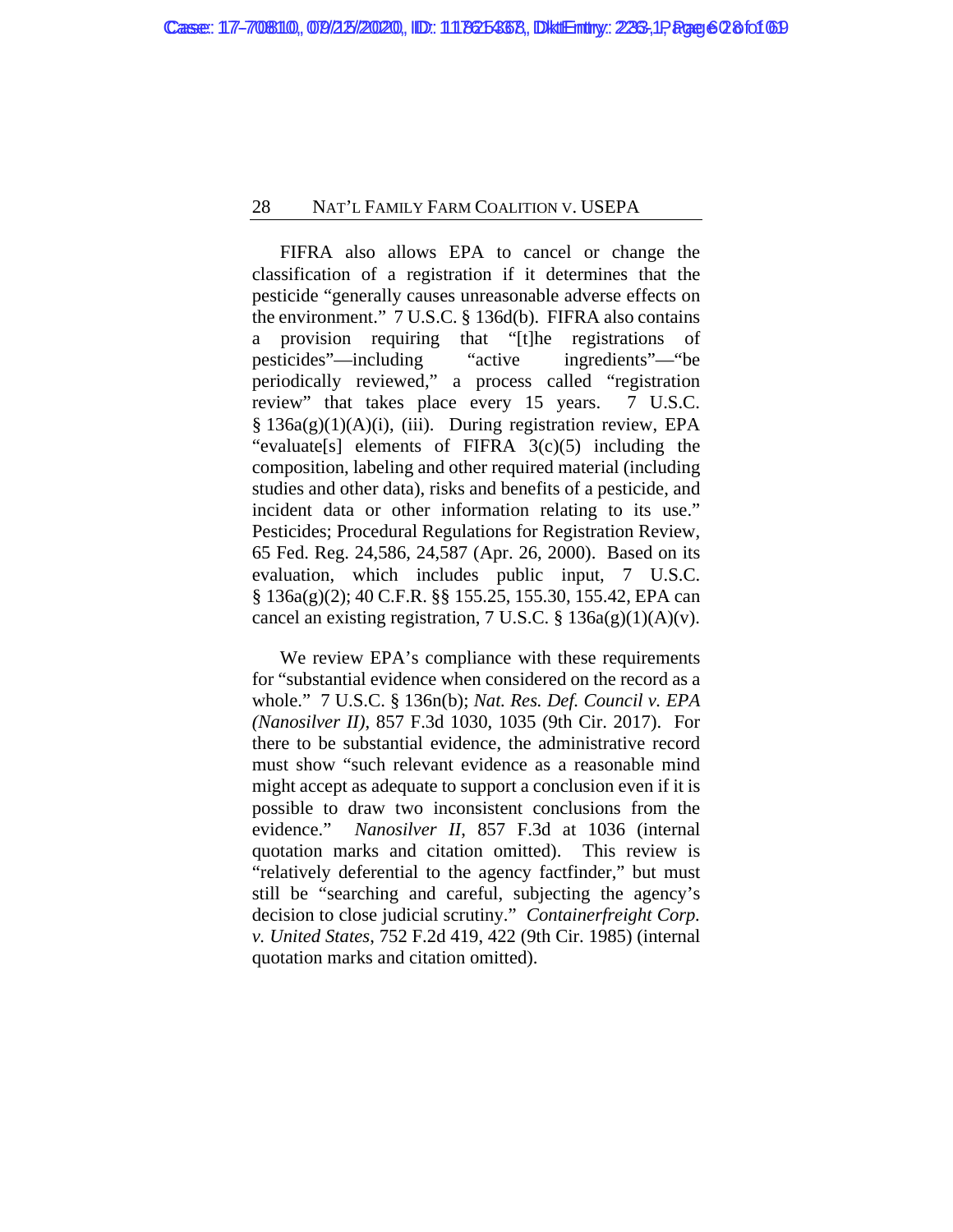FIFRA also allows EPA to cancel or change the classification of a registration if it determines that the pesticide "generally causes unreasonable adverse effects on the environment." 7 U.S.C. § 136d(b). FIFRA also contains a provision requiring that "[t]he registrations of pesticides"—including "active ingredients"—"be periodically reviewed," a process called "registration review" that takes place every 15 years. 7 U.S.C. § 136a(g)(1)(A)(i), (iii). During registration review, EPA "evaluate[s] elements of FIFRA 3(c)(5) including the composition, labeling and other required material (including studies and other data), risks and benefits of a pesticide, and incident data or other information relating to its use." Pesticides; Procedural Regulations for Registration Review, 65 Fed. Reg. 24,586, 24,587 (Apr. 26, 2000). Based on its evaluation, which includes public input, 7 U.S.C. § 136a(g)(2); 40 C.F.R. §§ 155.25, 155.30, 155.42, EPA can cancel an existing registration, 7 U.S.C. § 136a(g)(1)(A)(v).

We review EPA's compliance with these requirements for "substantial evidence when considered on the record as a whole." 7 U.S.C. § 136n(b); *Nat. Res. Def. Council v. EPA (Nanosilver II)*, 857 F.3d 1030, 1035 (9th Cir. 2017). For there to be substantial evidence, the administrative record must show "such relevant evidence as a reasonable mind might accept as adequate to support a conclusion even if it is possible to draw two inconsistent conclusions from the evidence." *Nanosilver II*, 857 F.3d at 1036 (internal quotation marks and citation omitted). This review is "relatively deferential to the agency factfinder," but must still be "searching and careful, subjecting the agency's decision to close judicial scrutiny." *Containerfreight Corp. v. United States*, 752 F.2d 419, 422 (9th Cir. 1985) (internal quotation marks and citation omitted).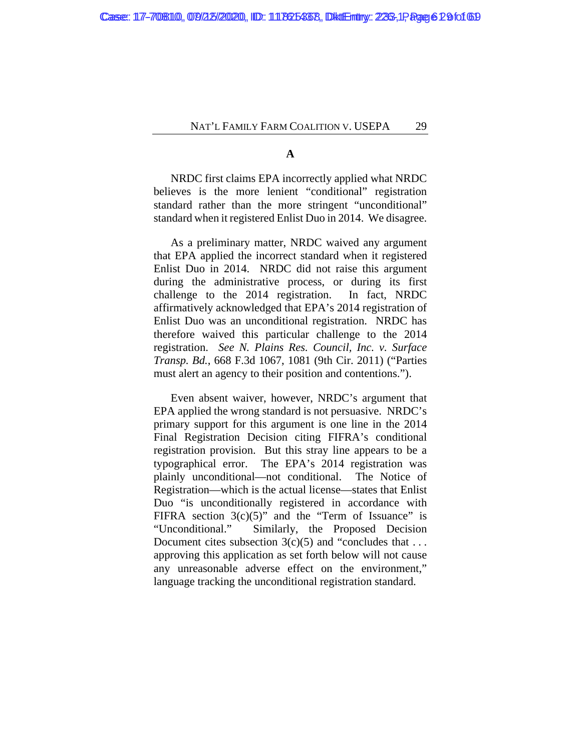### A

NRDC first claims EPA incorrectly applied what NRDC believes is the more lenient "conditional" registration standard rather than the more stringent "unconditional" standard when it registered Enlist Duo in 2014. We disagree.

As a preliminary matter, NRDC waived any argument that EPA applied the incorrect standard when it registered Enlist Duo in 2014. NRDC did not raise this argument during the administrative process, or during its first challenge to the 2014 registration. In fact, NRDC affirmatively acknowledged that EPA's 2014 registration of Enlist Duo was an unconditional registration. NRDC has therefore waived this particular challenge to the 2014 registration. *See N. Plains Res. Council, Inc. v. Surface Transp. Bd.*, 668 F.3d 1067, 1081 (9th Cir. 2011) ("Parties must alert an agency to their position and contentions.").

Even absent waiver, however, NRDC's argument that EPA applied the wrong standard is not persuasive. NRDC's primary support for this argument is one line in the 2014 Final Registration Decision citing FIFRA's conditional registration provision. But this stray line appears to be a typographical error. The EPA's 2014 registration was plainly unconditional—not conditional. The Notice of Registration—which is the actual license—states that Enlist Duo "is unconditionally registered in accordance with FIFRA section 3(c)(5)" and the "Term of Issuance" is "Unconditional." Similarly, the Proposed Decision Document cites subsection 3(c)(5) and "concludes that . . . approving this application as set forth below will not cause any unreasonable adverse effect on the environment," language tracking the unconditional registration standard.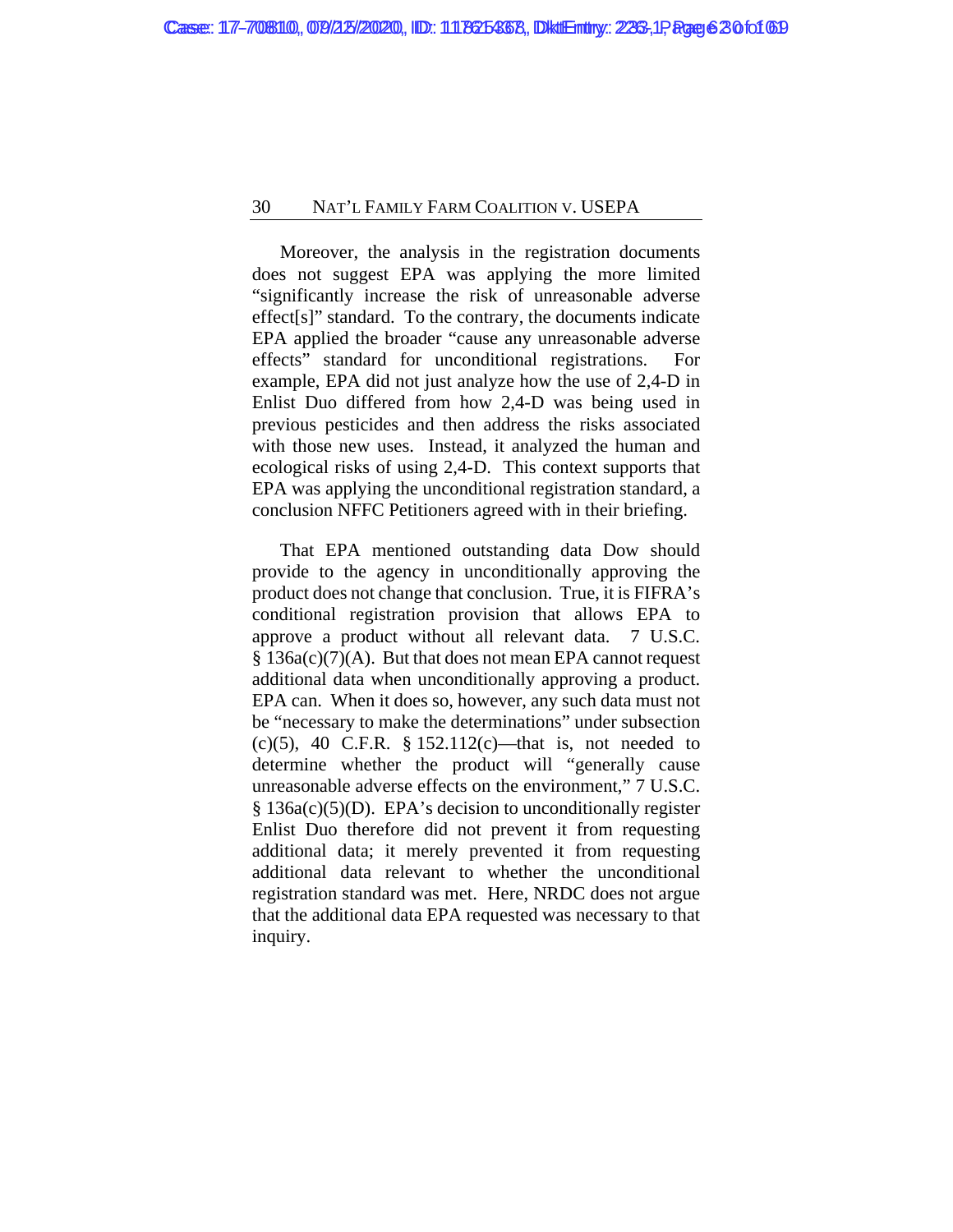Moreover, the analysis in the registration documents does not suggest EPA was applying the more limited "significantly increase the risk of unreasonable adverse effect[s]" standard. To the contrary, the documents indicate EPA applied the broader "cause any unreasonable adverse effects" standard for unconditional registrations. For example, EPA did not just analyze how the use of 2,4-D in Enlist Duo differed from how 2,4-D was being used in previous pesticides and then address the risks associated with those new uses. Instead, it analyzed the human and ecological risks of using 2,4-D. This context supports that EPA was applying the unconditional registration standard, a conclusion NFFC Petitioners agreed with in their briefing.

That EPA mentioned outstanding data Dow should provide to the agency in unconditionally approving the product does not change that conclusion. True, it is FIFRA's conditional registration provision that allows EPA to approve a product without all relevant data. 7 U.S.C. § 136a(c)(7)(A). But that does not mean EPA cannot request additional data when unconditionally approving a product. EPA can. When it does so, however, any such data must not be "necessary to make the determinations" under subsection (c)(5), 40 C.F.R. § 152.112(c)—that is, not needed to determine whether the product will "generally cause unreasonable adverse effects on the environment," 7 U.S.C. § 136a(c)(5)(D). EPA's decision to unconditionally register Enlist Duo therefore did not prevent it from requesting additional data; it merely prevented it from requesting additional data relevant to whether the unconditional registration standard was met. Here, NRDC does not argue that the additional data EPA requested was necessary to that inquiry.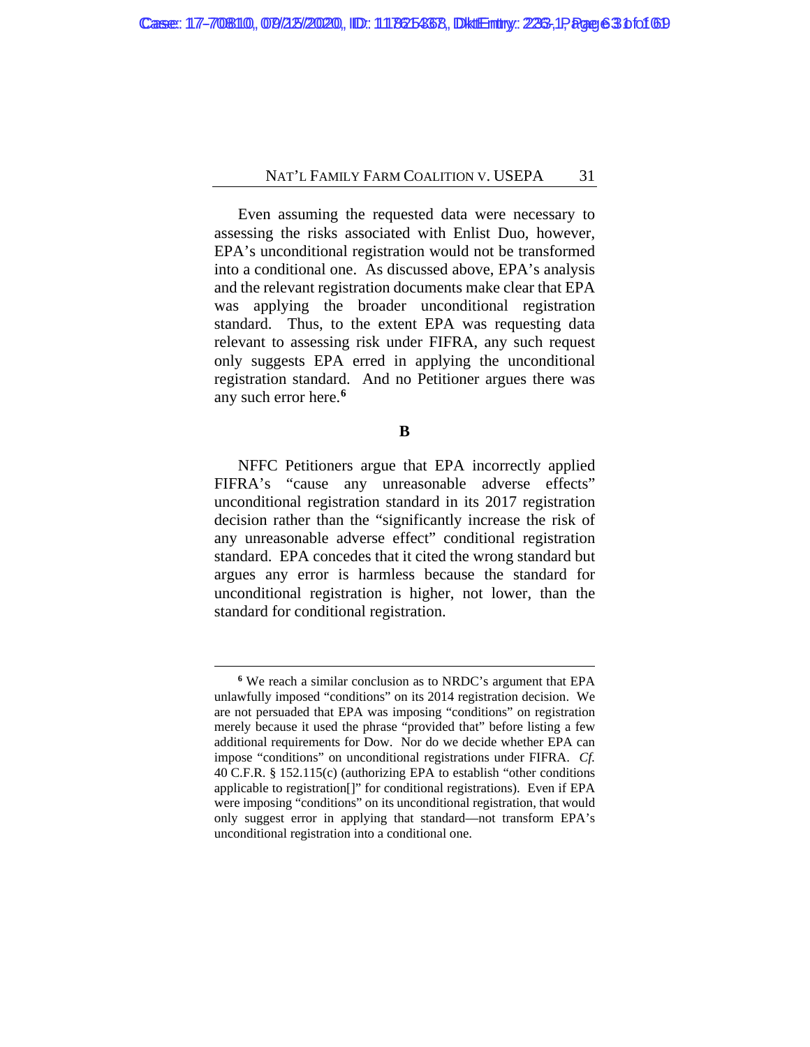Even assuming the requested data were necessary to assessing the risks associated with Enlist Duo, however, EPA's unconditional registration would not be transformed into a conditional one. As discussed above, EPA's analysis and the relevant registration documents make clear that EPA was applying the broader unconditional registration standard. Thus, to the extent EPA was requesting data relevant to assessing risk under FIFRA, any such request only suggests EPA erred in applying the unconditional registration standard. And no Petitioner argues there was any such error here.[6]

### B

NFFC Petitioners argue that EPA incorrectly applied FIFRA's "cause any unreasonable adverse effects" unconditional registration standard in its 2017 registration decision rather than the "significantly increase the risk of any unreasonable adverse effect" conditional registration standard. EPA concedes that it cited the wrong standard but argues any error is harmless because the standard for unconditional registration is higher, not lower, than the standard for conditional registration.

---

[6] We reach a similar conclusion as to NRDC's argument that EPA unlawfully imposed "conditions" on its 2014 registration decision. We are not persuaded that EPA was imposing "conditions" on registration merely because it used the phrase "provided that" before listing a few additional requirements for Dow. Nor do we decide whether EPA can impose "conditions" on unconditional registrations under FIFRA. *Cf.* 40 C.F.R. § 152.115(c) (authorizing EPA to establish "other conditions applicable to registration[]" for conditional registrations). Even if EPA were imposing "conditions" on its unconditional registration, that would only suggest error in applying that standard—not transform EPA's unconditional registration into a conditional one.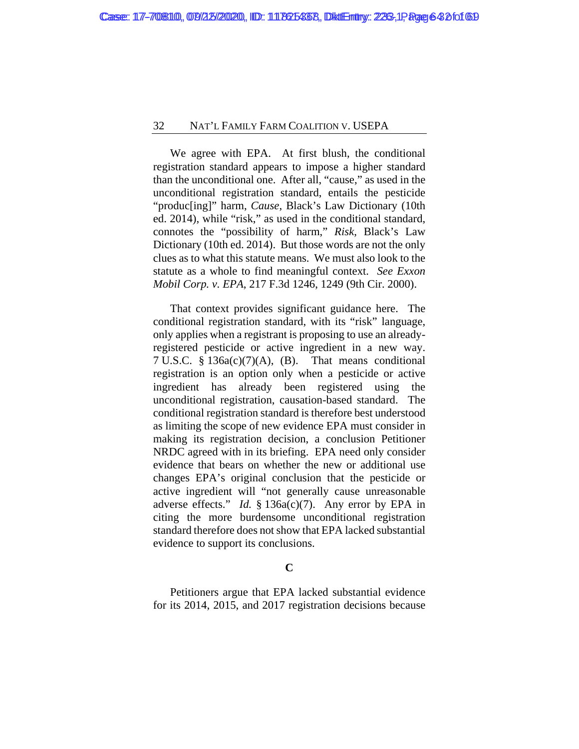We agree with EPA. At first blush, the conditional registration standard appears to impose a higher standard than the unconditional one. After all, "cause," as used in the unconditional registration standard, entails the pesticide "produc[ing]" harm, *Cause*, Black's Law Dictionary (10th ed. 2014), while "risk," as used in the conditional standard, connotes the "possibility of harm," *Risk*, Black's Law Dictionary (10th ed. 2014). But those words are not the only clues as to what this statute means. We must also look to the statute as a whole to find meaningful context. *See Exxon Mobil Corp. v. EPA*, 217 F.3d 1246, 1249 (9th Cir. 2000).

That context provides significant guidance here. The conditional registration standard, with its "risk" language, only applies when a registrant is proposing to use an already-registered pesticide or active ingredient in a new way. 7 U.S.C. § 136a(c)(7)(A), (B). That means conditional registration is an option only when a pesticide or active ingredient has already been registered using the unconditional registration, causation-based standard. The conditional registration standard is therefore best understood as limiting the scope of new evidence EPA must consider in making its registration decision, a conclusion Petitioner NRDC agreed with in its briefing. EPA need only consider evidence that bears on whether the new or additional use changes EPA's original conclusion that the pesticide or active ingredient will "not generally cause unreasonable adverse effects." *Id.* § 136a(c)(7). Any error by EPA in citing the more burdensome unconditional registration standard therefore does not show that EPA lacked substantial evidence to support its conclusions.

## C

Petitioners argue that EPA lacked substantial evidence for its 2014, 2015, and 2017 registration decisions because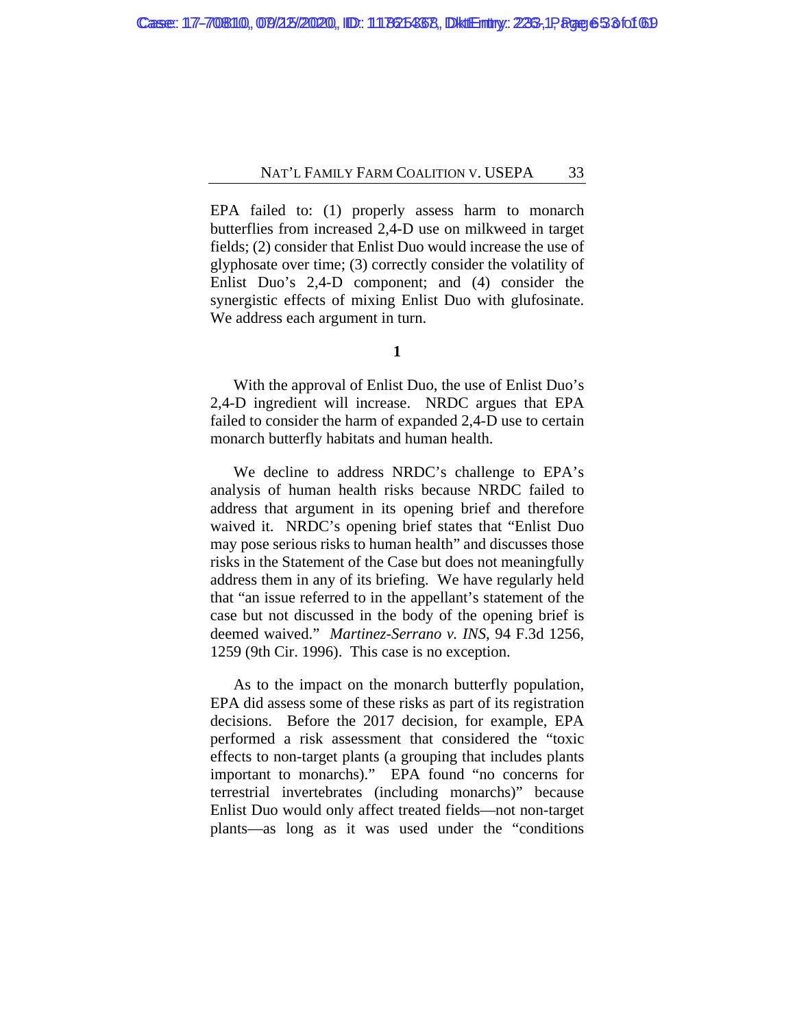EPA failed to: (1) properly assess harm to monarch butterflies from increased 2,4-D use on milkweed in target fields; (2) consider that Enlist Duo would increase the use of glyphosate over time; (3) correctly consider the volatility of Enlist Duo's 2,4-D component; and (4) consider the synergistic effects of mixing Enlist Duo with glufosinate. We address each argument in turn.

**1**

With the approval of Enlist Duo, the use of Enlist Duo's 2,4-D ingredient will increase. NRDC argues that EPA failed to consider the harm of expanded 2,4-D use to certain monarch butterfly habitats and human health.

We decline to address NRDC's challenge to EPA's analysis of human health risks because NRDC failed to address that argument in its opening brief and therefore waived it. NRDC's opening brief states that "Enlist Duo may pose serious risks to human health" and discusses those risks in the Statement of the Case but does not meaningfully address them in any of its briefing. We have regularly held that "an issue referred to in the appellant's statement of the case but not discussed in the body of the opening brief is deemed waived." *Martinez-Serrano v. INS*, 94 F.3d 1256, 1259 (9th Cir. 1996). This case is no exception.

As to the impact on the monarch butterfly population, EPA did assess some of these risks as part of its registration decisions. Before the 2017 decision, for example, EPA performed a risk assessment that considered the "toxic effects to non-target plants (a grouping that includes plants important to monarchs)." EPA found "no concerns for terrestrial invertebrates (including monarchs)" because Enlist Duo would only affect treated fields—not non-target plants—as long as it was used under the "conditions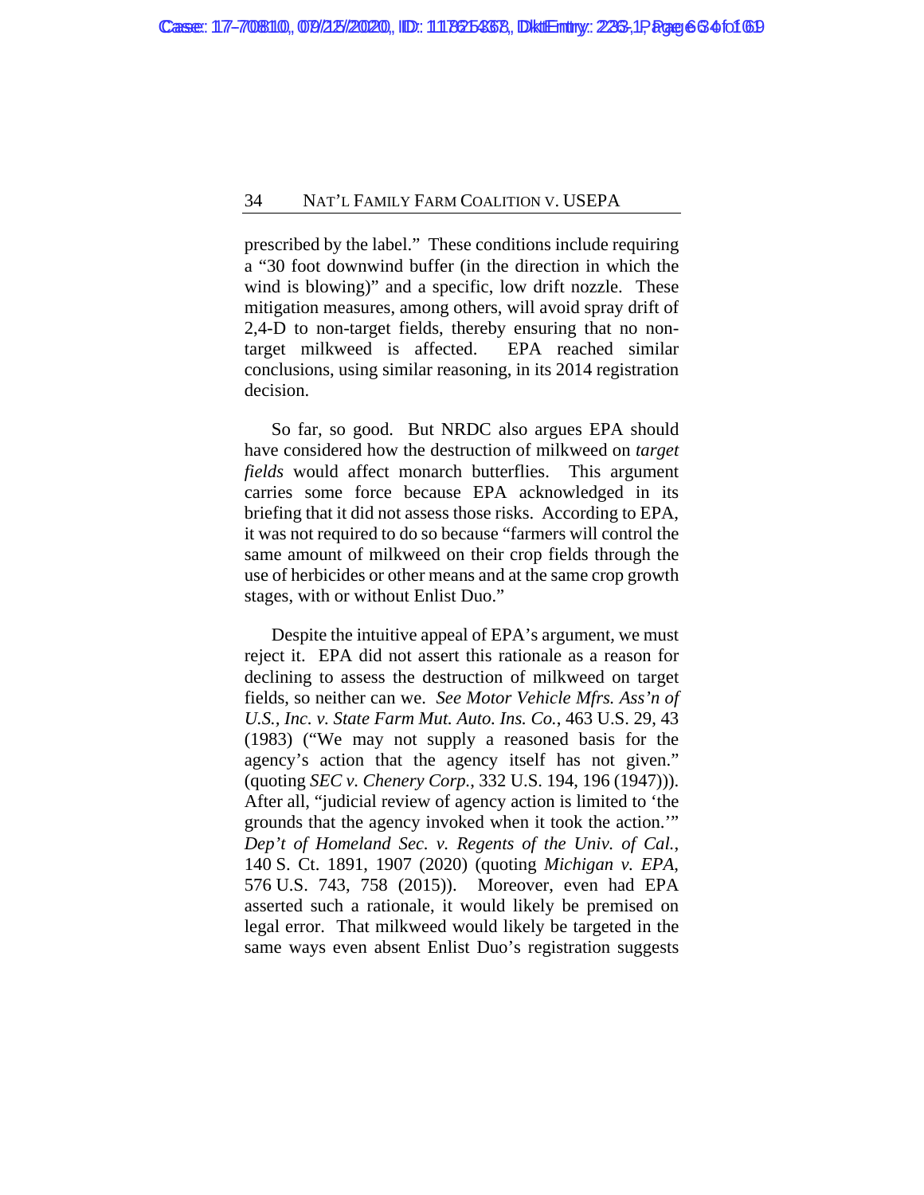prescribed by the label." These conditions include requiring a "30 foot downwind buffer (in the direction in which the wind is blowing)" and a specific, low drift nozzle. These mitigation measures, among others, will avoid spray drift of 2,4-D to non-target fields, thereby ensuring that no non-target milkweed is affected. EPA reached similar conclusions, using similar reasoning, in its 2014 registration decision.

So far, so good. But NRDC also argues EPA should have considered how the destruction of milkweed on *target fields* would affect monarch butterflies. This argument carries some force because EPA acknowledged in its briefing that it did not assess those risks. According to EPA, it was not required to do so because "farmers will control the same amount of milkweed on their crop fields through the use of herbicides or other means and at the same crop growth stages, with or without Enlist Duo."

Despite the intuitive appeal of EPA's argument, we must reject it. EPA did not assert this rationale as a reason for declining to assess the destruction of milkweed on target fields, so neither can we. *See Motor Vehicle Mfrs. Ass'n of U.S., Inc. v. State Farm Mut. Auto. Ins. Co.*, 463 U.S. 29, 43 (1983) ("We may not supply a reasoned basis for the agency's action that the agency itself has not given." (quoting *SEC v. Chenery Corp.*, 332 U.S. 194, 196 (1947))). After all, "judicial review of agency action is limited to 'the grounds that the agency invoked when it took the action.'" *Dep't of Homeland Sec. v. Regents of the Univ. of Cal.*, 140 S. Ct. 1891, 1907 (2020) (quoting *Michigan v. EPA*, 576 U.S. 743, 758 (2015)). Moreover, even had EPA asserted such a rationale, it would likely be premised on legal error. That milkweed would likely be targeted in the same ways even absent Enlist Duo's registration suggests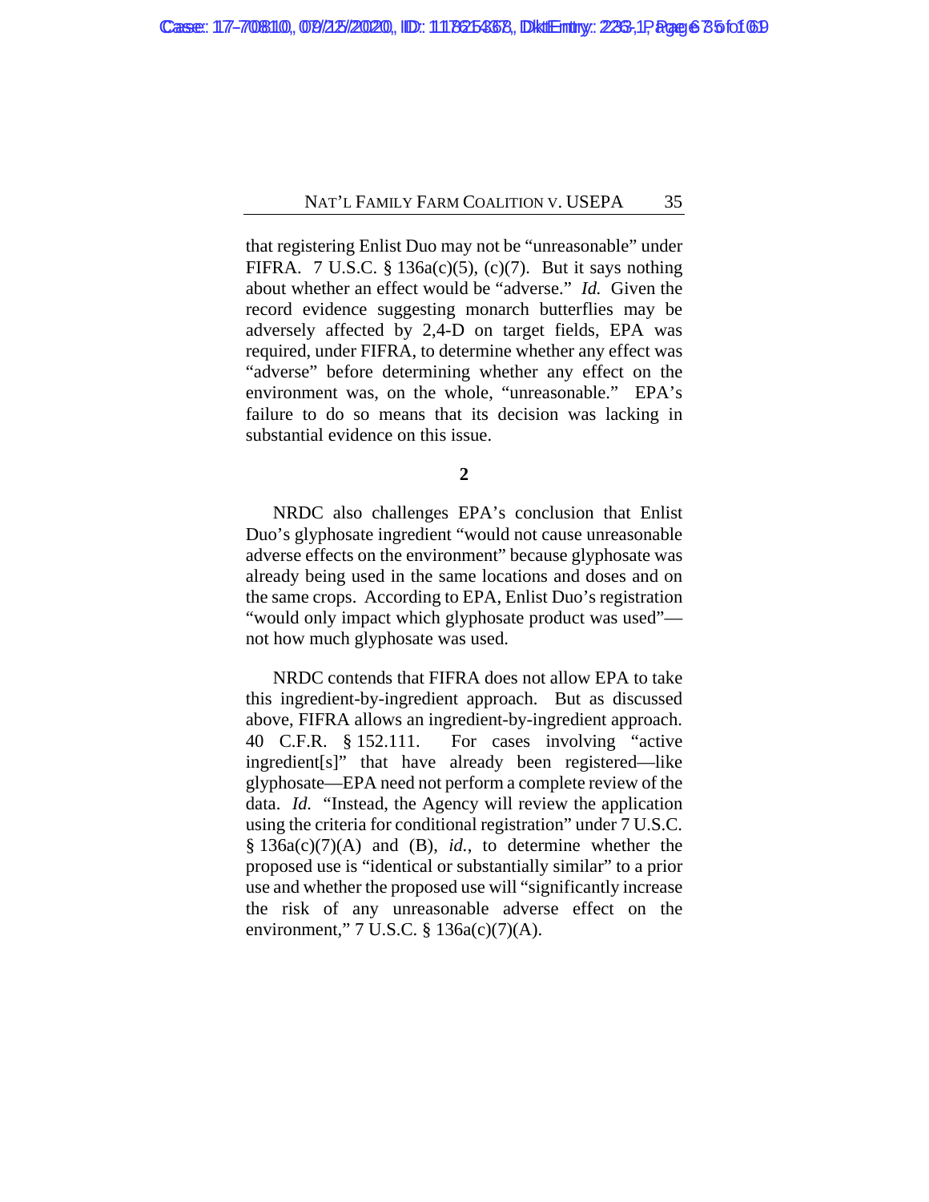that registering Enlist Duo may not be "unreasonable" under FIFRA. 7 U.S.C. § 136a(c)(5), (c)(7). But it says nothing about whether an effect would be "adverse." *Id.* Given the record evidence suggesting monarch butterflies may be adversely affected by 2,4-D on target fields, EPA was required, under FIFRA, to determine whether any effect was "adverse" before determining whether any effect on the environment was, on the whole, "unreasonable." EPA's failure to do so means that its decision was lacking in substantial evidence on this issue.

**2**

NRDC also challenges EPA's conclusion that Enlist Duo's glyphosate ingredient "would not cause unreasonable adverse effects on the environment" because glyphosate was already being used in the same locations and doses and on the same crops. According to EPA, Enlist Duo's registration "would only impact which glyphosate product was used"—not how much glyphosate was used.

NRDC contends that FIFRA does not allow EPA to take this ingredient-by-ingredient approach. But as discussed above, FIFRA allows an ingredient-by-ingredient approach. 40 C.F.R. § 152.111. For cases involving "active ingredient[s]" that have already been registered—like glyphosate—EPA need not perform a complete review of the data. *Id.* "Instead, the Agency will review the application using the criteria for conditional registration" under 7 U.S.C. § 136a(c)(7)(A) and (B), *id.*, to determine whether the proposed use is "identical or substantially similar" to a prior use and whether the proposed use will "significantly increase the risk of any unreasonable adverse effect on the environment," 7 U.S.C. § 136a(c)(7)(A).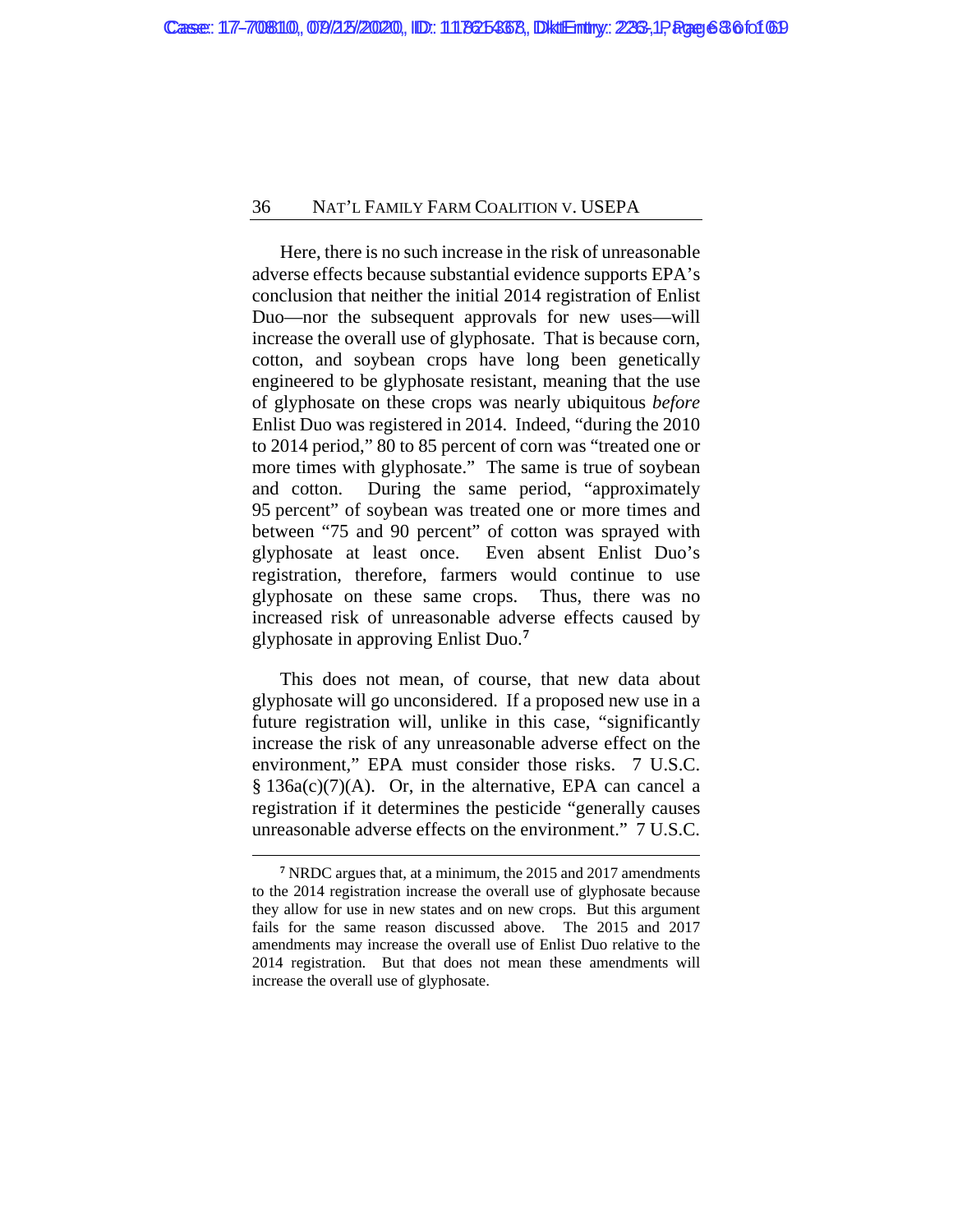Here, there is no such increase in the risk of unreasonable adverse effects because substantial evidence supports EPA's conclusion that neither the initial 2014 registration of Enlist Duo—nor the subsequent approvals for new uses—will increase the overall use of glyphosate. That is because corn, cotton, and soybean crops have long been genetically engineered to be glyphosate resistant, meaning that the use of glyphosate on these crops was nearly ubiquitous *before* Enlist Duo was registered in 2014. Indeed, "during the 2010 to 2014 period," 80 to 85 percent of corn was "treated one or more times with glyphosate." The same is true of soybean and cotton. During the same period, "approximately 95 percent" of soybean was treated one or more times and between "75 and 90 percent" of cotton was sprayed with glyphosate at least once. Even absent Enlist Duo's registration, therefore, farmers would continue to use glyphosate on these same crops. Thus, there was no increased risk of unreasonable adverse effects caused by glyphosate in approving Enlist Duo.[7]

This does not mean, of course, that new data about glyphosate will go unconsidered. If a proposed new use in a future registration will, unlike in this case, "significantly increase the risk of any unreasonable adverse effect on the environment," EPA must consider those risks. 7 U.S.C. § 136a(c)(7)(A). Or, in the alternative, EPA can cancel a registration if it determines the pesticide "generally causes unreasonable adverse effects on the environment." 7 U.S.C.

---

[7] NRDC argues that, at a minimum, the 2015 and 2017 amendments to the 2014 registration increase the overall use of glyphosate because they allow for use in new states and on new crops. But this argument fails for the same reason discussed above. The 2015 and 2017 amendments may increase the overall use of Enlist Duo relative to the 2014 registration. But that does not mean these amendments will increase the overall use of glyphosate.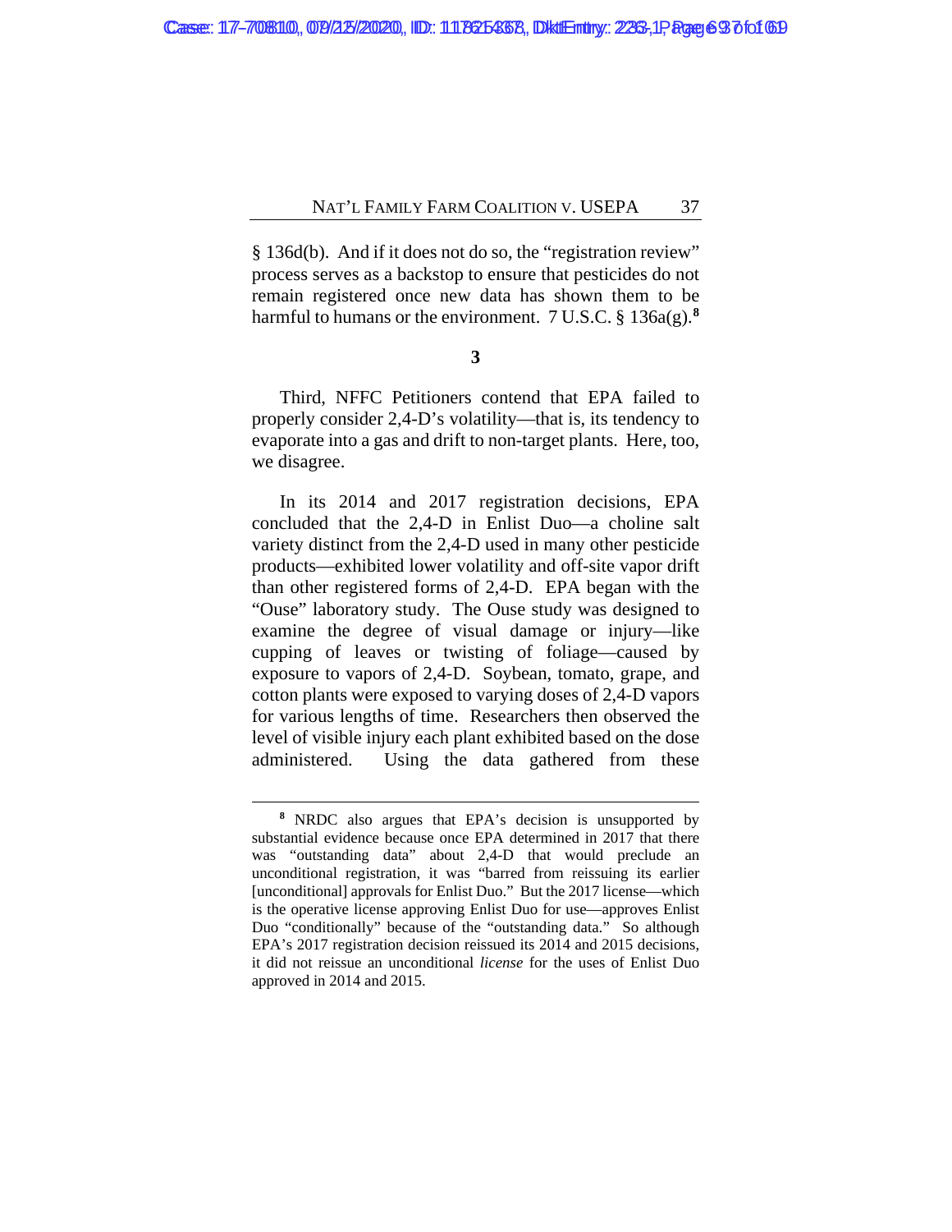§ 136d(b). And if it does not do so, the "registration review" process serves as a backstop to ensure that pesticides do not remain registered once new data has shown them to be harmful to humans or the environment. 7 U.S.C. § 136a(g).[8]

**3**

Third, NFFC Petitioners contend that EPA failed to properly consider 2,4-D's volatility—that is, its tendency to evaporate into a gas and drift to non-target plants. Here, too, we disagree.

In its 2014 and 2017 registration decisions, EPA concluded that the 2,4-D in Enlist Duo—a choline salt variety distinct from the 2,4-D used in many other pesticide products—exhibited lower volatility and off-site vapor drift than other registered forms of 2,4-D. EPA began with the "Ouse" laboratory study. The Ouse study was designed to examine the degree of visual damage or injury—like cupping of leaves or twisting of foliage—caused by exposure to vapors of 2,4-D. Soybean, tomato, grape, and cotton plants were exposed to varying doses of 2,4-D vapors for various lengths of time. Researchers then observed the level of visible injury each plant exhibited based on the dose administered. Using the data gathered from these

---

[8] NRDC also argues that EPA's decision is unsupported by substantial evidence because once EPA determined in 2017 that there was "outstanding data" about 2,4-D that would preclude an unconditional registration, it was "barred from reissuing its earlier [unconditional] approvals for Enlist Duo." But the 2017 license—which is the operative license approving Enlist Duo for use—approves Enlist Duo "conditionally" because of the "outstanding data." So although EPA's 2017 registration decision reissued its 2014 and 2015 decisions, it did not reissue an unconditional *license* for the uses of Enlist Duo approved in 2014 and 2015.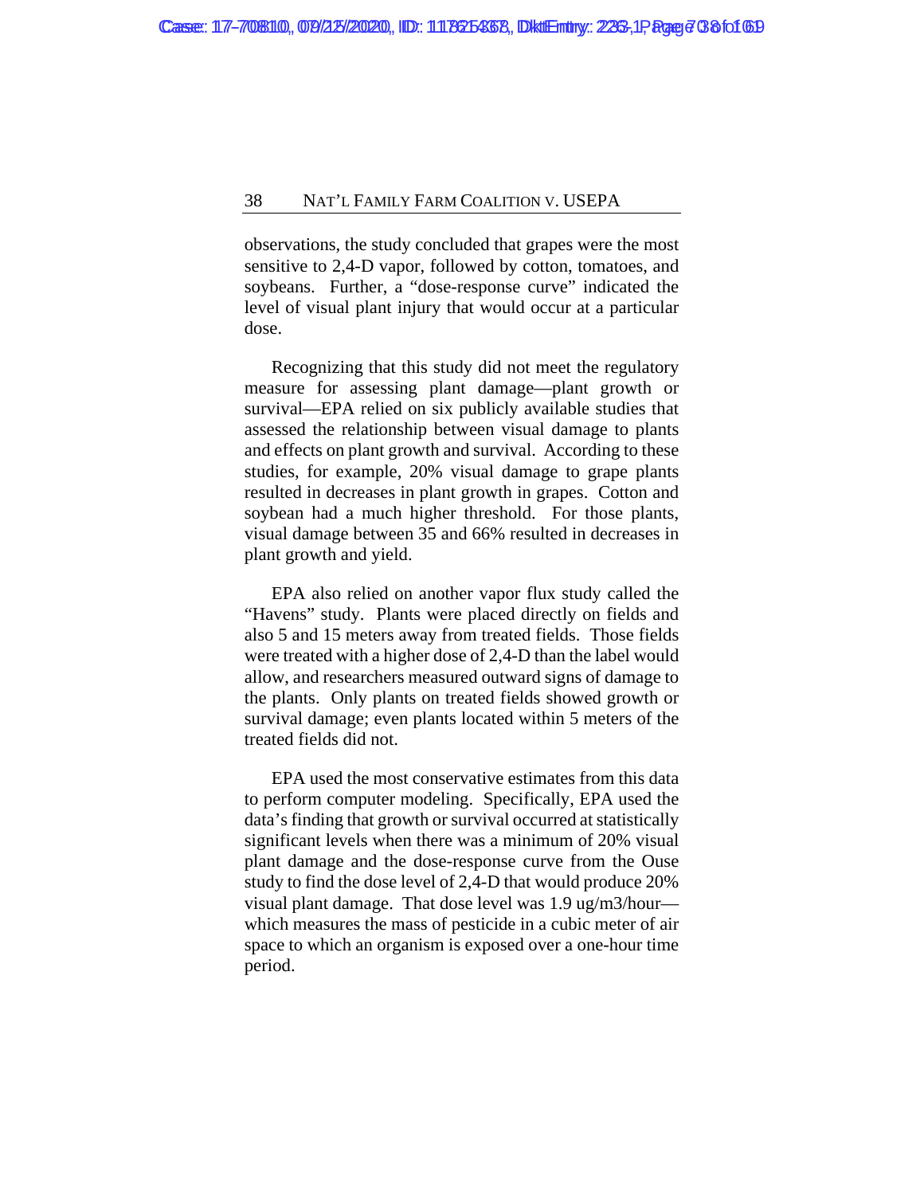observations, the study concluded that grapes were the most sensitive to 2,4-D vapor, followed by cotton, tomatoes, and soybeans. Further, a "dose-response curve" indicated the level of visual plant injury that would occur at a particular dose.

Recognizing that this study did not meet the regulatory measure for assessing plant damage—plant growth or survival—EPA relied on six publicly available studies that assessed the relationship between visual damage to plants and effects on plant growth and survival. According to these studies, for example, 20% visual damage to grape plants resulted in decreases in plant growth in grapes. Cotton and soybean had a much higher threshold. For those plants, visual damage between 35 and 66% resulted in decreases in plant growth and yield.

EPA also relied on another vapor flux study called the "Havens" study. Plants were placed directly on fields and also 5 and 15 meters away from treated fields. Those fields were treated with a higher dose of 2,4-D than the label would allow, and researchers measured outward signs of damage to the plants. Only plants on treated fields showed growth or survival damage; even plants located within 5 meters of the treated fields did not.

EPA used the most conservative estimates from this data to perform computer modeling. Specifically, EPA used the data's finding that growth or survival occurred at statistically significant levels when there was a minimum of 20% visual plant damage and the dose-response curve from the Ouse study to find the dose level of 2,4-D that would produce 20% visual plant damage. That dose level was 1.9 ug/m3/hour—which measures the mass of pesticide in a cubic meter of air space to which an organism is exposed over a one-hour time period.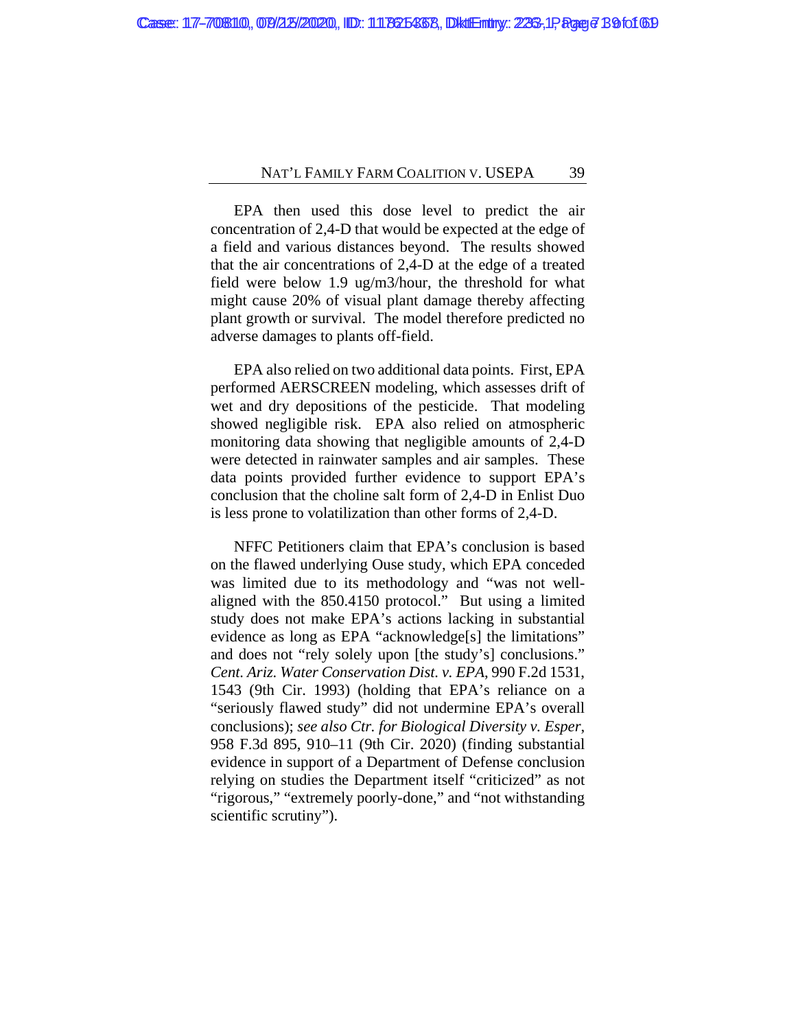EPA then used this dose level to predict the air concentration of 2,4-D that would be expected at the edge of a field and various distances beyond. The results showed that the air concentrations of 2,4-D at the edge of a treated field were below 1.9 ug/m3/hour, the threshold for what might cause 20% of visual plant damage thereby affecting plant growth or survival. The model therefore predicted no adverse damages to plants off-field.

EPA also relied on two additional data points. First, EPA performed AERSCREEN modeling, which assesses drift of wet and dry depositions of the pesticide. That modeling showed negligible risk. EPA also relied on atmospheric monitoring data showing that negligible amounts of 2,4-D were detected in rainwater samples and air samples. These data points provided further evidence to support EPA's conclusion that the choline salt form of 2,4-D in Enlist Duo is less prone to volatilization than other forms of 2,4-D.

NFFC Petitioners claim that EPA's conclusion is based on the flawed underlying Ouse study, which EPA conceded was limited due to its methodology and "was not well-aligned with the 850.4150 protocol." But using a limited study does not make EPA's actions lacking in substantial evidence as long as EPA "acknowledge[s] the limitations" and does not "rely solely upon [the study's] conclusions." *Cent. Ariz. Water Conservation Dist. v. EPA*, 990 F.2d 1531, 1543 (9th Cir. 1993) (holding that EPA's reliance on a "seriously flawed study" did not undermine EPA's overall conclusions); *see also Ctr. for Biological Diversity v. Esper*, 958 F.3d 895, 910–11 (9th Cir. 2020) (finding substantial evidence in support of a Department of Defense conclusion relying on studies the Department itself "criticized" as not "rigorous," "extremely poorly-done," and "not withstanding scientific scrutiny").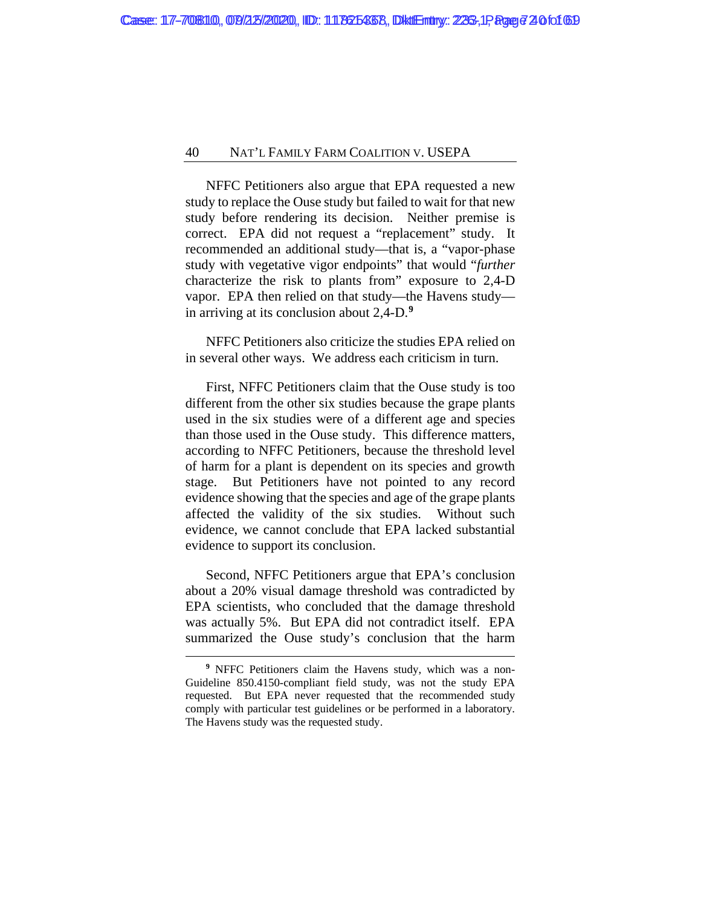NFFC Petitioners also argue that EPA requested a new study to replace the Ouse study but failed to wait for that new study before rendering its decision. Neither premise is correct. EPA did not request a "replacement" study. It recommended an additional study—that is, a "vapor-phase study with vegetative vigor endpoints" that would "*further* characterize the risk to plants from" exposure to 2,4-D vapor. EPA then relied on that study—the Havens study—in arriving at its conclusion about 2,4-D.[9]

NFFC Petitioners also criticize the studies EPA relied on in several other ways. We address each criticism in turn.

First, NFFC Petitioners claim that the Ouse study is too different from the other six studies because the grape plants used in the six studies were of a different age and species than those used in the Ouse study. This difference matters, according to NFFC Petitioners, because the threshold level of harm for a plant is dependent on its species and growth stage. But Petitioners have not pointed to any record evidence showing that the species and age of the grape plants affected the validity of the six studies. Without such evidence, we cannot conclude that EPA lacked substantial evidence to support its conclusion.

Second, NFFC Petitioners argue that EPA's conclusion about a 20% visual damage threshold was contradicted by EPA scientists, who concluded that the damage threshold was actually 5%. But EPA did not contradict itself. EPA summarized the Ouse study's conclusion that the harm

[9] NFFC Petitioners claim the Havens study, which was a non-Guideline 850.4150-compliant field study, was not the study EPA requested. But EPA never requested that the recommended study comply with particular test guidelines or be performed in a laboratory. The Havens study was the requested study.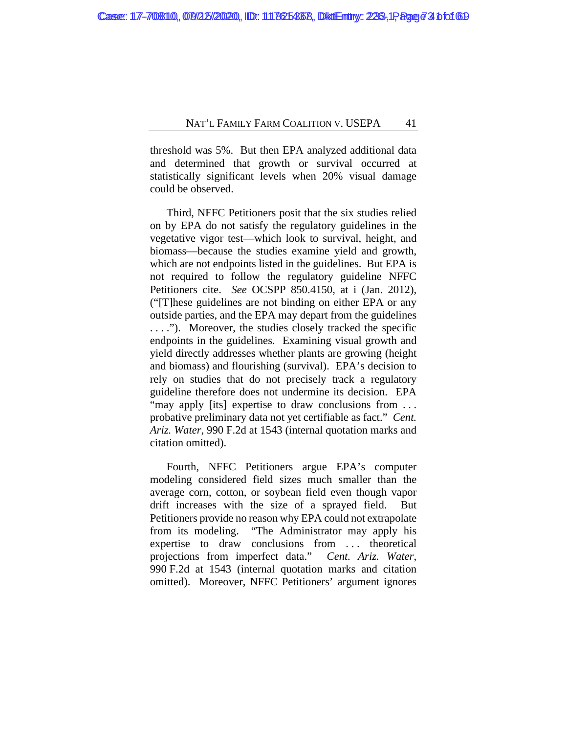threshold was 5%. But then EPA analyzed additional data and determined that growth or survival occurred at statistically significant levels when 20% visual damage could be observed.

Third, NFFC Petitioners posit that the six studies relied on by EPA do not satisfy the regulatory guidelines in the vegetative vigor test—which look to survival, height, and biomass—because the studies examine yield and growth, which are not endpoints listed in the guidelines. But EPA is not required to follow the regulatory guideline NFFC Petitioners cite. *See* OCSPP 850.4150, at i (Jan. 2012), ("[T]hese guidelines are not binding on either EPA or any outside parties, and the EPA may depart from the guidelines . . . ."). Moreover, the studies closely tracked the specific endpoints in the guidelines. Examining visual growth and yield directly addresses whether plants are growing (height and biomass) and flourishing (survival). EPA's decision to rely on studies that do not precisely track a regulatory guideline therefore does not undermine its decision. EPA "may apply [its] expertise to draw conclusions from . . . probative preliminary data not yet certifiable as fact." *Cent. Ariz. Water*, 990 F.2d at 1543 (internal quotation marks and citation omitted).

Fourth, NFFC Petitioners argue EPA's computer modeling considered field sizes much smaller than the average corn, cotton, or soybean field even though vapor drift increases with the size of a sprayed field. But Petitioners provide no reason why EPA could not extrapolate from its modeling. "The Administrator may apply his expertise to draw conclusions from . . . theoretical projections from imperfect data." *Cent. Ariz. Water*, 990 F.2d at 1543 (internal quotation marks and citation omitted). Moreover, NFFC Petitioners' argument ignores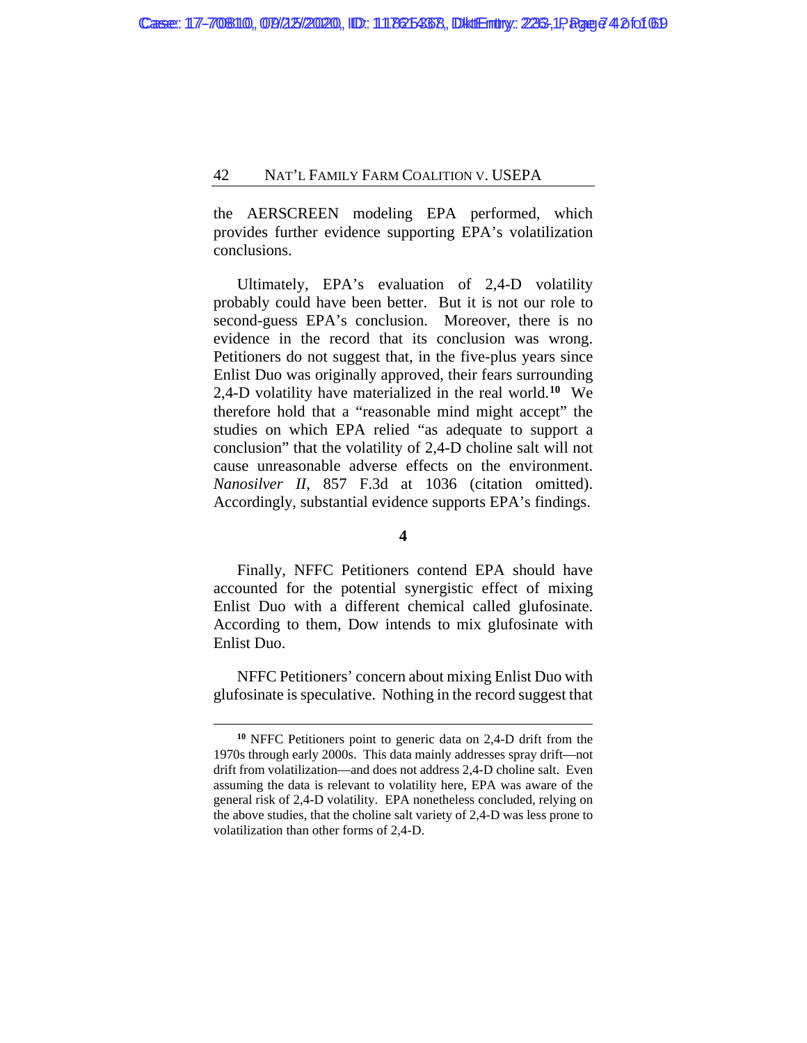the AERSCREEN modeling EPA performed, which provides further evidence supporting EPA's volatilization conclusions.

Ultimately, EPA's evaluation of 2,4-D volatility probably could have been better. But it is not our role to second-guess EPA's conclusion. Moreover, there is no evidence in the record that its conclusion was wrong. Petitioners do not suggest that, in the five-plus years since Enlist Duo was originally approved, their fears surrounding 2,4-D volatility have materialized in the real world.[10] We therefore hold that a "reasonable mind might accept" the studies on which EPA relied "as adequate to support a conclusion" that the volatility of 2,4-D choline salt will not cause unreasonable adverse effects on the environment. *Nanosilver II*, 857 F.3d at 1036 (citation omitted). Accordingly, substantial evidence supports EPA's findings.

**4**

Finally, NFFC Petitioners contend EPA should have accounted for the potential synergistic effect of mixing Enlist Duo with a different chemical called glufosinate. According to them, Dow intends to mix glufosinate with Enlist Duo.

NFFC Petitioners' concern about mixing Enlist Duo with glufosinate is speculative. Nothing in the record suggest that

---

[10] NFFC Petitioners point to generic data on 2,4-D drift from the 1970s through early 2000s. This data mainly addresses spray drift—not drift from volatilization—and does not address 2,4-D choline salt. Even assuming the data is relevant to volatility here, EPA was aware of the general risk of 2,4-D volatility. EPA nonetheless concluded, relying on the above studies, that the choline salt variety of 2,4-D was less prone to volatilization than other forms of 2,4-D.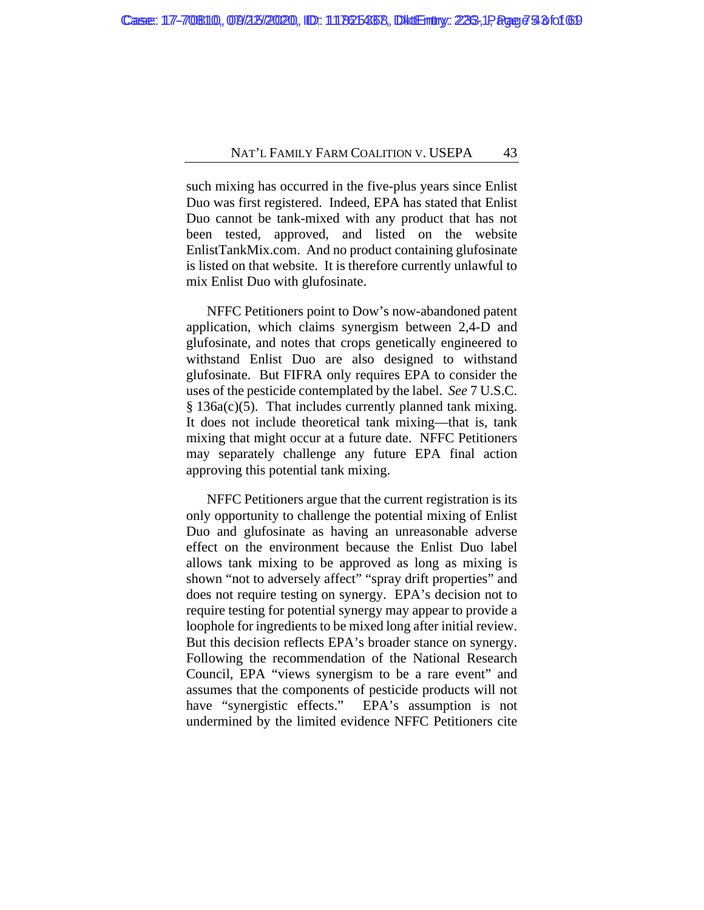such mixing has occurred in the five-plus years since Enlist Duo was first registered. Indeed, EPA has stated that Enlist Duo cannot be tank-mixed with any product that has not been tested, approved, and listed on the website EnlistTankMix.com. And no product containing glufosinate is listed on that website. It is therefore currently unlawful to mix Enlist Duo with glufosinate.

NFFC Petitioners point to Dow's now-abandoned patent application, which claims synergism between 2,4-D and glufosinate, and notes that crops genetically engineered to withstand Enlist Duo are also designed to withstand glufosinate. But FIFRA only requires EPA to consider the uses of the pesticide contemplated by the label. *See* 7 U.S.C. § 136a(c)(5). That includes currently planned tank mixing. It does not include theoretical tank mixing—that is, tank mixing that might occur at a future date. NFFC Petitioners may separately challenge any future EPA final action approving this potential tank mixing.

NFFC Petitioners argue that the current registration is its only opportunity to challenge the potential mixing of Enlist Duo and glufosinate as having an unreasonable adverse effect on the environment because the Enlist Duo label allows tank mixing to be approved as long as mixing is shown "not to adversely affect" "spray drift properties" and does not require testing on synergy. EPA's decision not to require testing for potential synergy may appear to provide a loophole for ingredients to be mixed long after initial review. But this decision reflects EPA's broader stance on synergy. Following the recommendation of the National Research Council, EPA "views synergism to be a rare event" and assumes that the components of pesticide products will not have "synergistic effects." EPA's assumption is not undermined by the limited evidence NFFC Petitioners cite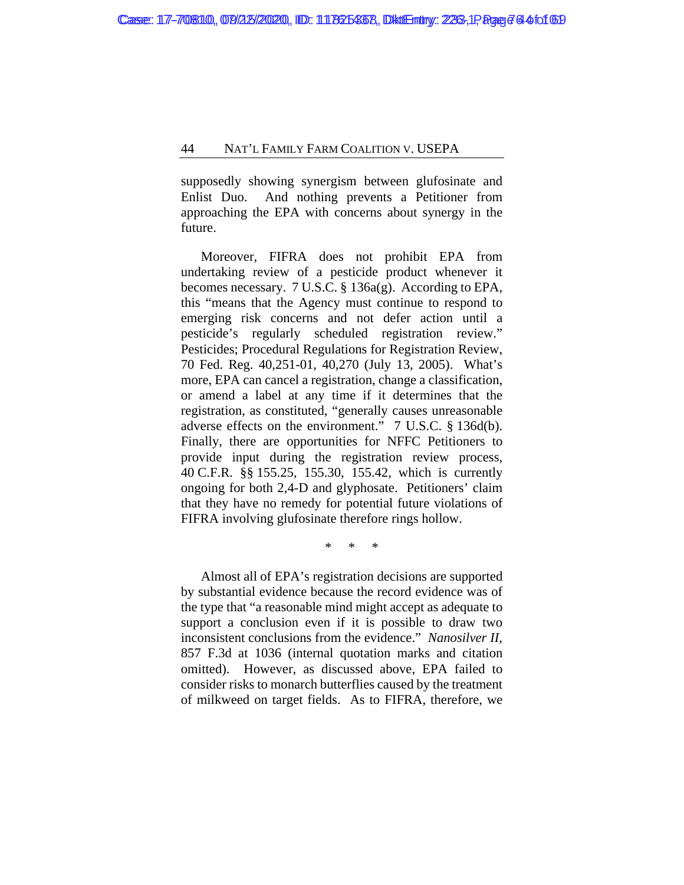supposedly showing synergism between glufosinate and Enlist Duo. And nothing prevents a Petitioner from approaching the EPA with concerns about synergy in the future.

Moreover, FIFRA does not prohibit EPA from undertaking review of a pesticide product whenever it becomes necessary. 7 U.S.C. § 136a(g). According to EPA, this "means that the Agency must continue to respond to emerging risk concerns and not defer action until a pesticide's regularly scheduled registration review." Pesticides; Procedural Regulations for Registration Review, 70 Fed. Reg. 40,251-01, 40,270 (July 13, 2005). What's more, EPA can cancel a registration, change a classification, or amend a label at any time if it determines that the registration, as constituted, "generally causes unreasonable adverse effects on the environment." 7 U.S.C. § 136d(b). Finally, there are opportunities for NFFC Petitioners to provide input during the registration review process, 40 C.F.R. §§ 155.25, 155.30, 155.42, which is currently ongoing for both 2,4-D and glyphosate. Petitioners' claim that they have no remedy for potential future violations of FIFRA involving glufosinate therefore rings hollow.

\* \* \*

Almost all of EPA's registration decisions are supported by substantial evidence because the record evidence was of the type that "a reasonable mind might accept as adequate to support a conclusion even if it is possible to draw two inconsistent conclusions from the evidence." *Nanosilver II*, 857 F.3d at 1036 (internal quotation marks and citation omitted). However, as discussed above, EPA failed to consider risks to monarch butterflies caused by the treatment of milkweed on target fields. As to FIFRA, therefore, we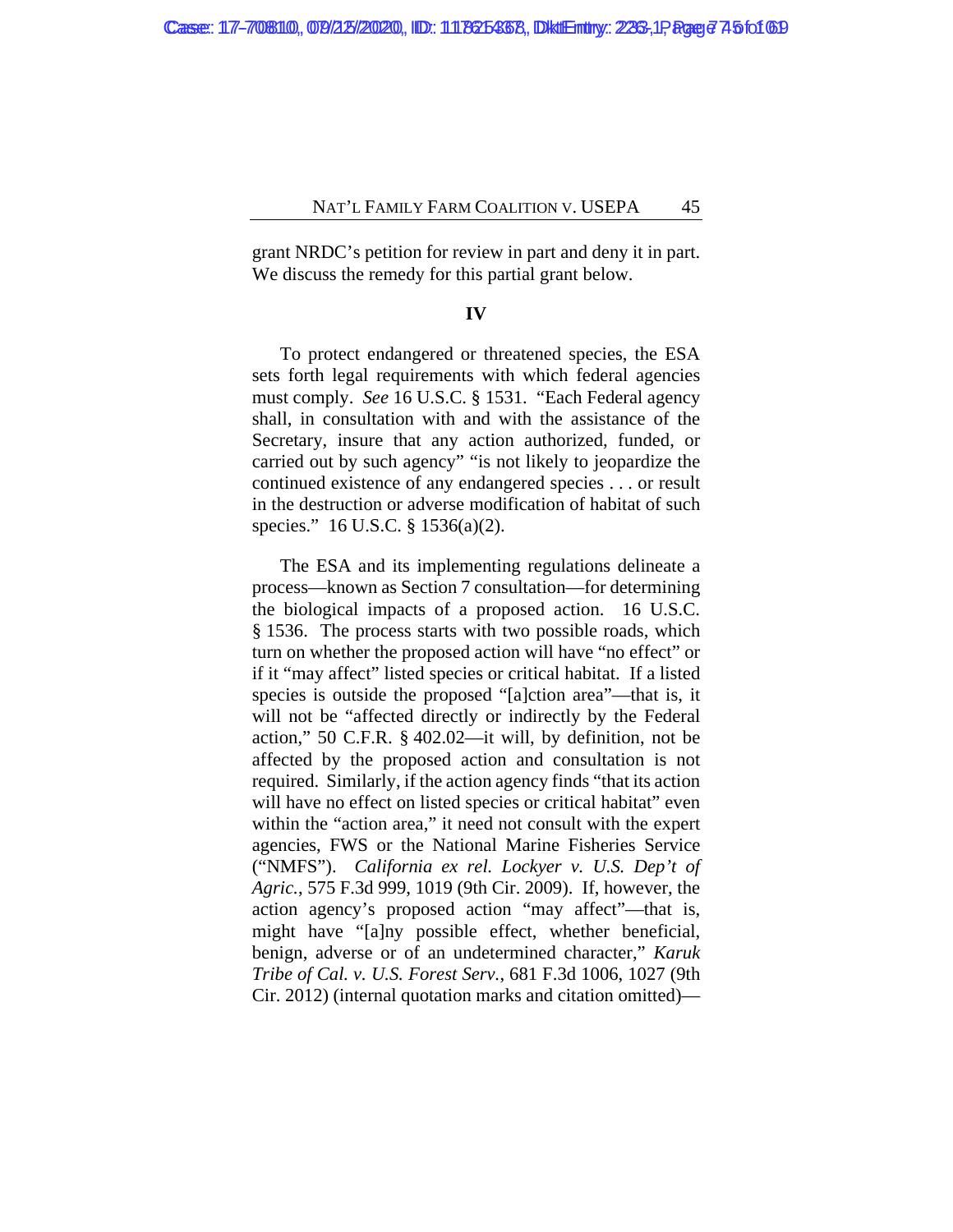grant NRDC's petition for review in part and deny it in part. We discuss the remedy for this partial grant below.

## IV

To protect endangered or threatened species, the ESA sets forth legal requirements with which federal agencies must comply. *See* 16 U.S.C. § 1531. "Each Federal agency shall, in consultation with and with the assistance of the Secretary, insure that any action authorized, funded, or carried out by such agency" "is not likely to jeopardize the continued existence of any endangered species . . . or result in the destruction or adverse modification of habitat of such species." 16 U.S.C. § 1536(a)(2).

The ESA and its implementing regulations delineate a process—known as Section 7 consultation—for determining the biological impacts of a proposed action. 16 U.S.C. § 1536. The process starts with two possible roads, which turn on whether the proposed action will have "no effect" or if it "may affect" listed species or critical habitat. If a listed species is outside the proposed "[a]ction area"—that is, it will not be "affected directly or indirectly by the Federal action," 50 C.F.R. § 402.02—it will, by definition, not be affected by the proposed action and consultation is not required. Similarly, if the action agency finds "that its action will have no effect on listed species or critical habitat" even within the "action area," it need not consult with the expert agencies, FWS or the National Marine Fisheries Service ("NMFS"). *California ex rel. Lockyer v. U.S. Dep't of Agric.*, 575 F.3d 999, 1019 (9th Cir. 2009). If, however, the action agency's proposed action "may affect"—that is, might have "[a]ny possible effect, whether beneficial, benign, adverse or of an undetermined character," *Karuk Tribe of Cal. v. U.S. Forest Serv.*, 681 F.3d 1006, 1027 (9th Cir. 2012) (internal quotation marks and citation omitted)—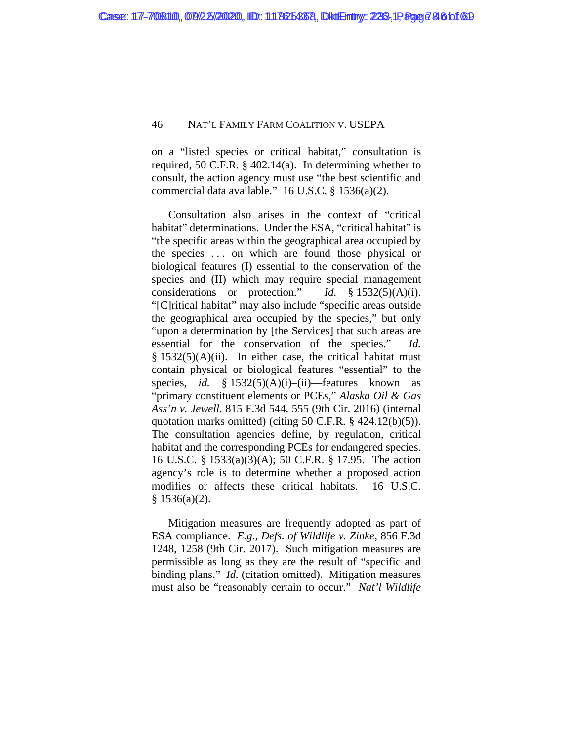on a "listed species or critical habitat," consultation is required, 50 C.F.R. § 402.14(a). In determining whether to consult, the action agency must use "the best scientific and commercial data available." 16 U.S.C. § 1536(a)(2).

Consultation also arises in the context of "critical habitat" determinations. Under the ESA, "critical habitat" is "the specific areas within the geographical area occupied by the species . . . on which are found those physical or biological features (I) essential to the conservation of the species and (II) which may require special management considerations or protection." *Id.* § 1532(5)(A)(i). "[C]ritical habitat" may also include "specific areas outside the geographical area occupied by the species," but only "upon a determination by [the Services] that such areas are essential for the conservation of the species." *Id.* § 1532(5)(A)(ii). In either case, the critical habitat must contain physical or biological features "essential" to the species, *id.* § 1532(5)(A)(i)–(ii)—features known as "primary constituent elements or PCEs," *Alaska Oil & Gas Ass'n v. Jewell*, 815 F.3d 544, 555 (9th Cir. 2016) (internal quotation marks omitted) (citing 50 C.F.R. § 424.12(b)(5)). The consultation agencies define, by regulation, critical habitat and the corresponding PCEs for endangered species. 16 U.S.C. § 1533(a)(3)(A); 50 C.F.R. § 17.95. The action agency's role is to determine whether a proposed action modifies or affects these critical habitats. 16 U.S.C. § 1536(a)(2).

Mitigation measures are frequently adopted as part of ESA compliance. *E.g.*, *Defs. of Wildlife v. Zinke*, 856 F.3d 1248, 1258 (9th Cir. 2017). Such mitigation measures are permissible as long as they are the result of "specific and binding plans." *Id.* (citation omitted). Mitigation measures must also be "reasonably certain to occur." *Nat'l Wildlife*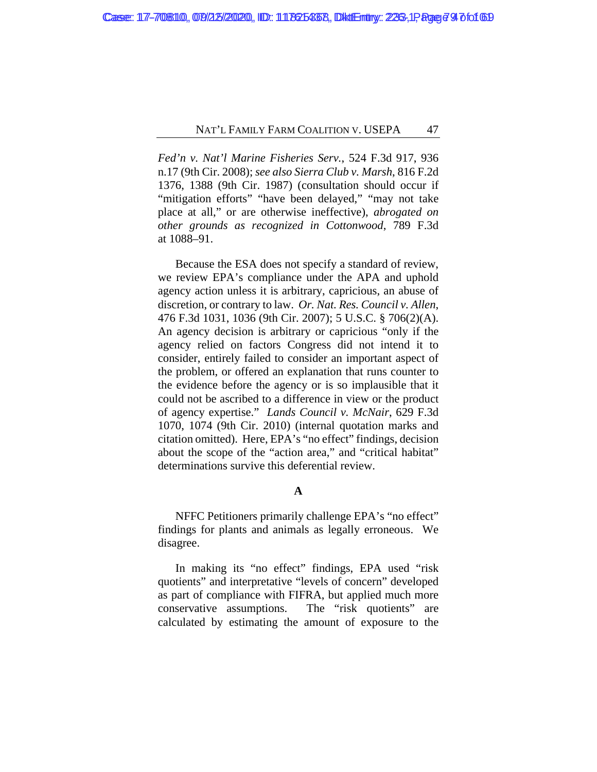*Fed'n v. Nat'l Marine Fisheries Serv.*, 524 F.3d 917, 936 n.17 (9th Cir. 2008); *see also Sierra Club v. Marsh*, 816 F.2d 1376, 1388 (9th Cir. 1987) (consultation should occur if "mitigation efforts" "have been delayed," "may not take place at all," or are otherwise ineffective), *abrogated on other grounds as recognized in Cottonwood*, 789 F.3d at 1088–91.

Because the ESA does not specify a standard of review, we review EPA's compliance under the APA and uphold agency action unless it is arbitrary, capricious, an abuse of discretion, or contrary to law. *Or. Nat. Res. Council v. Allen*, 476 F.3d 1031, 1036 (9th Cir. 2007); 5 U.S.C. § 706(2)(A). An agency decision is arbitrary or capricious "only if the agency relied on factors Congress did not intend it to consider, entirely failed to consider an important aspect of the problem, or offered an explanation that runs counter to the evidence before the agency or is so implausible that it could not be ascribed to a difference in view or the product of agency expertise." *Lands Council v. McNair*, 629 F.3d 1070, 1074 (9th Cir. 2010) (internal quotation marks and citation omitted). Here, EPA's "no effect" findings, decision about the scope of the "action area," and "critical habitat" determinations survive this deferential review.

**A**

NFFC Petitioners primarily challenge EPA's "no effect" findings for plants and animals as legally erroneous. We disagree.

In making its "no effect" findings, EPA used "risk quotients" and interpretative "levels of concern" developed as part of compliance with FIFRA, but applied much more conservative assumptions. The "risk quotients" are calculated by estimating the amount of exposure to the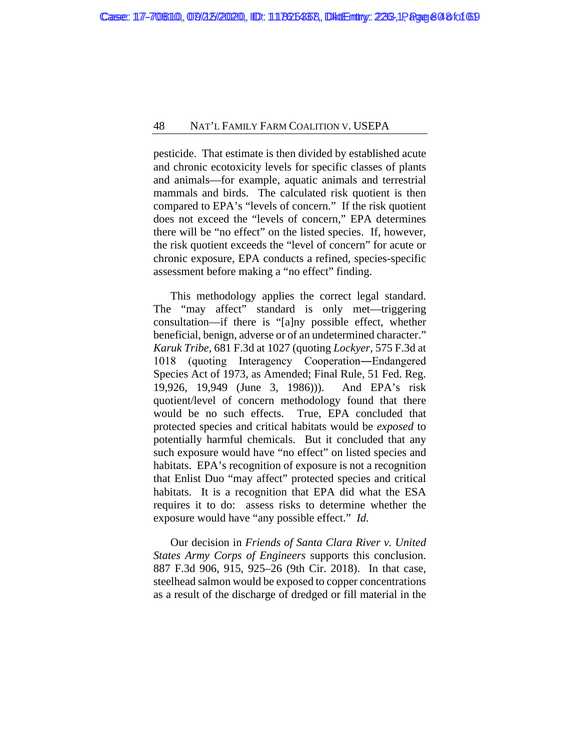pesticide. That estimate is then divided by established acute and chronic ecotoxicity levels for specific classes of plants and animals—for example, aquatic animals and terrestrial mammals and birds. The calculated risk quotient is then compared to EPA's "levels of concern." If the risk quotient does not exceed the "levels of concern," EPA determines there will be "no effect" on the listed species. If, however, the risk quotient exceeds the "level of concern" for acute or chronic exposure, EPA conducts a refined, species-specific assessment before making a "no effect" finding.

This methodology applies the correct legal standard. The "may affect" standard is only met—triggering consultation—if there is "[a]ny possible effect, whether beneficial, benign, adverse or of an undetermined character." *Karuk Tribe*, 681 F.3d at 1027 (quoting *Lockyer*, 575 F.3d at 1018 (quoting Interagency Cooperation—Endangered Species Act of 1973, as Amended; Final Rule, 51 Fed. Reg. 19,926, 19,949 (June 3, 1986))). And EPA's risk quotient/level of concern methodology found that there would be no such effects. True, EPA concluded that protected species and critical habitats would be *exposed* to potentially harmful chemicals. But it concluded that any such exposure would have "no effect" on listed species and habitats. EPA's recognition of exposure is not a recognition that Enlist Duo "may affect" protected species and critical habitats. It is a recognition that EPA did what the ESA requires it to do: assess risks to determine whether the exposure would have "any possible effect." *Id.*

Our decision in *Friends of Santa Clara River v. United States Army Corps of Engineers* supports this conclusion. 887 F.3d 906, 915, 925–26 (9th Cir. 2018). In that case, steelhead salmon would be exposed to copper concentrations as a result of the discharge of dredged or fill material in the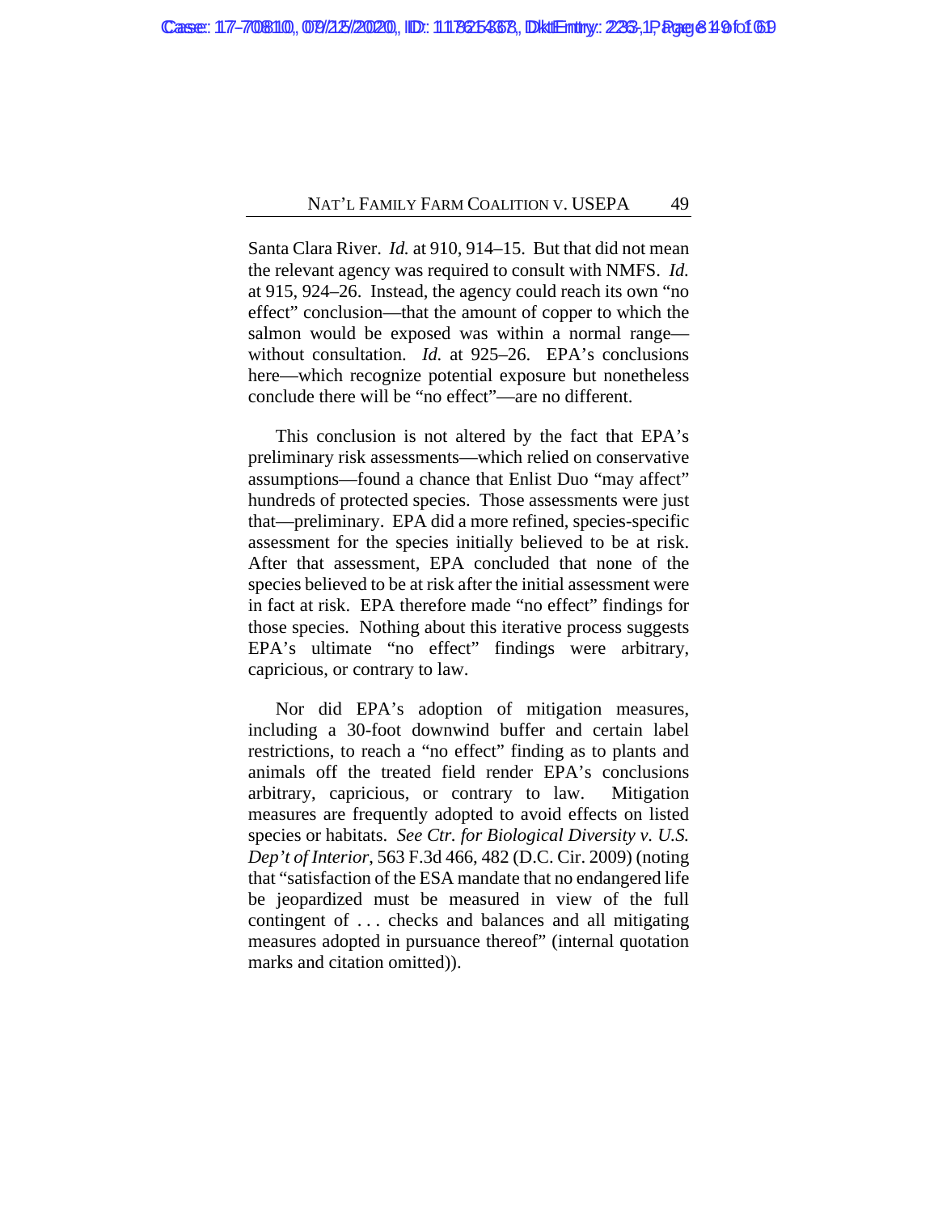Santa Clara River. *Id.* at 910, 914–15. But that did not mean the relevant agency was required to consult with NMFS. *Id.* at 915, 924–26. Instead, the agency could reach its own "no effect" conclusion—that the amount of copper to which the salmon would be exposed was within a normal range—without consultation. *Id.* at 925–26. EPA's conclusions here—which recognize potential exposure but nonetheless conclude there will be "no effect"—are no different.

This conclusion is not altered by the fact that EPA's preliminary risk assessments—which relied on conservative assumptions—found a chance that Enlist Duo "may affect" hundreds of protected species. Those assessments were just that—preliminary. EPA did a more refined, species-specific assessment for the species initially believed to be at risk. After that assessment, EPA concluded that none of the species believed to be at risk after the initial assessment were in fact at risk. EPA therefore made "no effect" findings for those species. Nothing about this iterative process suggests EPA's ultimate "no effect" findings were arbitrary, capricious, or contrary to law.

Nor did EPA's adoption of mitigation measures, including a 30-foot downwind buffer and certain label restrictions, to reach a "no effect" finding as to plants and animals off the treated field render EPA's conclusions arbitrary, capricious, or contrary to law. Mitigation measures are frequently adopted to avoid effects on listed species or habitats. *See Ctr. for Biological Diversity v. U.S. Dep't of Interior*, 563 F.3d 466, 482 (D.C. Cir. 2009) (noting that "satisfaction of the ESA mandate that no endangered life be jeopardized must be measured in view of the full contingent of . . . checks and balances and all mitigating measures adopted in pursuance thereof" (internal quotation marks and citation omitted)).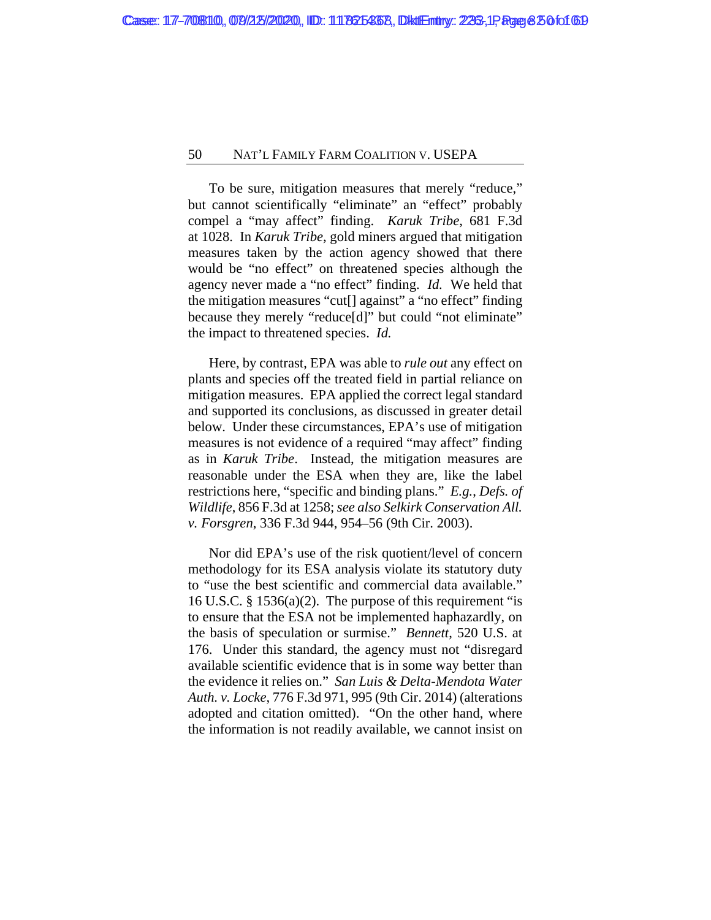To be sure, mitigation measures that merely "reduce," but cannot scientifically "eliminate" an "effect" probably compel a "may affect" finding. *Karuk Tribe*, 681 F.3d at 1028. In *Karuk Tribe*, gold miners argued that mitigation measures taken by the action agency showed that there would be "no effect" on threatened species although the agency never made a "no effect" finding. *Id.* We held that the mitigation measures "cut[] against" a "no effect" finding because they merely "reduce[d]" but could "not eliminate" the impact to threatened species. *Id.*

Here, by contrast, EPA was able to *rule out* any effect on plants and species off the treated field in partial reliance on mitigation measures. EPA applied the correct legal standard and supported its conclusions, as discussed in greater detail below. Under these circumstances, EPA's use of mitigation measures is not evidence of a required "may affect" finding as in *Karuk Tribe*. Instead, the mitigation measures are reasonable under the ESA when they are, like the label restrictions here, "specific and binding plans." *E.g.*, *Defs. of Wildlife*, 856 F.3d at 1258; *see also Selkirk Conservation All. v. Forsgren*, 336 F.3d 944, 954–56 (9th Cir. 2003).

Nor did EPA's use of the risk quotient/level of concern methodology for its ESA analysis violate its statutory duty to "use the best scientific and commercial data available." 16 U.S.C. § 1536(a)(2). The purpose of this requirement "is to ensure that the ESA not be implemented haphazardly, on the basis of speculation or surmise." *Bennett*, 520 U.S. at 176. Under this standard, the agency must not "disregard available scientific evidence that is in some way better than the evidence it relies on." *San Luis & Delta-Mendota Water Auth. v. Locke*, 776 F.3d 971, 995 (9th Cir. 2014) (alterations adopted and citation omitted). "On the other hand, where the information is not readily available, we cannot insist on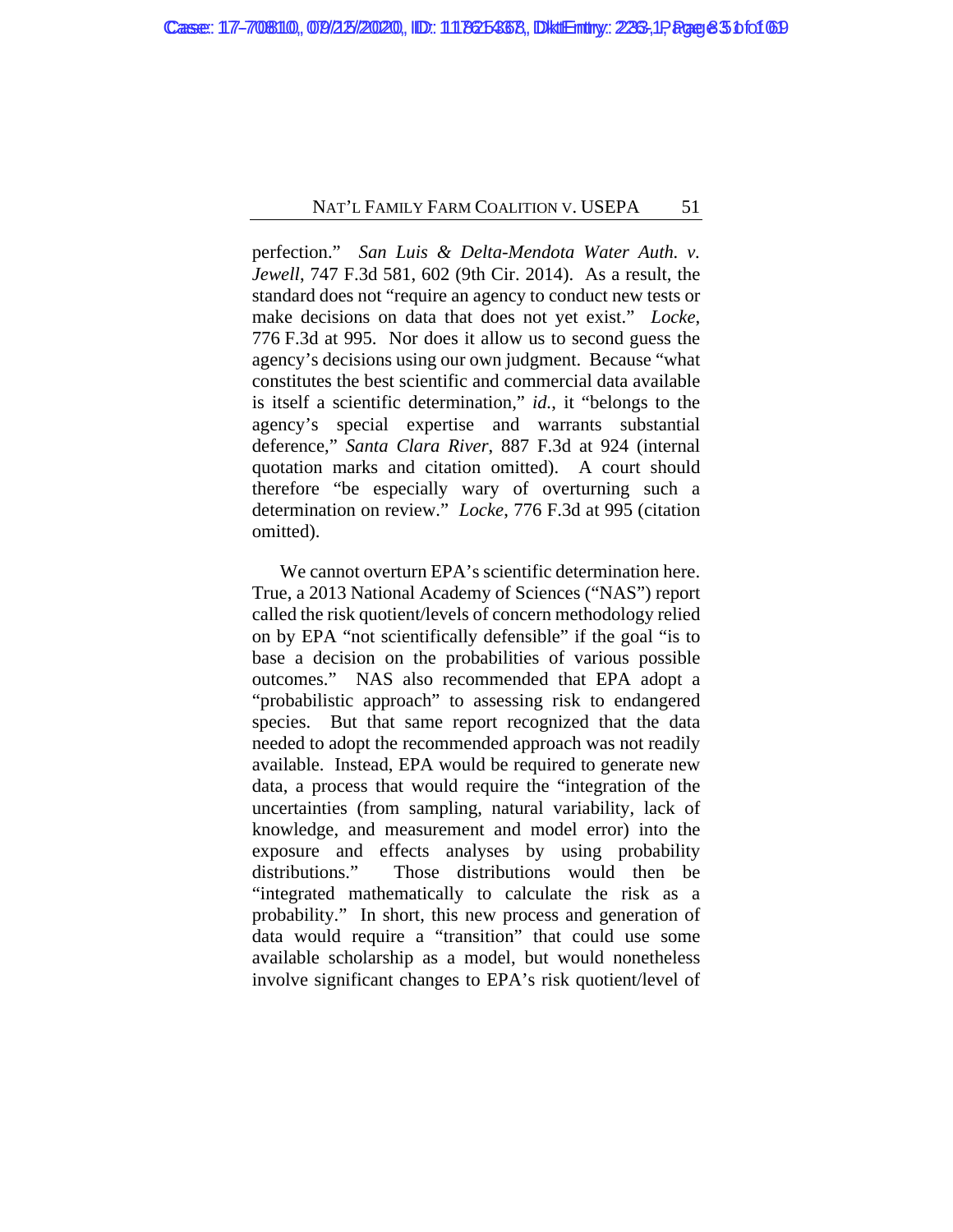perfection." *San Luis & Delta-Mendota Water Auth. v. Jewell*, 747 F.3d 581, 602 (9th Cir. 2014). As a result, the standard does not "require an agency to conduct new tests or make decisions on data that does not yet exist." *Locke*, 776 F.3d at 995. Nor does it allow us to second guess the agency's decisions using our own judgment. Because "what constitutes the best scientific and commercial data available is itself a scientific determination," *id.*, it "belongs to the agency's special expertise and warrants substantial deference," *Santa Clara River*, 887 F.3d at 924 (internal quotation marks and citation omitted). A court should therefore "be especially wary of overturning such a determination on review." *Locke*, 776 F.3d at 995 (citation omitted).

We cannot overturn EPA's scientific determination here. True, a 2013 National Academy of Sciences ("NAS") report called the risk quotient/levels of concern methodology relied on by EPA "not scientifically defensible" if the goal "is to base a decision on the probabilities of various possible outcomes." NAS also recommended that EPA adopt a "probabilistic approach" to assessing risk to endangered species. But that same report recognized that the data needed to adopt the recommended approach was not readily available. Instead, EPA would be required to generate new data, a process that would require the "integration of the uncertainties (from sampling, natural variability, lack of knowledge, and measurement and model error) into the exposure and effects analyses by using probability distributions." Those distributions would then be "integrated mathematically to calculate the risk as a probability." In short, this new process and generation of data would require a "transition" that could use some available scholarship as a model, but would nonetheless involve significant changes to EPA's risk quotient/level of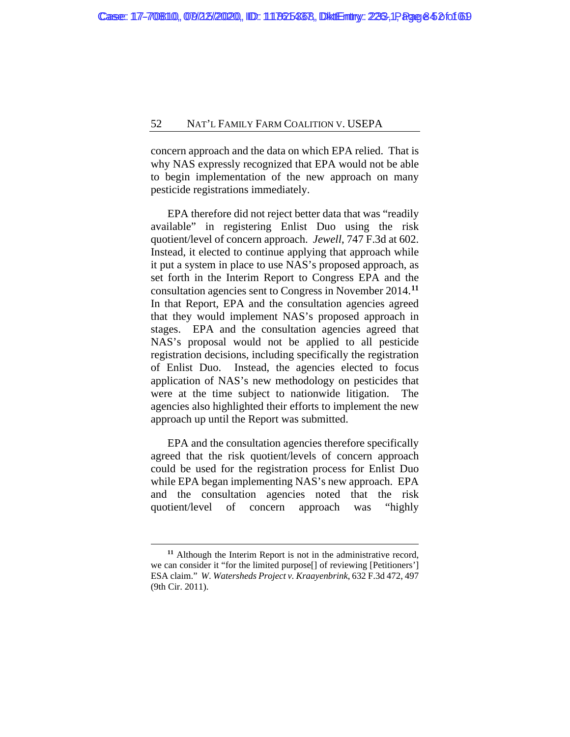concern approach and the data on which EPA relied. That is why NAS expressly recognized that EPA would not be able to begin implementation of the new approach on many pesticide registrations immediately.

EPA therefore did not reject better data that was "readily available" in registering Enlist Duo using the risk quotient/level of concern approach. *Jewell*, 747 F.3d at 602. Instead, it elected to continue applying that approach while it put a system in place to use NAS's proposed approach, as set forth in the Interim Report to Congress EPA and the consultation agencies sent to Congress in November 2014.[11] In that Report, EPA and the consultation agencies agreed that they would implement NAS's proposed approach in stages. EPA and the consultation agencies agreed that NAS's proposal would not be applied to all pesticide registration decisions, including specifically the registration of Enlist Duo. Instead, the agencies elected to focus application of NAS's new methodology on pesticides that were at the time subject to nationwide litigation. The agencies also highlighted their efforts to implement the new approach up until the Report was submitted.

EPA and the consultation agencies therefore specifically agreed that the risk quotient/levels of concern approach could be used for the registration process for Enlist Duo while EPA began implementing NAS's new approach. EPA and the consultation agencies noted that the risk quotient/level of concern approach was "highly

---

[11] Although the Interim Report is not in the administrative record, we can consider it "for the limited purpose[] of reviewing [Petitioners'] ESA claim." *W. Watersheds Project v. Kraayenbrink*, 632 F.3d 472, 497 (9th Cir. 2011).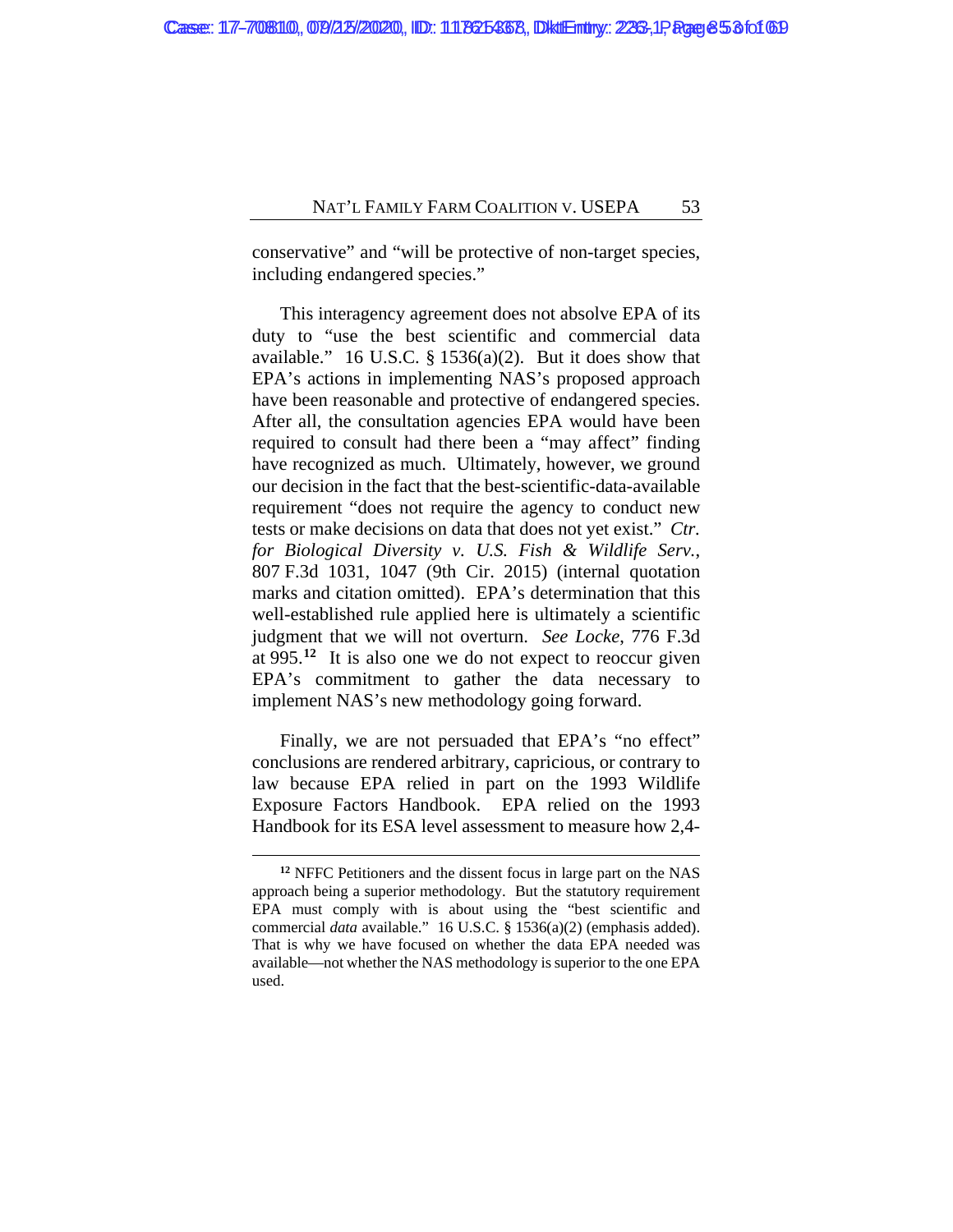conservative" and "will be protective of non-target species, including endangered species."

This interagency agreement does not absolve EPA of its duty to "use the best scientific and commercial data available." 16 U.S.C. § 1536(a)(2). But it does show that EPA's actions in implementing NAS's proposed approach have been reasonable and protective of endangered species. After all, the consultation agencies EPA would have been required to consult had there been a "may affect" finding have recognized as much. Ultimately, however, we ground our decision in the fact that the best-scientific-data-available requirement "does not require the agency to conduct new tests or make decisions on data that does not yet exist." *Ctr. for Biological Diversity v. U.S. Fish & Wildlife Serv.*, 807 F.3d 1031, 1047 (9th Cir. 2015) (internal quotation marks and citation omitted). EPA's determination that this well-established rule applied here is ultimately a scientific judgment that we will not overturn. *See Locke*, 776 F.3d at 995.[12] It is also one we do not expect to reoccur given EPA's commitment to gather the data necessary to implement NAS's new methodology going forward.

Finally, we are not persuaded that EPA's "no effect" conclusions are rendered arbitrary, capricious, or contrary to law because EPA relied in part on the 1993 Wildlife Exposure Factors Handbook. EPA relied on the 1993 Handbook for its ESA level assessment to measure how 2,4-

[12] NFFC Petitioners and the dissent focus in large part on the NAS approach being a superior methodology. But the statutory requirement EPA must comply with is about using the "best scientific and commercial *data* available." 16 U.S.C. § 1536(a)(2) (emphasis added). That is why we have focused on whether the data EPA needed was available—not whether the NAS methodology is superior to the one EPA used.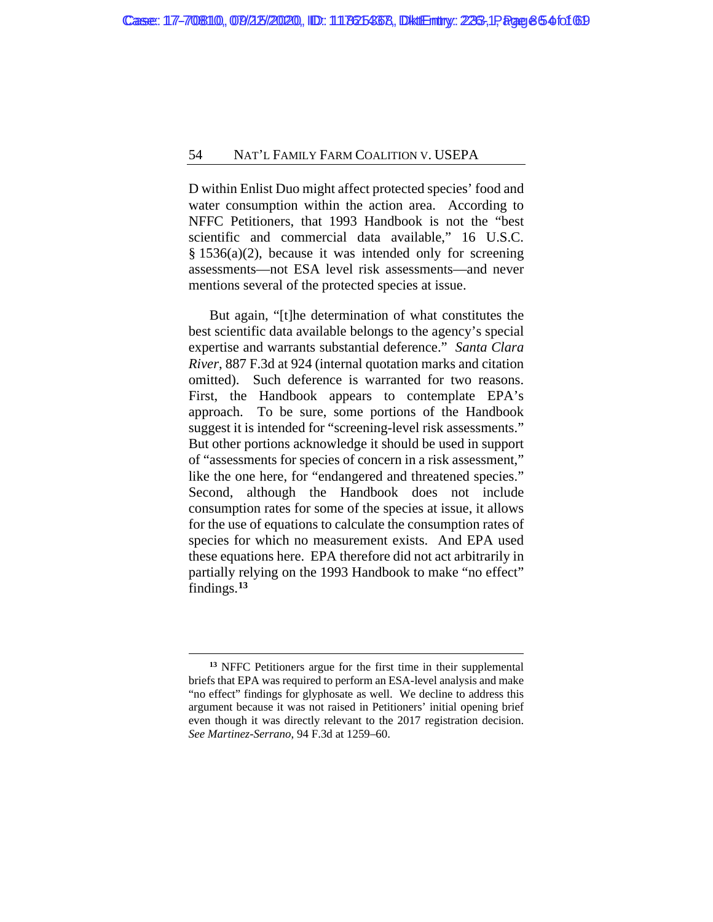D within Enlist Duo might affect protected species' food and water consumption within the action area. According to NFFC Petitioners, that 1993 Handbook is not the "best scientific and commercial data available," 16 U.S.C. § 1536(a)(2), because it was intended only for screening assessments—not ESA level risk assessments—and never mentions several of the protected species at issue.

But again, "[t]he determination of what constitutes the best scientific data available belongs to the agency's special expertise and warrants substantial deference." *Santa Clara River*, 887 F.3d at 924 (internal quotation marks and citation omitted). Such deference is warranted for two reasons. First, the Handbook appears to contemplate EPA's approach. To be sure, some portions of the Handbook suggest it is intended for "screening-level risk assessments." But other portions acknowledge it should be used in support of "assessments for species of concern in a risk assessment," like the one here, for "endangered and threatened species." Second, although the Handbook does not include consumption rates for some of the species at issue, it allows for the use of equations to calculate the consumption rates of species for which no measurement exists. And EPA used these equations here. EPA therefore did not act arbitrarily in partially relying on the 1993 Handbook to make "no effect" findings.[13]

---

[13] NFFC Petitioners argue for the first time in their supplemental briefs that EPA was required to perform an ESA-level analysis and make "no effect" findings for glyphosate as well. We decline to address this argument because it was not raised in Petitioners' initial opening brief even though it was directly relevant to the 2017 registration decision. *See Martinez-Serrano*, 94 F.3d at 1259–60.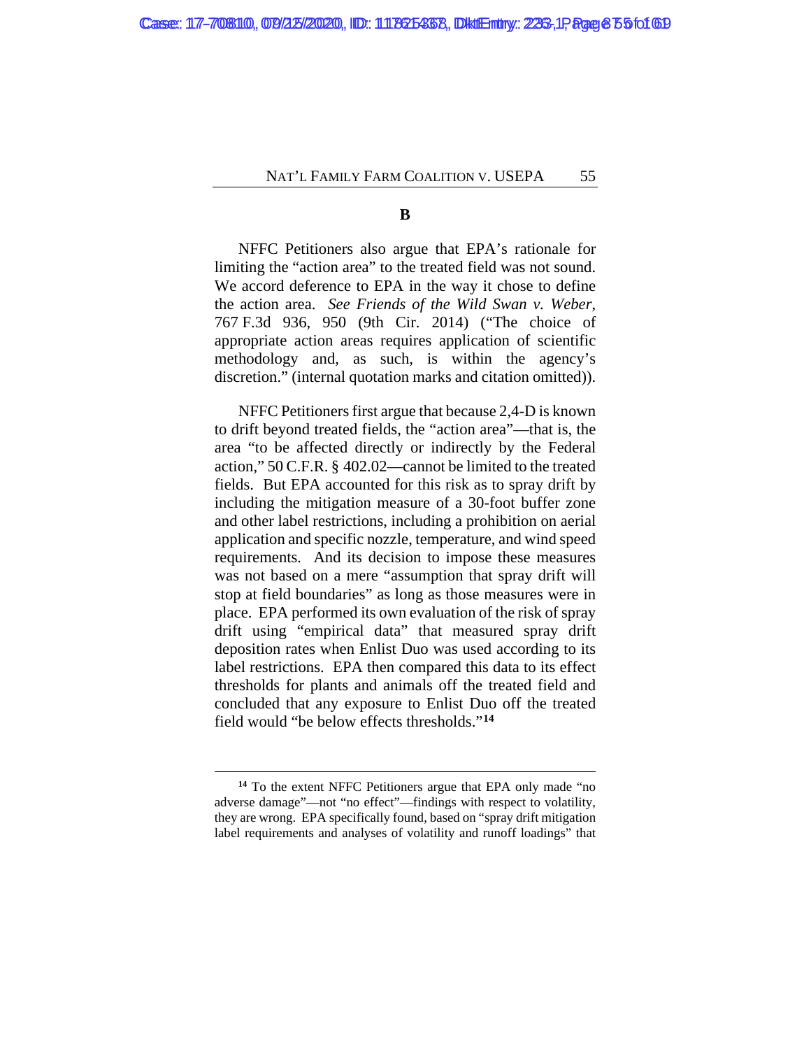### B

NFFC Petitioners also argue that EPA's rationale for limiting the "action area" to the treated field was not sound. We accord deference to EPA in the way it chose to define the action area. *See Friends of the Wild Swan v. Weber*, 767 F.3d 936, 950 (9th Cir. 2014) ("The choice of appropriate action areas requires application of scientific methodology and, as such, is within the agency's discretion." (internal quotation marks and citation omitted)).

NFFC Petitioners first argue that because 2,4-D is known to drift beyond treated fields, the "action area"—that is, the area "to be affected directly or indirectly by the Federal action," 50 C.F.R. § 402.02—cannot be limited to the treated fields. But EPA accounted for this risk as to spray drift by including the mitigation measure of a 30-foot buffer zone and other label restrictions, including a prohibition on aerial application and specific nozzle, temperature, and wind speed requirements. And its decision to impose these measures was not based on a mere "assumption that spray drift will stop at field boundaries" as long as those measures were in place. EPA performed its own evaluation of the risk of spray drift using "empirical data" that measured spray drift deposition rates when Enlist Duo was used according to its label restrictions. EPA then compared this data to its effect thresholds for plants and animals off the treated field and concluded that any exposure to Enlist Duo off the treated field would "be below effects thresholds."[14]

---

[14] To the extent NFFC Petitioners argue that EPA only made "no adverse damage"—not "no effect"—findings with respect to volatility, they are wrong. EPA specifically found, based on "spray drift mitigation label requirements and analyses of volatility and runoff loadings" that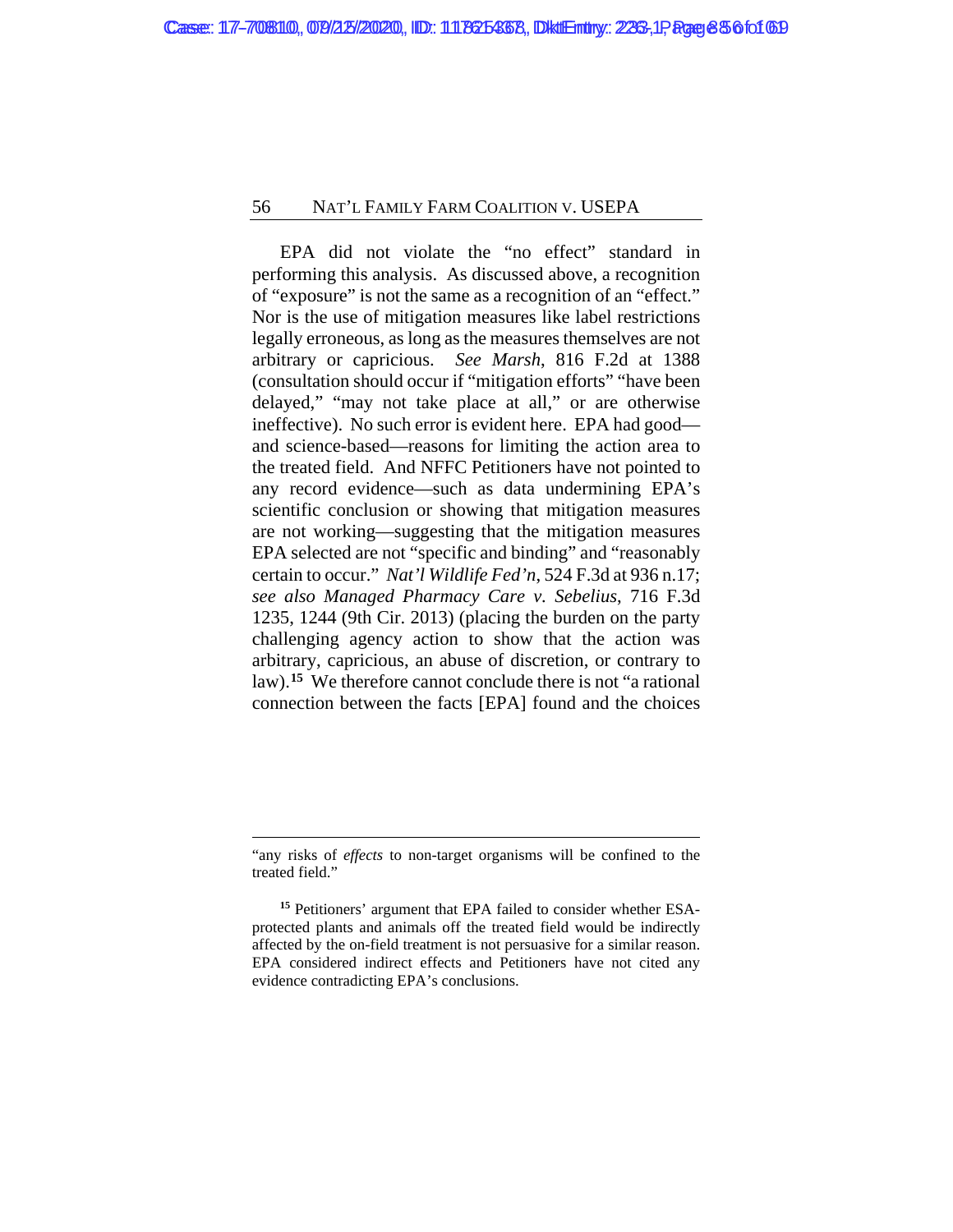EPA did not violate the "no effect" standard in performing this analysis. As discussed above, a recognition of "exposure" is not the same as a recognition of an "effect." Nor is the use of mitigation measures like label restrictions legally erroneous, as long as the measures themselves are not arbitrary or capricious. *See Marsh*, 816 F.2d at 1388 (consultation should occur if "mitigation efforts" "have been delayed," "may not take place at all," or are otherwise ineffective). No such error is evident here. EPA had good—and science-based—reasons for limiting the action area to the treated field. And NFFC Petitioners have not pointed to any record evidence—such as data undermining EPA's scientific conclusion or showing that mitigation measures are not working—suggesting that the mitigation measures EPA selected are not "specific and binding" and "reasonably certain to occur." *Nat'l Wildlife Fed'n*, 524 F.3d at 936 n.17; *see also Managed Pharmacy Care v. Sebelius*, 716 F.3d 1235, 1244 (9th Cir. 2013) (placing the burden on the party challenging agency action to show that the action was arbitrary, capricious, an abuse of discretion, or contrary to law).[15] We therefore cannot conclude there is not "a rational connection between the facts [EPA] found and the choices

---

"any risks of *effects* to non-target organisms will be confined to the treated field."

[15] Petitioners' argument that EPA failed to consider whether ESA-protected plants and animals off the treated field would be indirectly affected by the on-field treatment is not persuasive for a similar reason. EPA considered indirect effects and Petitioners have not cited any evidence contradicting EPA's conclusions.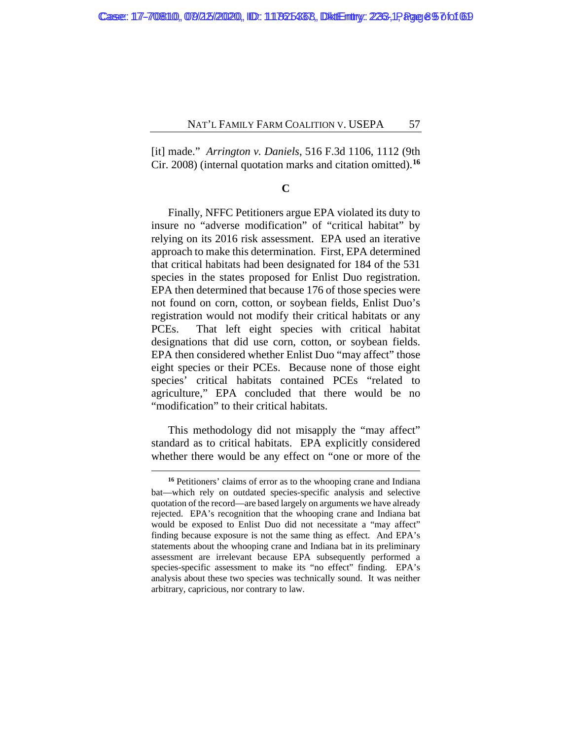[it] made." *Arrington v. Daniels*, 516 F.3d 1106, 1112 (9th Cir. 2008) (internal quotation marks and citation omitted).[16]

### C

Finally, NFFC Petitioners argue EPA violated its duty to insure no "adverse modification" of "critical habitat" by relying on its 2016 risk assessment. EPA used an iterative approach to make this determination. First, EPA determined that critical habitats had been designated for 184 of the 531 species in the states proposed for Enlist Duo registration. EPA then determined that because 176 of those species were not found on corn, cotton, or soybean fields, Enlist Duo's registration would not modify their critical habitats or any PCEs. That left eight species with critical habitat designations that did use corn, cotton, or soybean fields. EPA then considered whether Enlist Duo "may affect" those eight species or their PCEs. Because none of those eight species' critical habitats contained PCEs "related to agriculture," EPA concluded that there would be no "modification" to their critical habitats.

This methodology did not misapply the "may affect" standard as to critical habitats. EPA explicitly considered whether there would be any effect on "one or more of the

---

[16] Petitioners' claims of error as to the whooping crane and Indiana bat—which rely on outdated species-specific analysis and selective quotation of the record—are based largely on arguments we have already rejected. EPA's recognition that the whooping crane and Indiana bat would be exposed to Enlist Duo did not necessitate a "may affect" finding because exposure is not the same thing as effect. And EPA's statements about the whooping crane and Indiana bat in its preliminary assessment are irrelevant because EPA subsequently performed a species-specific assessment to make its "no effect" finding. EPA's analysis about these two species was technically sound. It was neither arbitrary, capricious, nor contrary to law.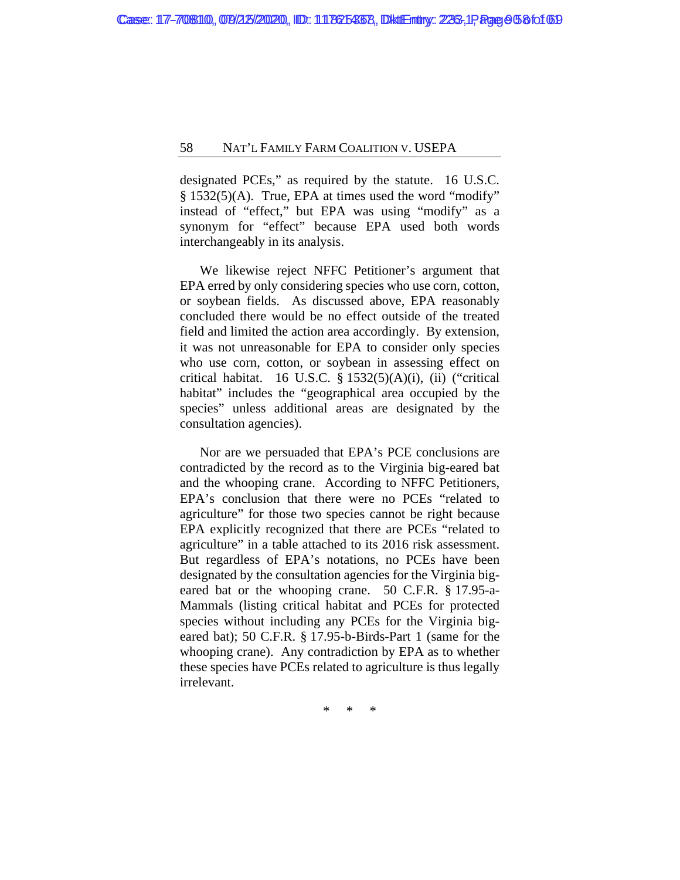designated PCEs," as required by the statute. 16 U.S.C. § 1532(5)(A). True, EPA at times used the word "modify" instead of "effect," but EPA was using "modify" as a synonym for "effect" because EPA used both words interchangeably in its analysis.

We likewise reject NFFC Petitioner's argument that EPA erred by only considering species who use corn, cotton, or soybean fields. As discussed above, EPA reasonably concluded there would be no effect outside of the treated field and limited the action area accordingly. By extension, it was not unreasonable for EPA to consider only species who use corn, cotton, or soybean in assessing effect on critical habitat. 16 U.S.C. § 1532(5)(A)(i), (ii) ("critical habitat" includes the "geographical area occupied by the species" unless additional areas are designated by the consultation agencies).

Nor are we persuaded that EPA's PCE conclusions are contradicted by the record as to the Virginia big-eared bat and the whooping crane. According to NFFC Petitioners, EPA's conclusion that there were no PCEs "related to agriculture" for those two species cannot be right because EPA explicitly recognized that there are PCEs "related to agriculture" in a table attached to its 2016 risk assessment. But regardless of EPA's notations, no PCEs have been designated by the consultation agencies for the Virginia big-eared bat or the whooping crane. 50 C.F.R. § 17.95-a-Mammals (listing critical habitat and PCEs for protected species without including any PCEs for the Virginia big-eared bat); 50 C.F.R. § 17.95-b-Birds-Part 1 (same for the whooping crane). Any contradiction by EPA as to whether these species have PCEs related to agriculture is thus legally irrelevant.

\* \* \*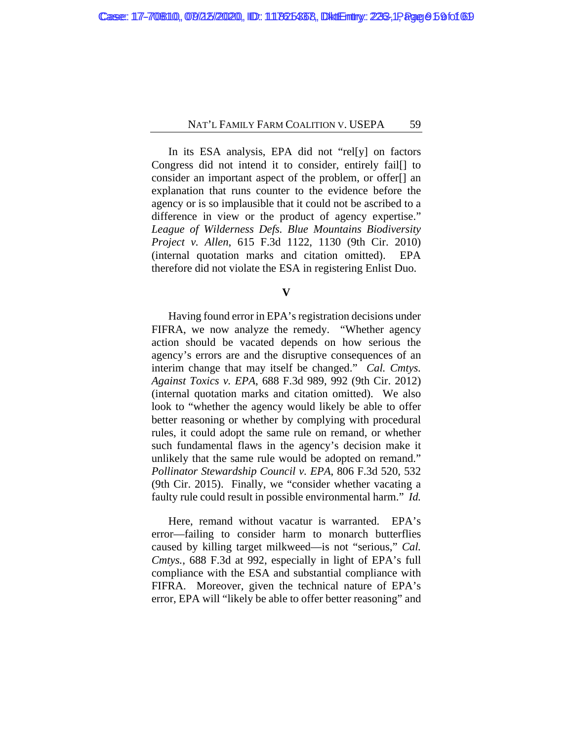In its ESA analysis, EPA did not "rel[y] on factors Congress did not intend it to consider, entirely fail[] to consider an important aspect of the problem, or offer[] an explanation that runs counter to the evidence before the agency or is so implausible that it could not be ascribed to a difference in view or the product of agency expertise." *League of Wilderness Defs. Blue Mountains Biodiversity Project v. Allen*, 615 F.3d 1122, 1130 (9th Cir. 2010) (internal quotation marks and citation omitted). EPA therefore did not violate the ESA in registering Enlist Duo.

## V

Having found error in EPA's registration decisions under FIFRA, we now analyze the remedy. "Whether agency action should be vacated depends on how serious the agency's errors are and the disruptive consequences of an interim change that may itself be changed." *Cal. Cmtys. Against Toxics v. EPA*, 688 F.3d 989, 992 (9th Cir. 2012) (internal quotation marks and citation omitted). We also look to "whether the agency would likely be able to offer better reasoning or whether by complying with procedural rules, it could adopt the same rule on remand, or whether such fundamental flaws in the agency's decision make it unlikely that the same rule would be adopted on remand." *Pollinator Stewardship Council v. EPA*, 806 F.3d 520, 532 (9th Cir. 2015). Finally, we "consider whether vacating a faulty rule could result in possible environmental harm." *Id.*

Here, remand without vacatur is warranted. EPA's error—failing to consider harm to monarch butterflies caused by killing target milkweed—is not "serious," *Cal. Cmtys.*, 688 F.3d at 992, especially in light of EPA's full compliance with the ESA and substantial compliance with FIFRA. Moreover, given the technical nature of EPA's error, EPA will "likely be able to offer better reasoning" and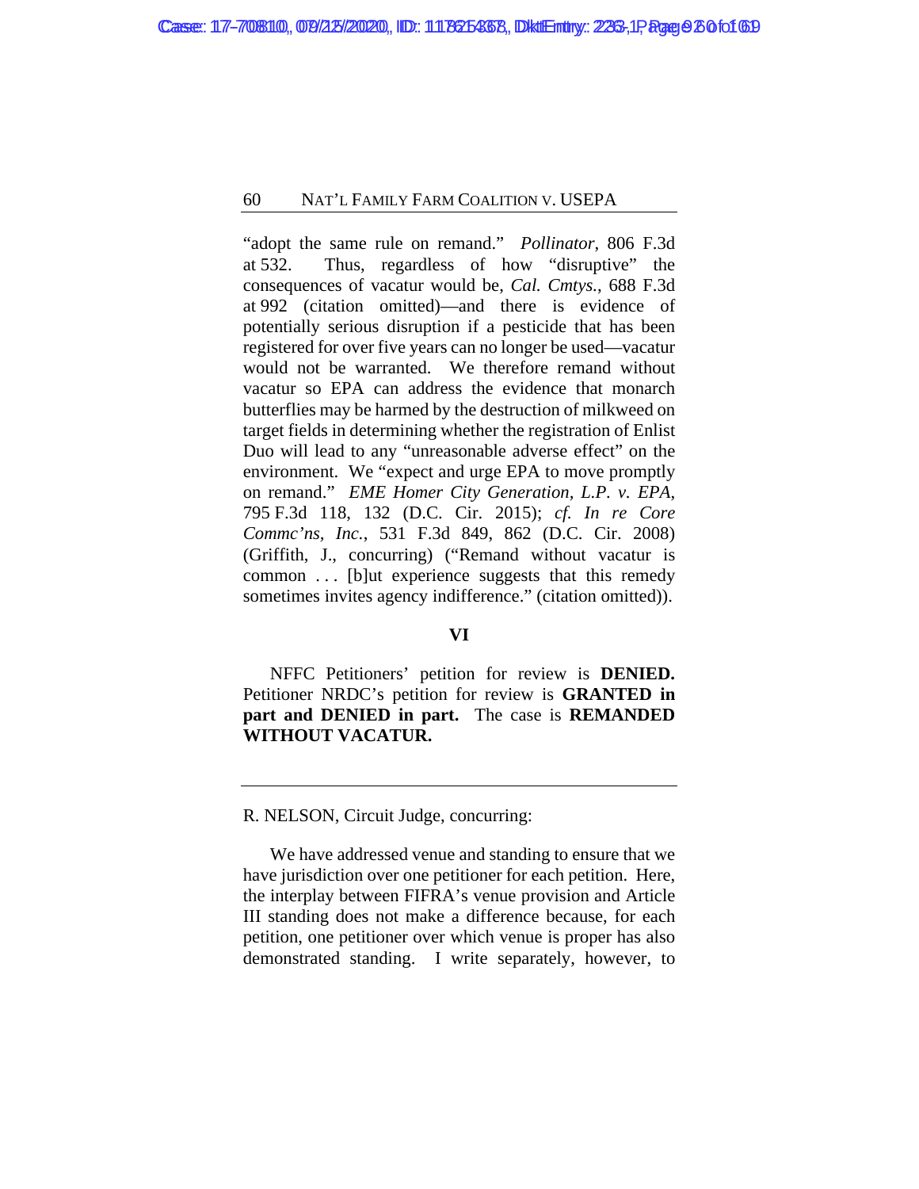"adopt the same rule on remand." *Pollinator*, 806 F.3d at 532. Thus, regardless of how "disruptive" the consequences of vacatur would be, *Cal. Cmtys.*, 688 F.3d at 992 (citation omitted)—and there is evidence of potentially serious disruption if a pesticide that has been registered for over five years can no longer be used—vacatur would not be warranted. We therefore remand without vacatur so EPA can address the evidence that monarch butterflies may be harmed by the destruction of milkweed on target fields in determining whether the registration of Enlist Duo will lead to any "unreasonable adverse effect" on the environment. We "expect and urge EPA to move promptly on remand." *EME Homer City Generation, L.P. v. EPA*, 795 F.3d 118, 132 (D.C. Cir. 2015); *cf. In re Core Commc'ns, Inc.*, 531 F.3d 849, 862 (D.C. Cir. 2008) (Griffith, J., concurring) ("Remand without vacatur is common . . . [b]ut experience suggests that this remedy sometimes invites agency indifference." (citation omitted)).

## VI

NFFC Petitioners' petition for review is **DENIED.** Petitioner NRDC's petition for review is **GRANTED in part and DENIED in part.** The case is **REMANDED WITHOUT VACATUR.**

---

R. NELSON, Circuit Judge, concurring:

We have addressed venue and standing to ensure that we have jurisdiction over one petitioner for each petition. Here, the interplay between FIFRA's venue provision and Article III standing does not make a difference because, for each petition, one petitioner over which venue is proper has also demonstrated standing. I write separately, however, to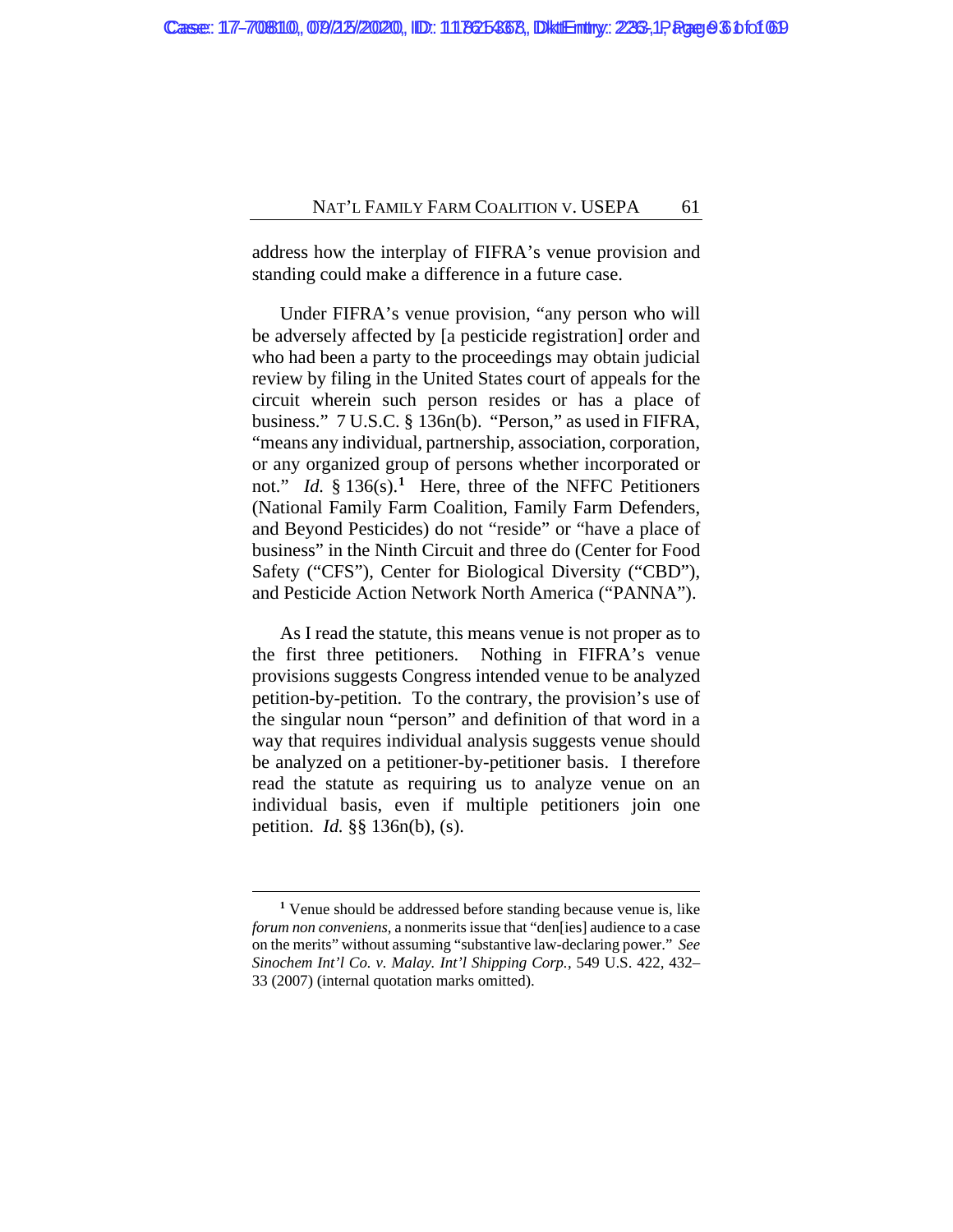address how the interplay of FIFRA's venue provision and standing could make a difference in a future case.

Under FIFRA's venue provision, "any person who will be adversely affected by [a pesticide registration] order and who had been a party to the proceedings may obtain judicial review by filing in the United States court of appeals for the circuit wherein such person resides or has a place of business." 7 U.S.C. § 136n(b). "Person," as used in FIFRA, "means any individual, partnership, association, corporation, or any organized group of persons whether incorporated or not." *Id.* § 136(s).[1] Here, three of the NFFC Petitioners (National Family Farm Coalition, Family Farm Defenders, and Beyond Pesticides) do not "reside" or "have a place of business" in the Ninth Circuit and three do (Center for Food Safety ("CFS"), Center for Biological Diversity ("CBD"), and Pesticide Action Network North America ("PANNA").

As I read the statute, this means venue is not proper as to the first three petitioners. Nothing in FIFRA's venue provisions suggests Congress intended venue to be analyzed petition-by-petition. To the contrary, the provision's use of the singular noun "person" and definition of that word in a way that requires individual analysis suggests venue should be analyzed on a petitioner-by-petitioner basis. I therefore read the statute as requiring us to analyze venue on an individual basis, even if multiple petitioners join one petition. *Id.* §§ 136n(b), (s).

---

[1] Venue should be addressed before standing because venue is, like *forum non conveniens*, a nonmerits issue that "den[ies] audience to a case on the merits" without assuming "substantive law-declaring power." *See Sinochem Int'l Co. v. Malay. Int'l Shipping Corp.*, 549 U.S. 422, 432–33 (2007) (internal quotation marks omitted).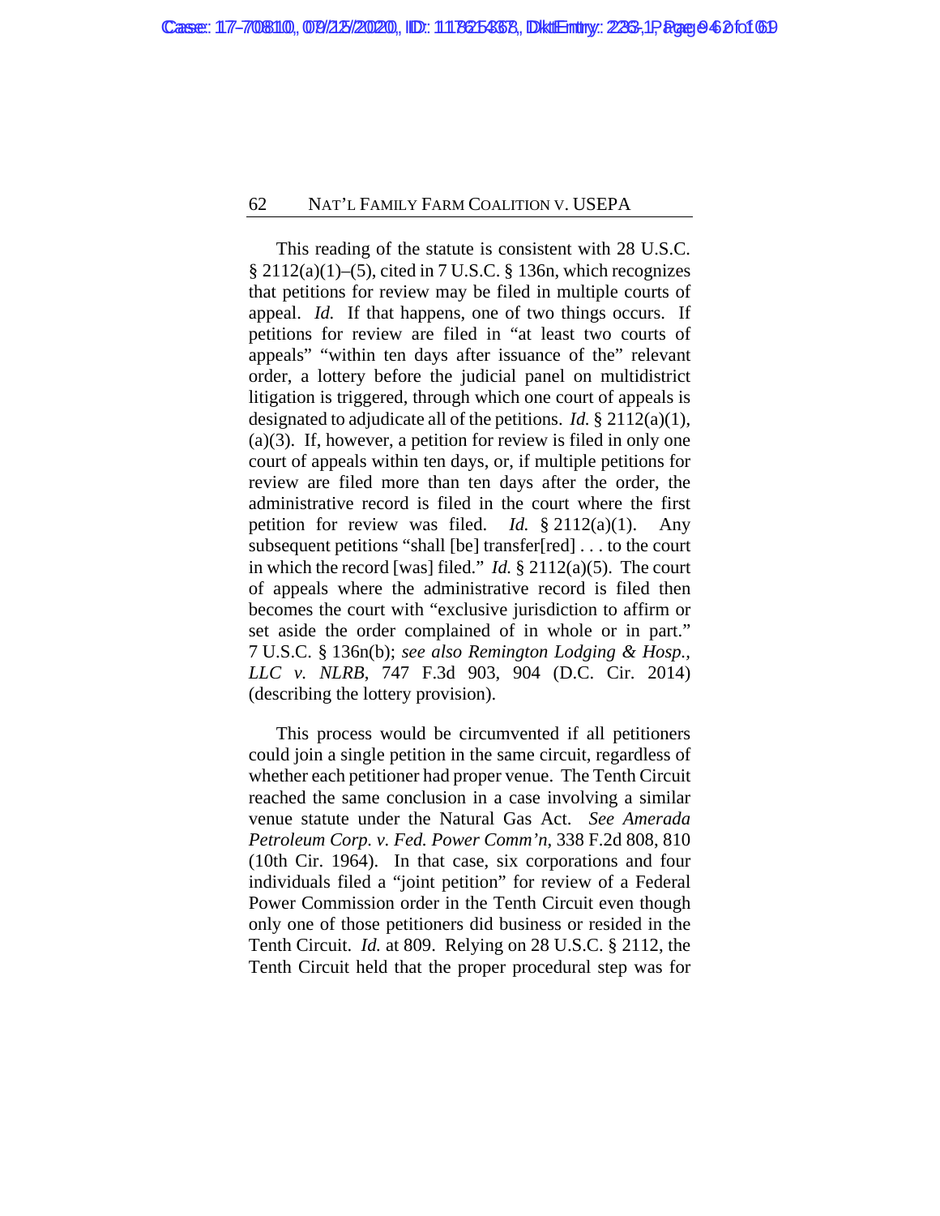This reading of the statute is consistent with 28 U.S.C. § 2112(a)(1)–(5), cited in 7 U.S.C. § 136n, which recognizes that petitions for review may be filed in multiple courts of appeal. *Id.* If that happens, one of two things occurs. If petitions for review are filed in "at least two courts of appeals" "within ten days after issuance of the" relevant order, a lottery before the judicial panel on multidistrict litigation is triggered, through which one court of appeals is designated to adjudicate all of the petitions. *Id.* § 2112(a)(1), (a)(3). If, however, a petition for review is filed in only one court of appeals within ten days, or, if multiple petitions for review are filed more than ten days after the order, the administrative record is filed in the court where the first petition for review was filed. *Id.* § 2112(a)(1). Any subsequent petitions "shall [be] transfer[red] . . . to the court in which the record [was] filed." *Id.* § 2112(a)(5). The court of appeals where the administrative record is filed then becomes the court with "exclusive jurisdiction to affirm or set aside the order complained of in whole or in part." 7 U.S.C. § 136n(b); *see also Remington Lodging & Hosp., LLC v. NLRB*, 747 F.3d 903, 904 (D.C. Cir. 2014) (describing the lottery provision).

This process would be circumvented if all petitioners could join a single petition in the same circuit, regardless of whether each petitioner had proper venue. The Tenth Circuit reached the same conclusion in a case involving a similar venue statute under the Natural Gas Act. *See Amerada Petroleum Corp. v. Fed. Power Comm'n*, 338 F.2d 808, 810 (10th Cir. 1964). In that case, six corporations and four individuals filed a "joint petition" for review of a Federal Power Commission order in the Tenth Circuit even though only one of those petitioners did business or resided in the Tenth Circuit. *Id.* at 809. Relying on 28 U.S.C. § 2112, the Tenth Circuit held that the proper procedural step was for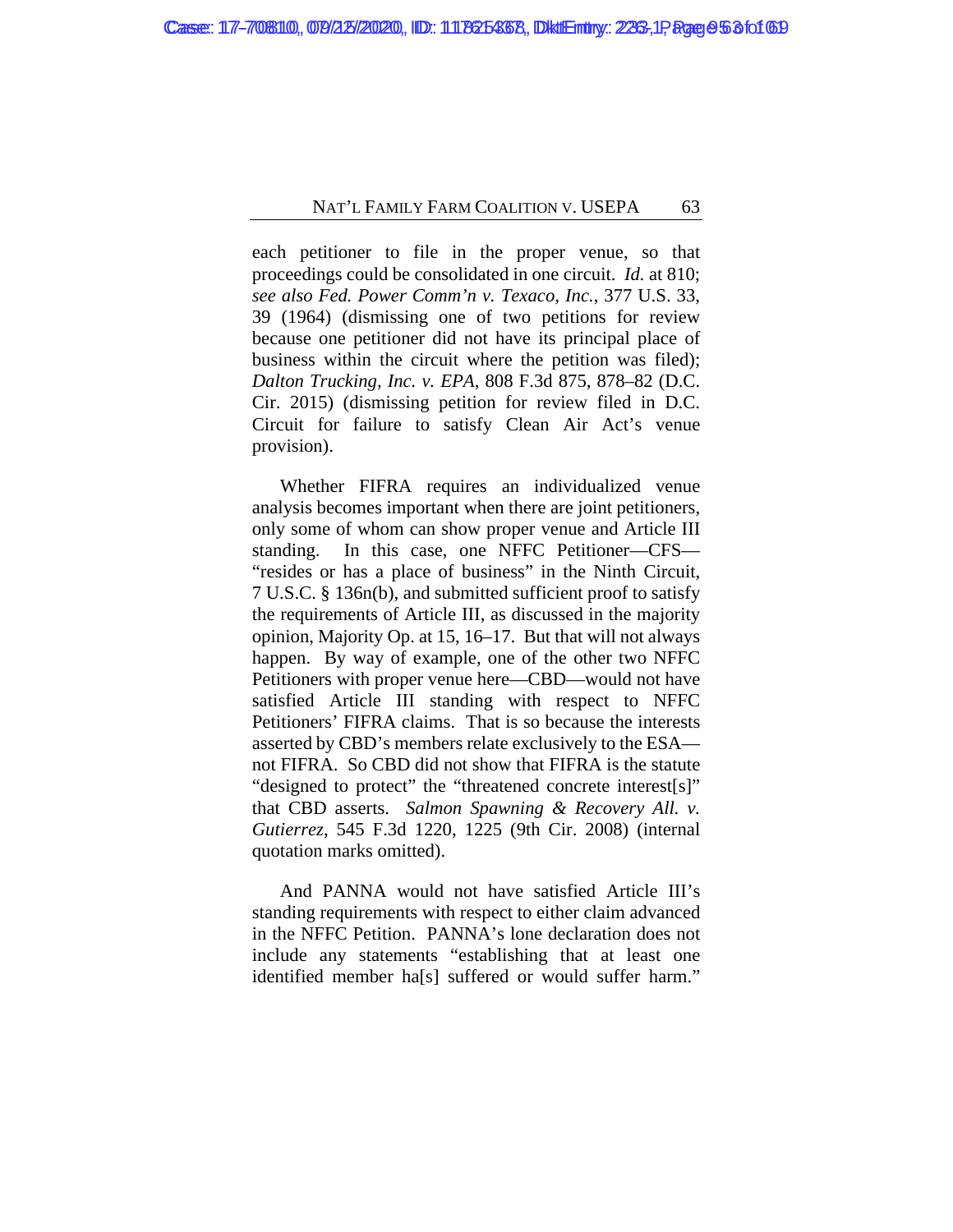each petitioner to file in the proper venue, so that proceedings could be consolidated in one circuit. *Id.* at 810; *see also Fed. Power Comm'n v. Texaco, Inc.*, 377 U.S. 33, 39 (1964) (dismissing one of two petitions for review because one petitioner did not have its principal place of business within the circuit where the petition was filed); *Dalton Trucking, Inc. v. EPA*, 808 F.3d 875, 878–82 (D.C. Cir. 2015) (dismissing petition for review filed in D.C. Circuit for failure to satisfy Clean Air Act's venue provision).

Whether FIFRA requires an individualized venue analysis becomes important when there are joint petitioners, only some of whom can show proper venue and Article III standing. In this case, one NFFC Petitioner—CFS—"resides or has a place of business" in the Ninth Circuit, 7 U.S.C. § 136n(b), and submitted sufficient proof to satisfy the requirements of Article III, as discussed in the majority opinion, Majority Op. at 15, 16–17. But that will not always happen. By way of example, one of the other two NFFC Petitioners with proper venue here—CBD—would not have satisfied Article III standing with respect to NFFC Petitioners' FIFRA claims. That is so because the interests asserted by CBD's members relate exclusively to the ESA—not FIFRA. So CBD did not show that FIFRA is the statute "designed to protect" the "threatened concrete interest[s]" that CBD asserts. *Salmon Spawning & Recovery All. v. Gutierrez*, 545 F.3d 1220, 1225 (9th Cir. 2008) (internal quotation marks omitted).

And PANNA would not have satisfied Article III's standing requirements with respect to either claim advanced in the NFFC Petition. PANNA's lone declaration does not include any statements "establishing that at least one identified member ha[s] suffered or would suffer harm."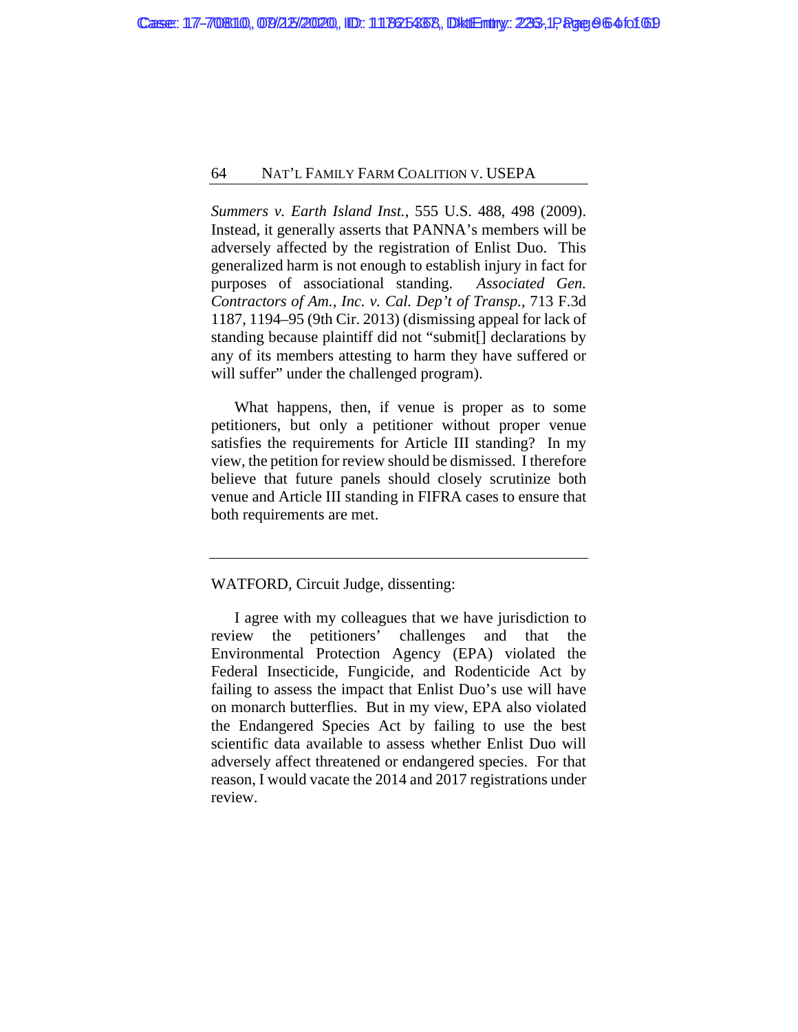*Summers v. Earth Island Inst.*, 555 U.S. 488, 498 (2009). Instead, it generally asserts that PANNA's members will be adversely affected by the registration of Enlist Duo. This generalized harm is not enough to establish injury in fact for purposes of associational standing. *Associated Gen. Contractors of Am., Inc. v. Cal. Dep't of Transp.*, 713 F.3d 1187, 1194–95 (9th Cir. 2013) (dismissing appeal for lack of standing because plaintiff did not "submit[] declarations by any of its members attesting to harm they have suffered or will suffer" under the challenged program).

What happens, then, if venue is proper as to some petitioners, but only a petitioner without proper venue satisfies the requirements for Article III standing? In my view, the petition for review should be dismissed. I therefore believe that future panels should closely scrutinize both venue and Article III standing in FIFRA cases to ensure that both requirements are met.

---

WATFORD, Circuit Judge, dissenting:

I agree with my colleagues that we have jurisdiction to review the petitioners' challenges and that the Environmental Protection Agency (EPA) violated the Federal Insecticide, Fungicide, and Rodenticide Act by failing to assess the impact that Enlist Duo's use will have on monarch butterflies. But in my view, EPA also violated the Endangered Species Act by failing to use the best scientific data available to assess whether Enlist Duo will adversely affect threatened or endangered species. For that reason, I would vacate the 2014 and 2017 registrations under review.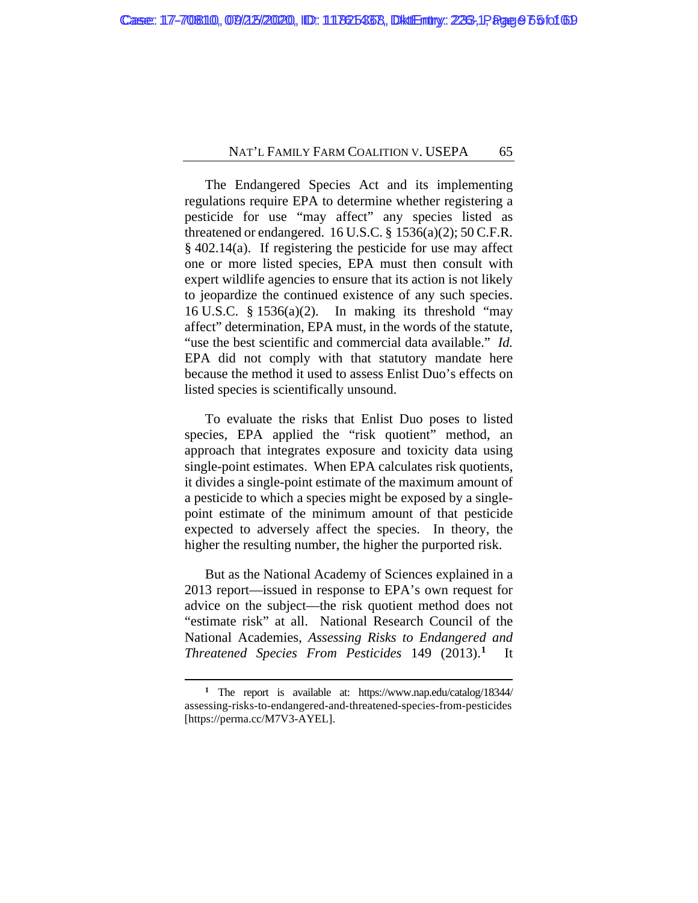The Endangered Species Act and its implementing regulations require EPA to determine whether registering a pesticide for use "may affect" any species listed as threatened or endangered. 16 U.S.C. § 1536(a)(2); 50 C.F.R. § 402.14(a). If registering the pesticide for use may affect one or more listed species, EPA must then consult with expert wildlife agencies to ensure that its action is not likely to jeopardize the continued existence of any such species. 16 U.S.C. § 1536(a)(2). In making its threshold "may affect" determination, EPA must, in the words of the statute, "use the best scientific and commercial data available." *Id.* EPA did not comply with that statutory mandate here because the method it used to assess Enlist Duo's effects on listed species is scientifically unsound.

To evaluate the risks that Enlist Duo poses to listed species, EPA applied the "risk quotient" method, an approach that integrates exposure and toxicity data using single-point estimates. When EPA calculates risk quotients, it divides a single-point estimate of the maximum amount of a pesticide to which a species might be exposed by a single-point estimate of the minimum amount of that pesticide expected to adversely affect the species. In theory, the higher the resulting number, the higher the purported risk.

But as the National Academy of Sciences explained in a 2013 report—issued in response to EPA's own request for advice on the subject—the risk quotient method does not "estimate risk" at all. National Research Council of the National Academies, *Assessing Risks to Endangered and Threatened Species From Pesticides* 149 (2013).[1] It

[1] The report is available at: https://www.nap.edu/catalog/18344/assessing-risks-to-endangered-and-threatened-species-from-pesticides [https://perma.cc/M7V3-AYEL].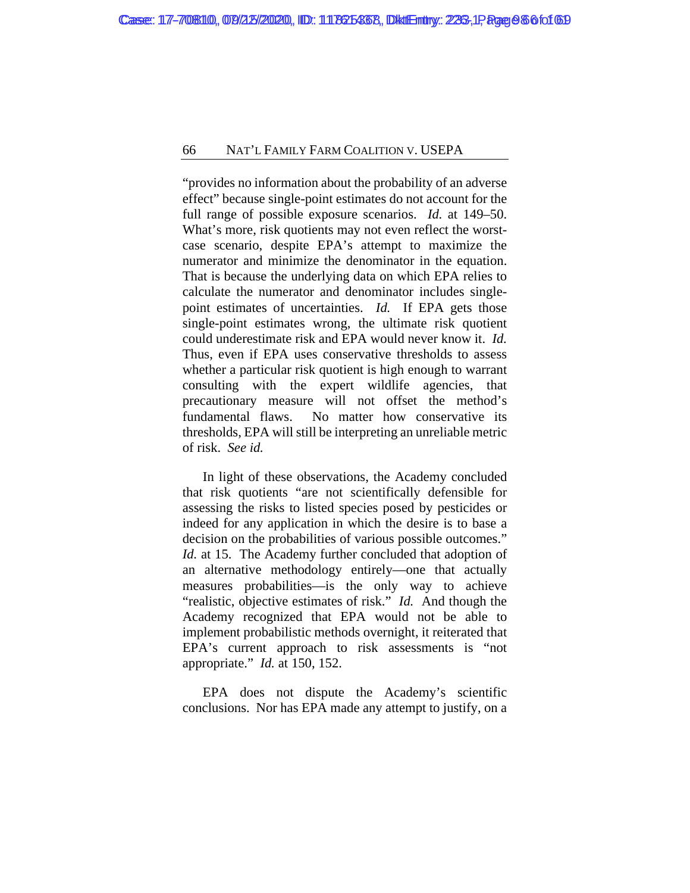"provides no information about the probability of an adverse effect" because single-point estimates do not account for the full range of possible exposure scenarios. *Id.* at 149–50. What's more, risk quotients may not even reflect the worst-case scenario, despite EPA's attempt to maximize the numerator and minimize the denominator in the equation. That is because the underlying data on which EPA relies to calculate the numerator and denominator includes single-point estimates of uncertainties. *Id.* If EPA gets those single-point estimates wrong, the ultimate risk quotient could underestimate risk and EPA would never know it. *Id.* Thus, even if EPA uses conservative thresholds to assess whether a particular risk quotient is high enough to warrant consulting with the expert wildlife agencies, that precautionary measure will not offset the method's fundamental flaws. No matter how conservative its thresholds, EPA will still be interpreting an unreliable metric of risk. *See id.*

In light of these observations, the Academy concluded that risk quotients "are not scientifically defensible for assessing the risks to listed species posed by pesticides or indeed for any application in which the desire is to base a decision on the probabilities of various possible outcomes." *Id.* at 15. The Academy further concluded that adoption of an alternative methodology entirely—one that actually measures probabilities—is the only way to achieve "realistic, objective estimates of risk." *Id.* And though the Academy recognized that EPA would not be able to implement probabilistic methods overnight, it reiterated that EPA's current approach to risk assessments is "not appropriate." *Id.* at 150, 152.

EPA does not dispute the Academy's scientific conclusions. Nor has EPA made any attempt to justify, on a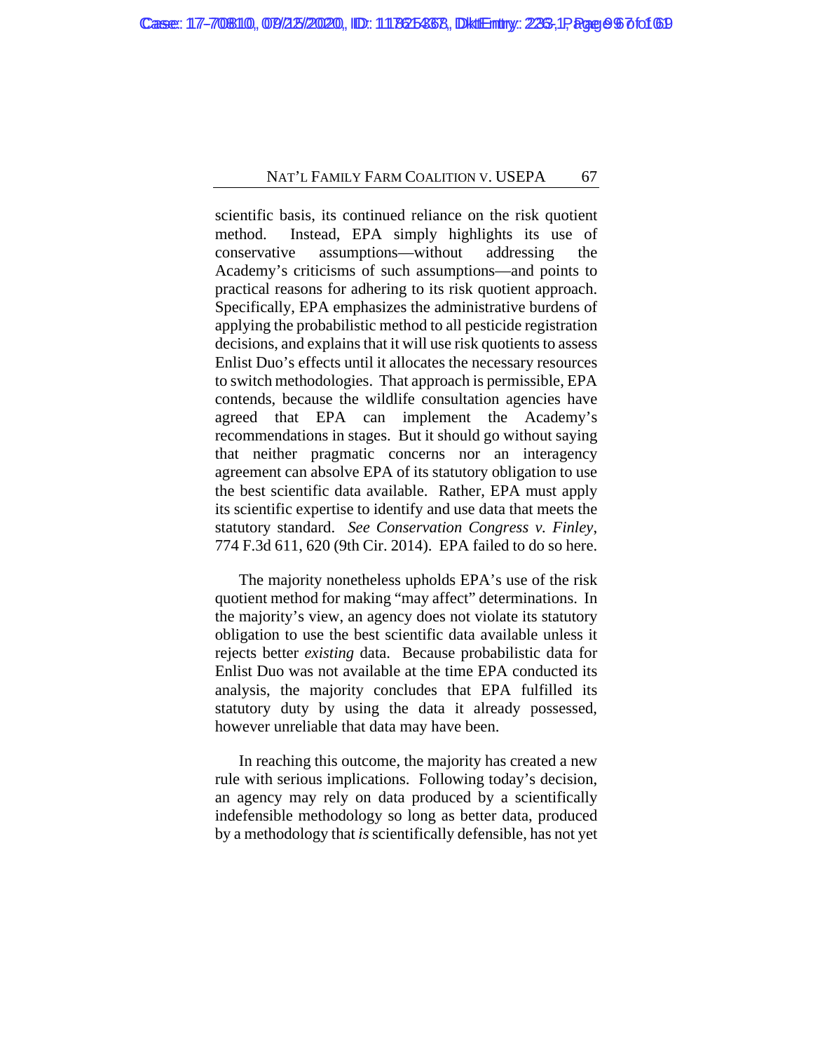scientific basis, its continued reliance on the risk quotient method. Instead, EPA simply highlights its use of conservative assumptions—without addressing the Academy's criticisms of such assumptions—and points to practical reasons for adhering to its risk quotient approach. Specifically, EPA emphasizes the administrative burdens of applying the probabilistic method to all pesticide registration decisions, and explains that it will use risk quotients to assess Enlist Duo's effects until it allocates the necessary resources to switch methodologies. That approach is permissible, EPA contends, because the wildlife consultation agencies have agreed that EPA can implement the Academy's recommendations in stages. But it should go without saying that neither pragmatic concerns nor an interagency agreement can absolve EPA of its statutory obligation to use the best scientific data available. Rather, EPA must apply its scientific expertise to identify and use data that meets the statutory standard. *See Conservation Congress v. Finley*, 774 F.3d 611, 620 (9th Cir. 2014). EPA failed to do so here.

The majority nonetheless upholds EPA's use of the risk quotient method for making "may affect" determinations. In the majority's view, an agency does not violate its statutory obligation to use the best scientific data available unless it rejects better *existing* data. Because probabilistic data for Enlist Duo was not available at the time EPA conducted its analysis, the majority concludes that EPA fulfilled its statutory duty by using the data it already possessed, however unreliable that data may have been.

In reaching this outcome, the majority has created a new rule with serious implications. Following today's decision, an agency may rely on data produced by a scientifically indefensible methodology so long as better data, produced by a methodology that *is* scientifically defensible, has not yet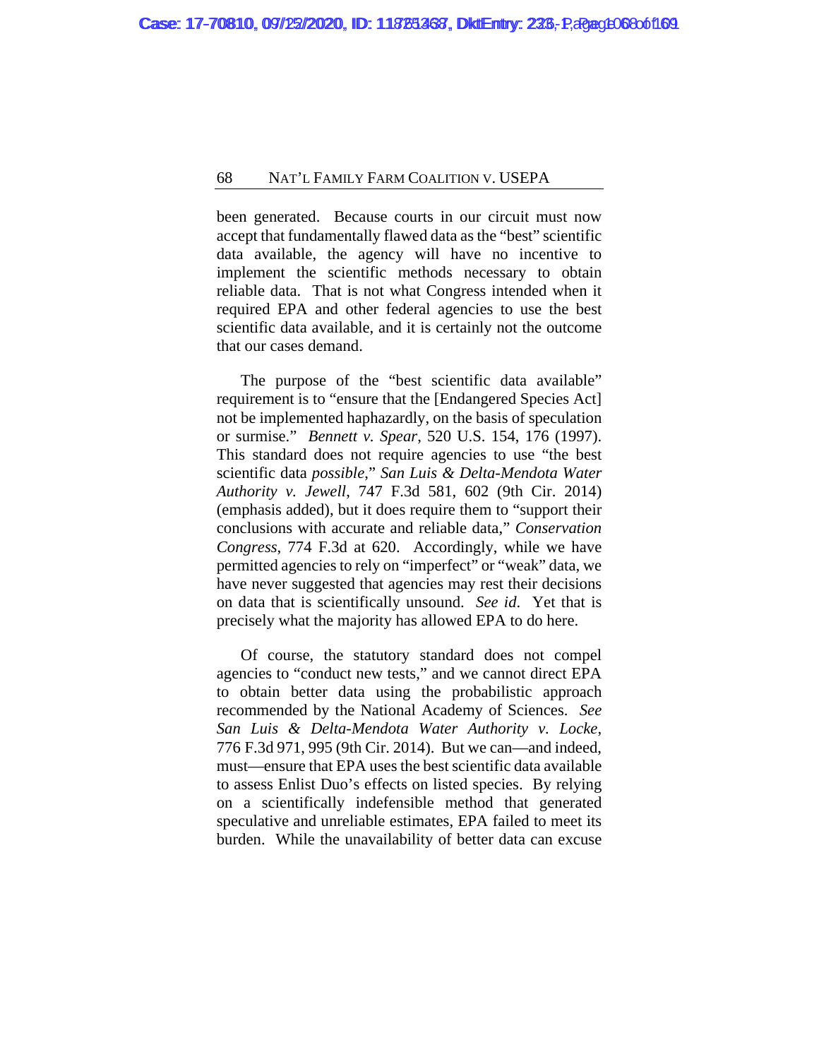been generated. Because courts in our circuit must now accept that fundamentally flawed data as the "best" scientific data available, the agency will have no incentive to implement the scientific methods necessary to obtain reliable data. That is not what Congress intended when it required EPA and other federal agencies to use the best scientific data available, and it is certainly not the outcome that our cases demand.

The purpose of the "best scientific data available" requirement is to "ensure that the [Endangered Species Act] not be implemented haphazardly, on the basis of speculation or surmise." *Bennett v. Spear*, 520 U.S. 154, 176 (1997). This standard does not require agencies to use "the best scientific data *possible*," *San Luis & Delta-Mendota Water Authority v. Jewell*, 747 F.3d 581, 602 (9th Cir. 2014) (emphasis added), but it does require them to "support their conclusions with accurate and reliable data," *Conservation Congress*, 774 F.3d at 620. Accordingly, while we have permitted agencies to rely on "imperfect" or "weak" data, we have never suggested that agencies may rest their decisions on data that is scientifically unsound. *See id.* Yet that is precisely what the majority has allowed EPA to do here.

Of course, the statutory standard does not compel agencies to "conduct new tests," and we cannot direct EPA to obtain better data using the probabilistic approach recommended by the National Academy of Sciences. *See San Luis & Delta-Mendota Water Authority v. Locke*, 776 F.3d 971, 995 (9th Cir. 2014). But we can—and indeed, must—ensure that EPA uses the best scientific data available to assess Enlist Duo's effects on listed species. By relying on a scientifically indefensible method that generated speculative and unreliable estimates, EPA failed to meet its burden. While the unavailability of better data can excuse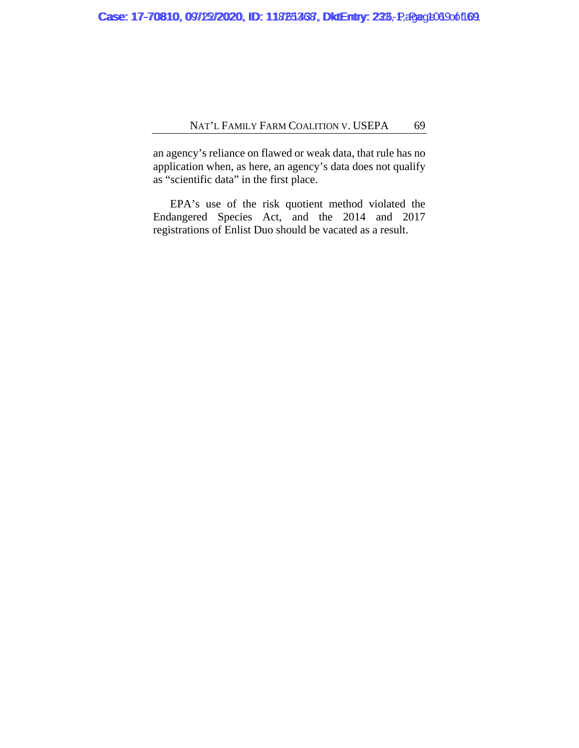an agency's reliance on flawed or weak data, that rule has no application when, as here, an agency's data does not qualify as "scientific data" in the first place.

EPA's use of the risk quotient method violated the Endangered Species Act, and the 2014 and 2017 registrations of Enlist Duo should be vacated as a result.